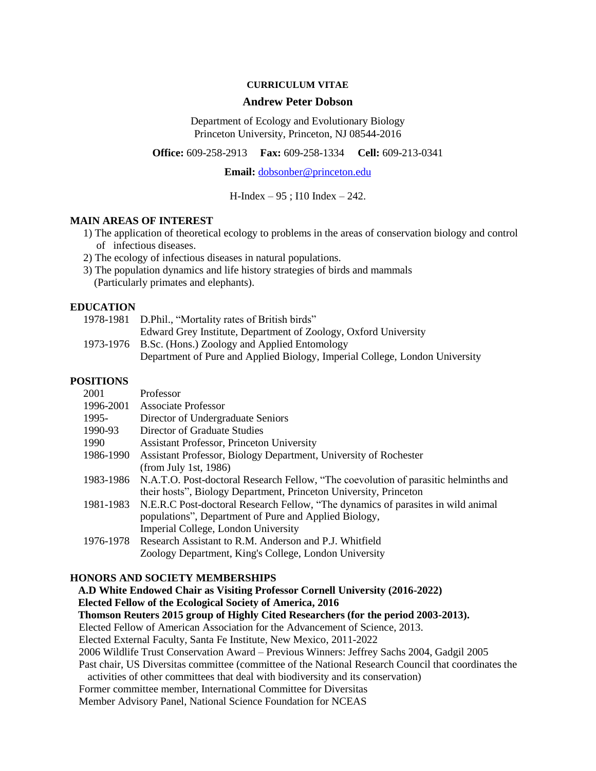**CURRICULUM VITAE**

# Andrew Peter Dobson

Department of Ecology and Evolutionary Biology
Princeton University, Princeton, NJ 08544-2016

**Office:** 609-258-2913 **Fax:** 609-258-1334 **Cell:** 609-213-0341

**Email:** dobsonber@princeton.edu

H-Index – 95 ; I10 Index – 242.

## MAIN AREAS OF INTEREST

1) The application of theoretical ecology to problems in the areas of conservation biology and control of infectious diseases.
2) The ecology of infectious diseases in natural populations.
3) The population dynamics and life history strategies of birds and mammals (Particularly primates and elephants).

## EDUCATION

| | |
|---|---|
| 1978-1981 | D.Phil., "Mortality rates of British birds"<br>Edward Grey Institute, Department of Zoology, Oxford University |
| 1973-1976 | B.Sc. (Hons.) Zoology and Applied Entomology<br>Department of Pure and Applied Biology, Imperial College, London University |

## POSITIONS

| | |
|---|---|
| 2001 | Professor |
| 1996-2001 | Associate Professor |
| 1995- | Director of Undergraduate Seniors |
| 1990-93 | Director of Graduate Studies |
| 1990 | Assistant Professor, Princeton University |
| 1986-1990 | Assistant Professor, Biology Department, University of Rochester<br>(from July 1st, 1986) |
| 1983-1986 | N.A.T.O. Post-doctoral Research Fellow, "The coevolution of parasitic helminths and their hosts", Biology Department, Princeton University, Princeton |
| 1981-1983 | N.E.R.C Post-doctoral Research Fellow, "The dynamics of parasites in wild animal populations", Department of Pure and Applied Biology,<br>Imperial College, London University |
| 1976-1978 | Research Assistant to R.M. Anderson and P.J. Whitfield<br>Zoology Department, King's College, London University |

## HONORS AND SOCIETY MEMBERSHIPS

**A.D White Endowed Chair as Visiting Professor Cornell University (2016-2022)**
**Elected Fellow of the Ecological Society of America, 2016**
**Thomson Reuters 2015 group of Highly Cited Researchers (for the period 2003-2013).**
Elected Fellow of American Association for the Advancement of Science, 2013.
Elected External Faculty, Santa Fe Institute, New Mexico, 2011-2022
2006 Wildlife Trust Conservation Award – Previous Winners: Jeffrey Sachs 2004, Gadgil 2005
Past chair, US Diversitas committee (committee of the National Research Council that coordinates the activities of other committees that deal with biodiversity and its conservation)
Former committee member, International Committee for Diversitas
Member Advisory Panel, National Science Foundation for NCEAS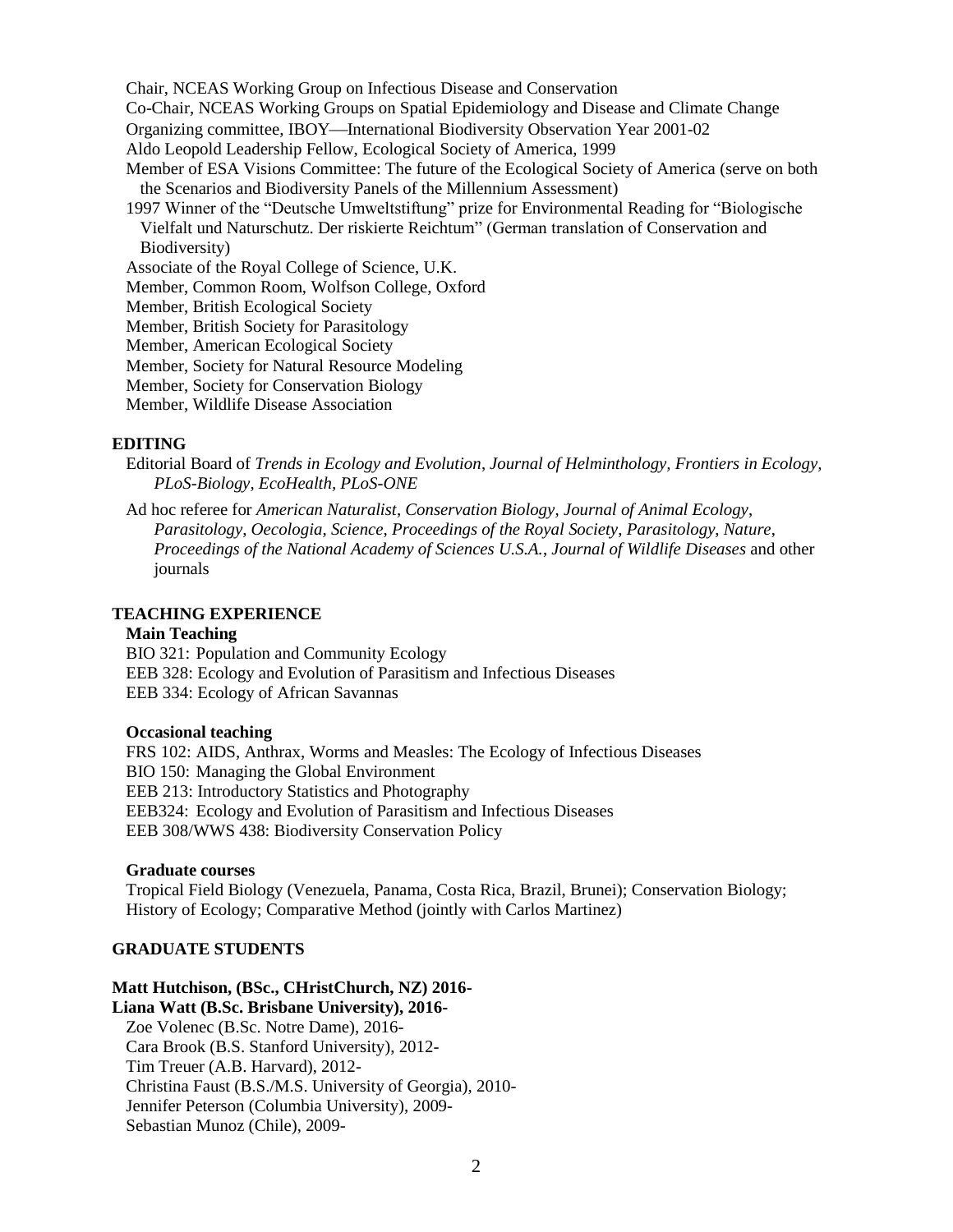Chair, NCEAS Working Group on Infectious Disease and Conservation
Co-Chair, NCEAS Working Groups on Spatial Epidemiology and Disease and Climate Change
Organizing committee, IBOY—International Biodiversity Observation Year 2001-02
Aldo Leopold Leadership Fellow, Ecological Society of America, 1999
Member of ESA Visions Committee: The future of the Ecological Society of America (serve on both the Scenarios and Biodiversity Panels of the Millennium Assessment)
1997 Winner of the "Deutsche Umweltstiftung" prize for Environmental Reading for "Biologische Vielfalt und Naturschutz. Der riskierte Reichtum" (German translation of Conservation and Biodiversity)
Associate of the Royal College of Science, U.K.
Member, Common Room, Wolfson College, Oxford
Member, British Ecological Society
Member, British Society for Parasitology
Member, American Ecological Society
Member, Society for Natural Resource Modeling
Member, Society for Conservation Biology
Member, Wildlife Disease Association

## EDITING

Editorial Board of *Trends in Ecology and Evolution, Journal of Helminthology, Frontiers in Ecology, PLoS-Biology, EcoHealth, PLoS-ONE*

Ad hoc referee for *American Naturalist*, *Conservation Biology*, *Journal of Animal Ecology*, *Parasitology*, *Oecologia*, *Science*, *Proceedings of the Royal Society*, *Parasitology*, *Nature*, *Proceedings of the National Academy of Sciences U.S.A.*, *Journal of Wildlife Diseases* and other journals

## TEACHING EXPERIENCE

### Main Teaching

BIO 321: Population and Community Ecology
EEB 328: Ecology and Evolution of Parasitism and Infectious Diseases
EEB 334: Ecology of African Savannas

### Occasional teaching

FRS 102: AIDS, Anthrax, Worms and Measles: The Ecology of Infectious Diseases
BIO 150: Managing the Global Environment
EEB 213: Introductory Statistics and Photography
EEB324: Ecology and Evolution of Parasitism and Infectious Diseases
EEB 308/WWS 438: Biodiversity Conservation Policy

### Graduate courses

Tropical Field Biology (Venezuela, Panama, Costa Rica, Brazil, Brunei); Conservation Biology; History of Ecology; Comparative Method (jointly with Carlos Martinez)

## GRADUATE STUDENTS

**Matt Hutchison, (BSc., CHristChurch, NZ) 2016-**
**Liana Watt (B.Sc. Brisbane University), 2016-**
Zoe Volenec (B.Sc. Notre Dame), 2016-
Cara Brook (B.S. Stanford University), 2012-
Tim Treuer (A.B. Harvard), 2012-
Christina Faust (B.S./M.S. University of Georgia), 2010-
Jennifer Peterson (Columbia University), 2009-
Sebastian Munoz (Chile), 2009-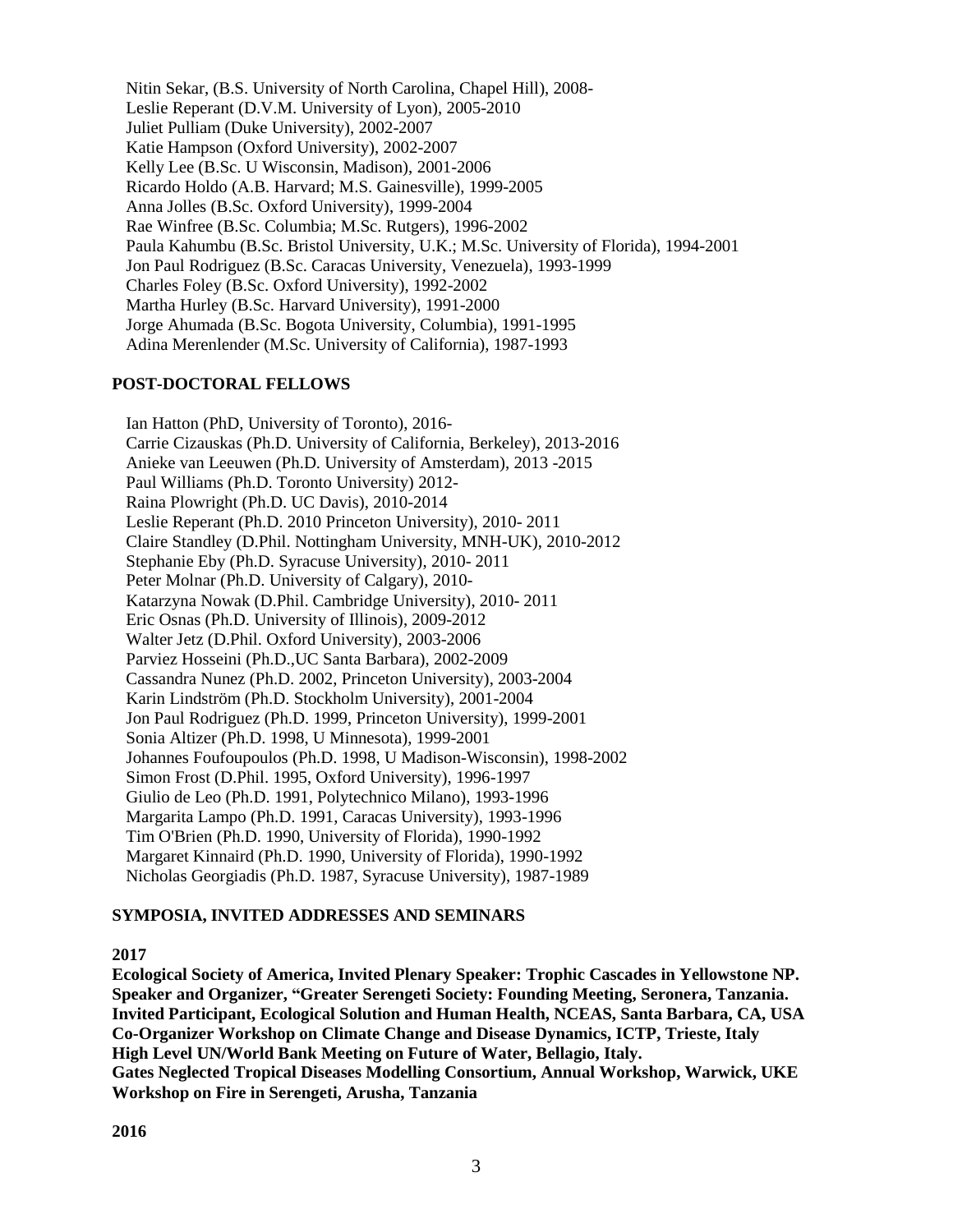Nitin Sekar, (B.S. University of North Carolina, Chapel Hill), 2008-
Leslie Reperant (D.V.M. University of Lyon), 2005-2010
Juliet Pulliam (Duke University), 2002-2007
Katie Hampson (Oxford University), 2002-2007
Kelly Lee (B.Sc. U Wisconsin, Madison), 2001-2006
Ricardo Holdo (A.B. Harvard; M.S. Gainesville), 1999-2005
Anna Jolles (B.Sc. Oxford University), 1999-2004
Rae Winfree (B.Sc. Columbia; M.Sc. Rutgers), 1996-2002
Paula Kahumbu (B.Sc. Bristol University, U.K.; M.Sc. University of Florida), 1994-2001
Jon Paul Rodriguez (B.Sc. Caracas University, Venezuela), 1993-1999
Charles Foley (B.Sc. Oxford University), 1992-2002
Martha Hurley (B.Sc. Harvard University), 1991-2000
Jorge Ahumada (B.Sc. Bogota University, Columbia), 1991-1995
Adina Merenlender (M.Sc. University of California), 1987-1993

**POST-DOCTORAL FELLOWS**

Ian Hatton (PhD, University of Toronto), 2016-
Carrie Cizauskas (Ph.D. University of California, Berkeley), 2013-2016
Anieke van Leeuwen (Ph.D. University of Amsterdam), 2013 -2015
Paul Williams (Ph.D. Toronto University) 2012-
Raina Plowright (Ph.D. UC Davis), 2010-2014
Leslie Reperant (Ph.D. 2010 Princeton University), 2010- 2011
Claire Standley (D.Phil. Nottingham University, MNH-UK), 2010-2012
Stephanie Eby (Ph.D. Syracuse University), 2010- 2011
Peter Molnar (Ph.D. University of Calgary), 2010-
Katarzyna Nowak (D.Phil. Cambridge University), 2010- 2011
Eric Osnas (Ph.D. University of Illinois), 2009-2012
Walter Jetz (D.Phil. Oxford University), 2003-2006
Parviez Hosseini (Ph.D.,UC Santa Barbara), 2002-2009
Cassandra Nunez (Ph.D. 2002, Princeton University), 2003-2004
Karin Lindström (Ph.D. Stockholm University), 2001-2004
Jon Paul Rodriguez (Ph.D. 1999, Princeton University), 1999-2001
Sonia Altizer (Ph.D. 1998, U Minnesota), 1999-2001
Johannes Foufoupoulos (Ph.D. 1998, U Madison-Wisconsin), 1998-2002
Simon Frost (D.Phil. 1995, Oxford University), 1996-1997
Giulio de Leo (Ph.D. 1991, Polytechnico Milano), 1993-1996
Margarita Lampo (Ph.D. 1991, Caracas University), 1993-1996
Tim O'Brien (Ph.D. 1990, University of Florida), 1990-1992
Margaret Kinnaird (Ph.D. 1990, University of Florida), 1990-1992
Nicholas Georgiadis (Ph.D. 1987, Syracuse University), 1987-1989

**SYMPOSIA, INVITED ADDRESSES AND SEMINARS**

**2017**

**Ecological Society of America, Invited Plenary Speaker: Trophic Cascades in Yellowstone NP.**
**Speaker and Organizer, "Greater Serengeti Society: Founding Meeting, Seronera, Tanzania.**
**Invited Participant, Ecological Solution and Human Health, NCEAS, Santa Barbara, CA, USA**
**Co-Organizer Workshop on Climate Change and Disease Dynamics, ICTP, Trieste, Italy**
**High Level UN/World Bank Meeting on Future of Water, Bellagio, Italy.**
**Gates Neglected Tropical Diseases Modelling Consortium, Annual Workshop, Warwick, UKE**
**Workshop on Fire in Serengeti, Arusha, Tanzania**

**2016**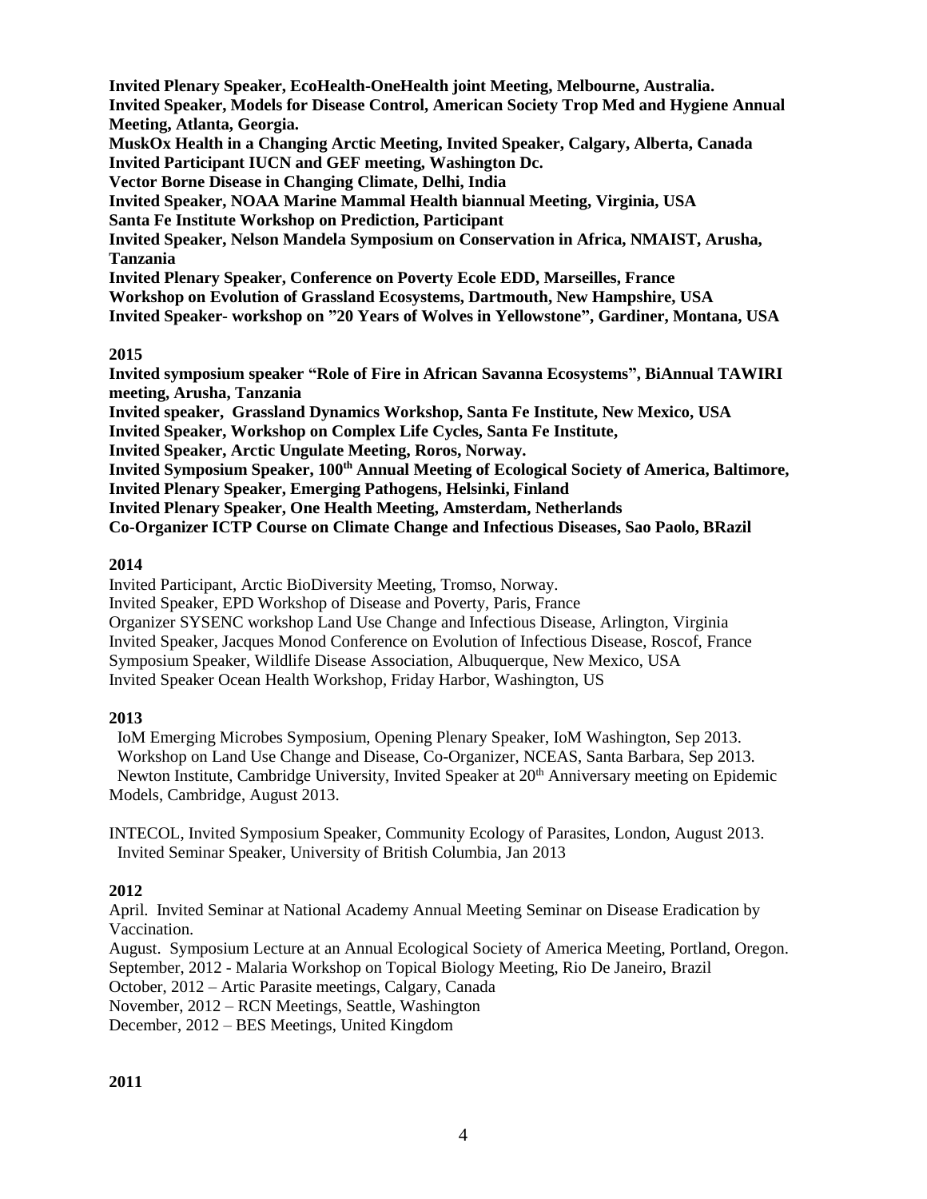**Invited Plenary Speaker, EcoHealth-OneHealth joint Meeting, Melbourne, Australia.**
**Invited Speaker, Models for Disease Control, American Society Trop Med and Hygiene Annual Meeting, Atlanta, Georgia.**
**MuskOx Health in a Changing Arctic Meeting, Invited Speaker, Calgary, Alberta, Canada**
**Invited Participant IUCN and GEF meeting, Washington Dc.**
**Vector Borne Disease in Changing Climate, Delhi, India**
**Invited Speaker, NOAA Marine Mammal Health biannual Meeting, Virginia, USA**
**Santa Fe Institute Workshop on Prediction, Participant**
**Invited Speaker, Nelson Mandela Symposium on Conservation in Africa, NMAIST, Arusha, Tanzania**
**Invited Plenary Speaker, Conference on Poverty Ecole EDD, Marseilles, France**
**Workshop on Evolution of Grassland Ecosystems, Dartmouth, New Hampshire, USA**
**Invited Speaker- workshop on "20 Years of Wolves in Yellowstone", Gardiner, Montana, USA**

**2015**

**Invited symposium speaker "Role of Fire in African Savanna Ecosystems", BiAnnual TAWIRI meeting, Arusha, Tanzania**
**Invited speaker, Grassland Dynamics Workshop, Santa Fe Institute, New Mexico, USA**
**Invited Speaker, Workshop on Complex Life Cycles, Santa Fe Institute,**
**Invited Speaker, Arctic Ungulate Meeting, Roros, Norway.**
**Invited Symposium Speaker, 100th Annual Meeting of Ecological Society of America, Baltimore,**
**Invited Plenary Speaker, Emerging Pathogens, Helsinki, Finland**
**Invited Plenary Speaker, One Health Meeting, Amsterdam, Netherlands**
**Co-Organizer ICTP Course on Climate Change and Infectious Diseases, Sao Paolo, BRazil**

**2014**

Invited Participant, Arctic BioDiversity Meeting, Tromso, Norway.
Invited Speaker, EPD Workshop of Disease and Poverty, Paris, France
Organizer SYSENC workshop Land Use Change and Infectious Disease, Arlington, Virginia
Invited Speaker, Jacques Monod Conference on Evolution of Infectious Disease, Roscof, France
Symposium Speaker, Wildlife Disease Association, Albuquerque, New Mexico, USA
Invited Speaker Ocean Health Workshop, Friday Harbor, Washington, US

**2013**

IoM Emerging Microbes Symposium, Opening Plenary Speaker, IoM Washington, Sep 2013.
Workshop on Land Use Change and Disease, Co-Organizer, NCEAS, Santa Barbara, Sep 2013.
Newton Institute, Cambridge University, Invited Speaker at 20th Anniversary meeting on Epidemic Models, Cambridge, August 2013.

INTECOL, Invited Symposium Speaker, Community Ecology of Parasites, London, August 2013.
Invited Seminar Speaker, University of British Columbia, Jan 2013

**2012**

April. Invited Seminar at National Academy Annual Meeting Seminar on Disease Eradication by Vaccination.
August. Symposium Lecture at an Annual Ecological Society of America Meeting, Portland, Oregon.
September, 2012 - Malaria Workshop on Topical Biology Meeting, Rio De Janeiro, Brazil
October, 2012 – Artic Parasite meetings, Calgary, Canada
November, 2012 – RCN Meetings, Seattle, Washington
December, 2012 – BES Meetings, United Kingdom

**2011**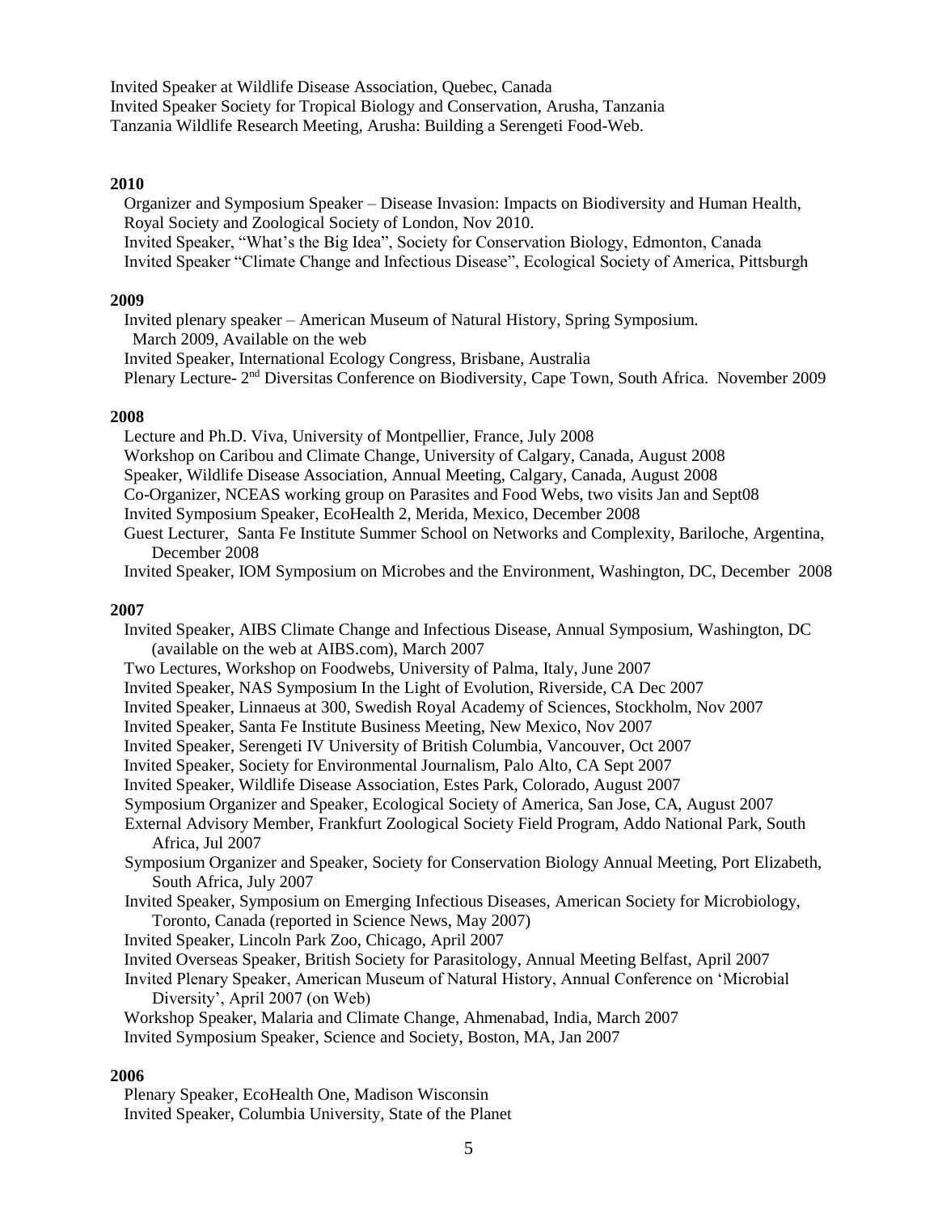Invited Speaker at Wildlife Disease Association, Quebec, Canada
Invited Speaker Society for Tropical Biology and Conservation, Arusha, Tanzania
Tanzania Wildlife Research Meeting, Arusha: Building a Serengeti Food-Web.

**2010**

Organizer and Symposium Speaker – Disease Invasion: Impacts on Biodiversity and Human Health, Royal Society and Zoological Society of London, Nov 2010.
Invited Speaker, "What's the Big Idea", Society for Conservation Biology, Edmonton, Canada
Invited Speaker "Climate Change and Infectious Disease", Ecological Society of America, Pittsburgh

**2009**

Invited plenary speaker – American Museum of Natural History, Spring Symposium. March 2009, Available on the web
Invited Speaker, International Ecology Congress, Brisbane, Australia
Plenary Lecture- 2nd Diversitas Conference on Biodiversity, Cape Town, South Africa. November 2009

**2008**

Lecture and Ph.D. Viva, University of Montpellier, France, July 2008
Workshop on Caribou and Climate Change, University of Calgary, Canada, August 2008
Speaker, Wildlife Disease Association, Annual Meeting, Calgary, Canada, August 2008
Co-Organizer, NCEAS working group on Parasites and Food Webs, two visits Jan and Sept08
Invited Symposium Speaker, EcoHealth 2, Merida, Mexico, December 2008
Guest Lecturer, Santa Fe Institute Summer School on Networks and Complexity, Bariloche, Argentina, December 2008
Invited Speaker, IOM Symposium on Microbes and the Environment, Washington, DC, December 2008

**2007**

Invited Speaker, AIBS Climate Change and Infectious Disease, Annual Symposium, Washington, DC (available on the web at AIBS.com), March 2007
Two Lectures, Workshop on Foodwebs, University of Palma, Italy, June 2007
Invited Speaker, NAS Symposium In the Light of Evolution, Riverside, CA Dec 2007
Invited Speaker, Linnaeus at 300, Swedish Royal Academy of Sciences, Stockholm, Nov 2007
Invited Speaker, Santa Fe Institute Business Meeting, New Mexico, Nov 2007
Invited Speaker, Serengeti IV University of British Columbia, Vancouver, Oct 2007
Invited Speaker, Society for Environmental Journalism, Palo Alto, CA Sept 2007
Invited Speaker, Wildlife Disease Association, Estes Park, Colorado, August 2007
Symposium Organizer and Speaker, Ecological Society of America, San Jose, CA, August 2007
External Advisory Member, Frankfurt Zoological Society Field Program, Addo National Park, South Africa, Jul 2007
Symposium Organizer and Speaker, Society for Conservation Biology Annual Meeting, Port Elizabeth, South Africa, July 2007
Invited Speaker, Symposium on Emerging Infectious Diseases, American Society for Microbiology, Toronto, Canada (reported in Science News, May 2007)
Invited Speaker, Lincoln Park Zoo, Chicago, April 2007
Invited Overseas Speaker, British Society for Parasitology, Annual Meeting Belfast, April 2007
Invited Plenary Speaker, American Museum of Natural History, Annual Conference on 'Microbial Diversity', April 2007 (on Web)
Workshop Speaker, Malaria and Climate Change, Ahmenabad, India, March 2007
Invited Symposium Speaker, Science and Society, Boston, MA, Jan 2007

**2006**

Plenary Speaker, EcoHealth One, Madison Wisconsin
Invited Speaker, Columbia University, State of the Planet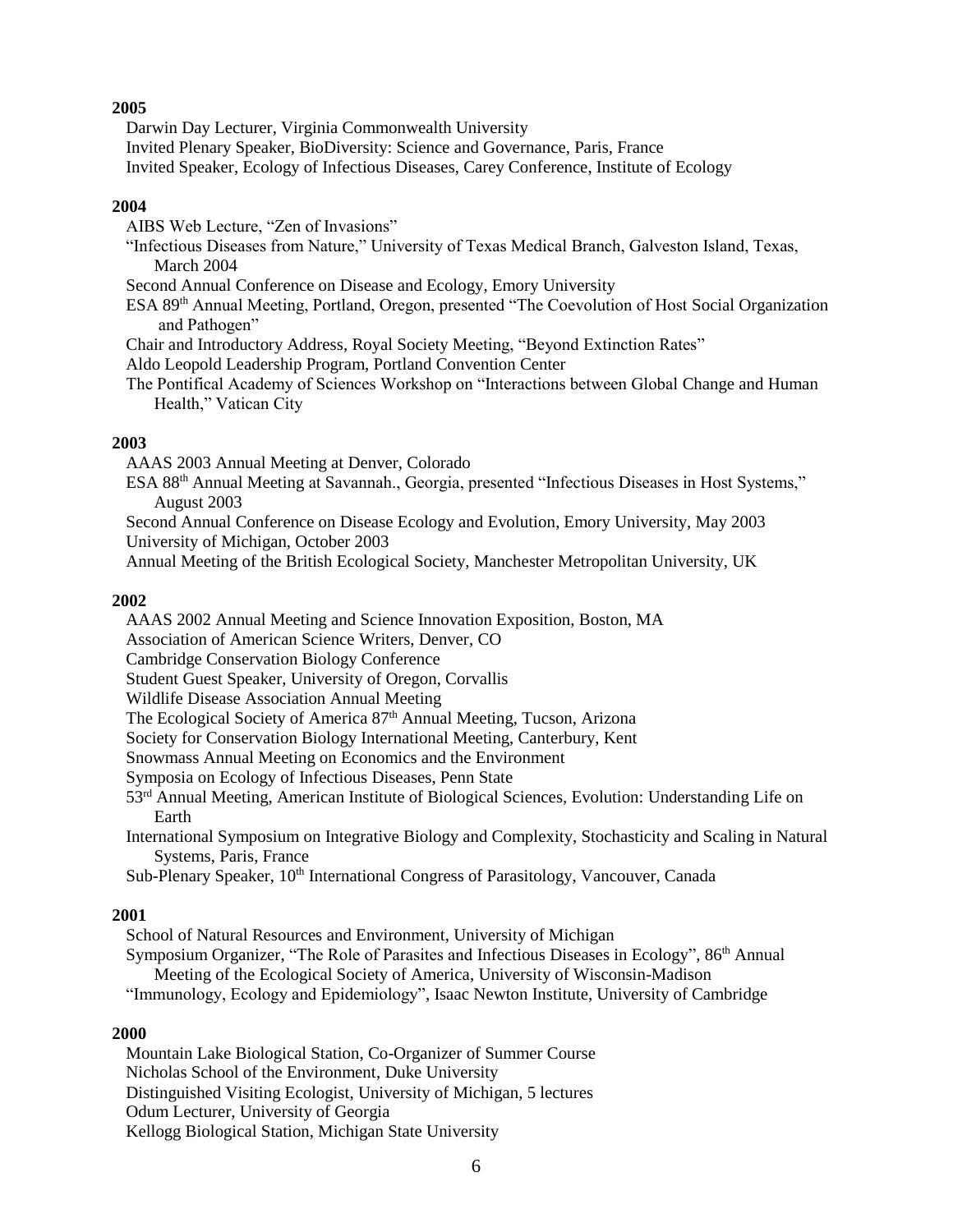**2005**

Darwin Day Lecturer, Virginia Commonwealth University
Invited Plenary Speaker, BioDiversity: Science and Governance, Paris, France
Invited Speaker, Ecology of Infectious Diseases, Carey Conference, Institute of Ecology

**2004**

AIBS Web Lecture, "Zen of Invasions"
"Infectious Diseases from Nature," University of Texas Medical Branch, Galveston Island, Texas, March 2004
Second Annual Conference on Disease and Ecology, Emory University
ESA 89th Annual Meeting, Portland, Oregon, presented "The Coevolution of Host Social Organization and Pathogen"
Chair and Introductory Address, Royal Society Meeting, "Beyond Extinction Rates"
Aldo Leopold Leadership Program, Portland Convention Center
The Pontifical Academy of Sciences Workshop on "Interactions between Global Change and Human Health," Vatican City

**2003**

AAAS 2003 Annual Meeting at Denver, Colorado
ESA 88th Annual Meeting at Savannah., Georgia, presented "Infectious Diseases in Host Systems," August 2003
Second Annual Conference on Disease Ecology and Evolution, Emory University, May 2003
University of Michigan, October 2003
Annual Meeting of the British Ecological Society, Manchester Metropolitan University, UK

**2002**

AAAS 2002 Annual Meeting and Science Innovation Exposition, Boston, MA
Association of American Science Writers, Denver, CO
Cambridge Conservation Biology Conference
Student Guest Speaker, University of Oregon, Corvallis
Wildlife Disease Association Annual Meeting
The Ecological Society of America 87th Annual Meeting, Tucson, Arizona
Society for Conservation Biology International Meeting, Canterbury, Kent
Snowmass Annual Meeting on Economics and the Environment
Symposia on Ecology of Infectious Diseases, Penn State
53rd Annual Meeting, American Institute of Biological Sciences, Evolution: Understanding Life on Earth
International Symposium on Integrative Biology and Complexity, Stochasticity and Scaling in Natural Systems, Paris, France
Sub-Plenary Speaker, 10th International Congress of Parasitology, Vancouver, Canada

**2001**

School of Natural Resources and Environment, University of Michigan
Symposium Organizer, "The Role of Parasites and Infectious Diseases in Ecology", 86th Annual Meeting of the Ecological Society of America, University of Wisconsin-Madison
"Immunology, Ecology and Epidemiology", Isaac Newton Institute, University of Cambridge

**2000**

Mountain Lake Biological Station, Co-Organizer of Summer Course
Nicholas School of the Environment, Duke University
Distinguished Visiting Ecologist, University of Michigan, 5 lectures
Odum Lecturer, University of Georgia
Kellogg Biological Station, Michigan State University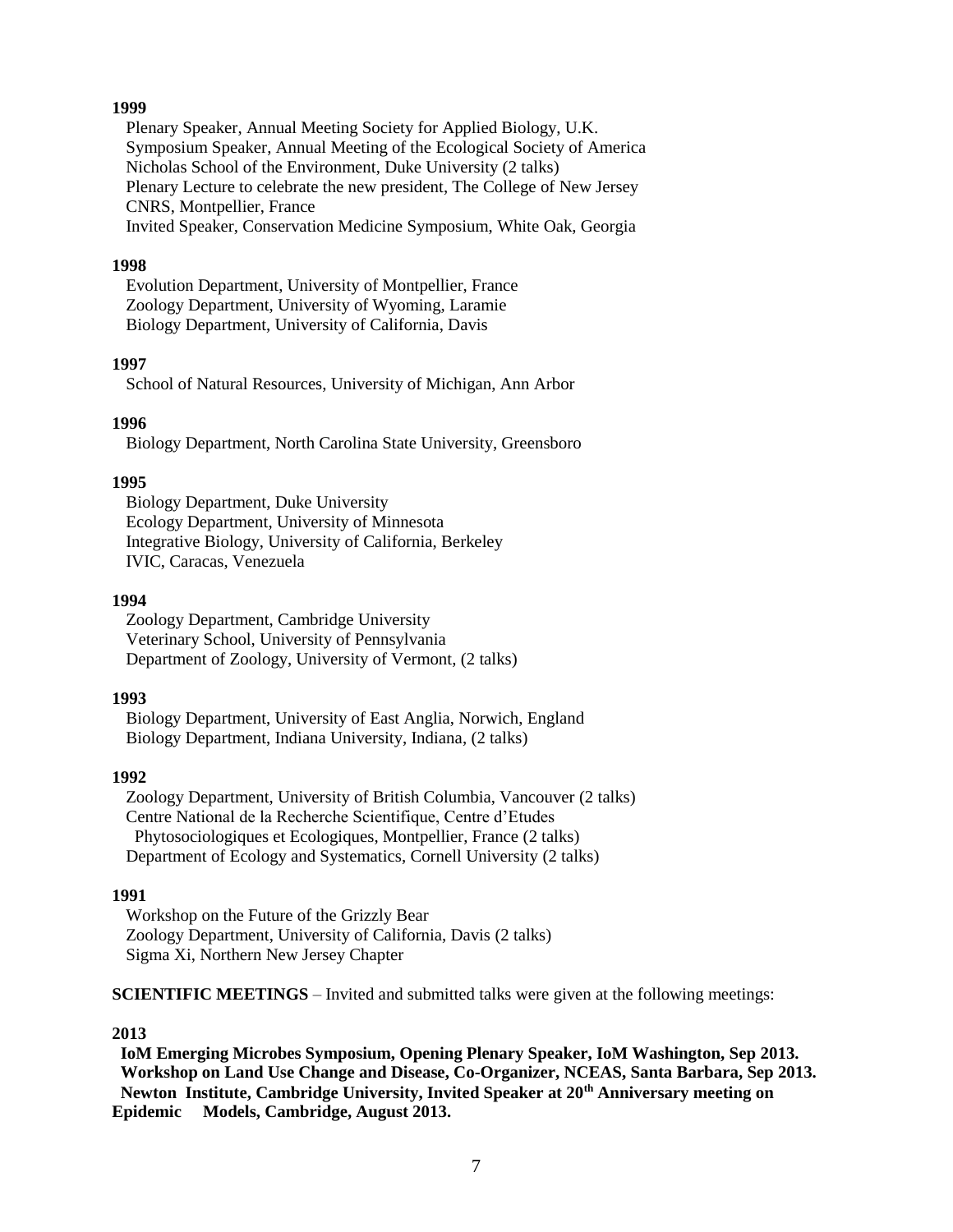**1999**

Plenary Speaker, Annual Meeting Society for Applied Biology, U.K.
Symposium Speaker, Annual Meeting of the Ecological Society of America
Nicholas School of the Environment, Duke University (2 talks)
Plenary Lecture to celebrate the new president, The College of New Jersey
CNRS, Montpellier, France
Invited Speaker, Conservation Medicine Symposium, White Oak, Georgia

**1998**

Evolution Department, University of Montpellier, France
Zoology Department, University of Wyoming, Laramie
Biology Department, University of California, Davis

**1997**

School of Natural Resources, University of Michigan, Ann Arbor

**1996**

Biology Department, North Carolina State University, Greensboro

**1995**

Biology Department, Duke University
Ecology Department, University of Minnesota
Integrative Biology, University of California, Berkeley
IVIC, Caracas, Venezuela

**1994**

Zoology Department, Cambridge University
Veterinary School, University of Pennsylvania
Department of Zoology, University of Vermont, (2 talks)

**1993**

Biology Department, University of East Anglia, Norwich, England
Biology Department, Indiana University, Indiana, (2 talks)

**1992**

Zoology Department, University of British Columbia, Vancouver (2 talks)
Centre National de la Recherche Scientifique, Centre d'Etudes Phytosociologiques et Ecologiques, Montpellier, France (2 talks)
Department of Ecology and Systematics, Cornell University (2 talks)

**1991**

Workshop on the Future of the Grizzly Bear
Zoology Department, University of California, Davis (2 talks)
Sigma Xi, Northern New Jersey Chapter

**SCIENTIFIC MEETINGS** – Invited and submitted talks were given at the following meetings:

**2013**

**IoM Emerging Microbes Symposium, Opening Plenary Speaker, IoM Washington, Sep 2013.**
**Workshop on Land Use Change and Disease, Co-Organizer, NCEAS, Santa Barbara, Sep 2013.**
**Newton Institute, Cambridge University, Invited Speaker at 20th Anniversary meeting on Epidemic Models, Cambridge, August 2013.**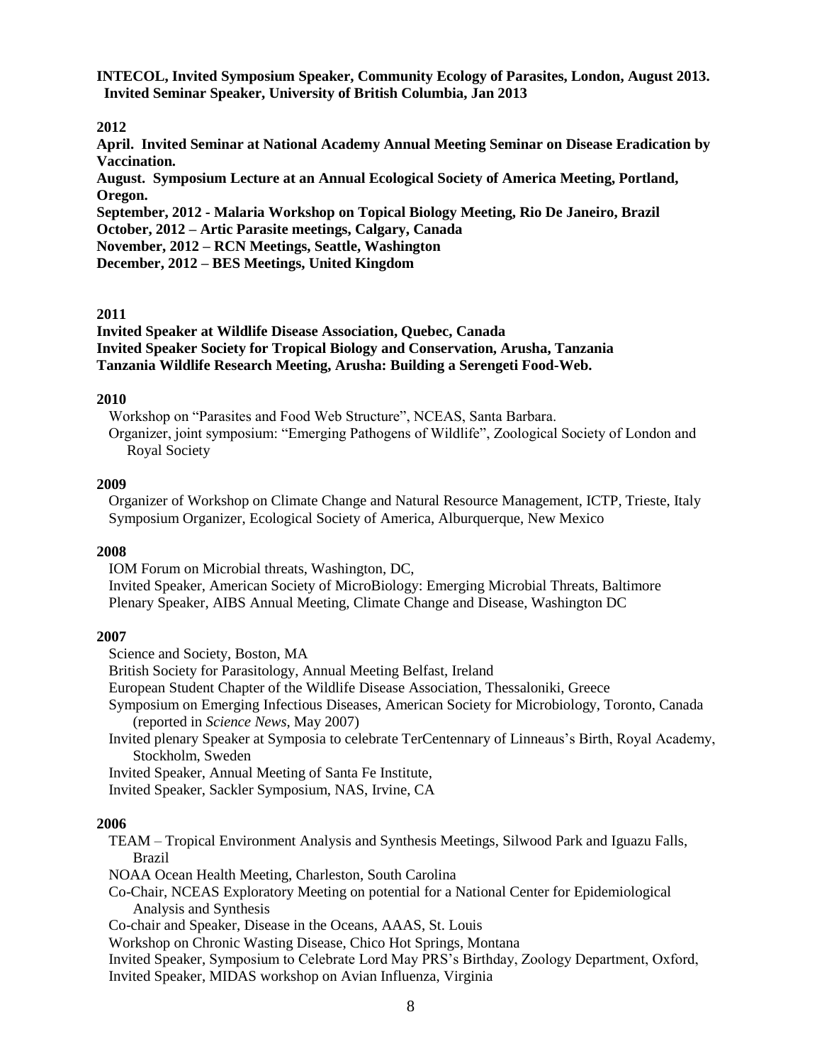**INTECOL, Invited Symposium Speaker, Community Ecology of Parasites, London, August 2013.**
**Invited Seminar Speaker, University of British Columbia, Jan 2013**

**2012**

**April. Invited Seminar at National Academy Annual Meeting Seminar on Disease Eradication by Vaccination.**
**August. Symposium Lecture at an Annual Ecological Society of America Meeting, Portland, Oregon.**
**September, 2012 - Malaria Workshop on Topical Biology Meeting, Rio De Janeiro, Brazil**
**October, 2012 – Artic Parasite meetings, Calgary, Canada**
**November, 2012 – RCN Meetings, Seattle, Washington**
**December, 2012 – BES Meetings, United Kingdom**

**2011**

**Invited Speaker at Wildlife Disease Association, Quebec, Canada**
**Invited Speaker Society for Tropical Biology and Conservation, Arusha, Tanzania**
**Tanzania Wildlife Research Meeting, Arusha: Building a Serengeti Food-Web.**

**2010**

Workshop on "Parasites and Food Web Structure", NCEAS, Santa Barbara.
Organizer, joint symposium: "Emerging Pathogens of Wildlife", Zoological Society of London and Royal Society

**2009**

Organizer of Workshop on Climate Change and Natural Resource Management, ICTP, Trieste, Italy
Symposium Organizer, Ecological Society of America, Alburquerque, New Mexico

**2008**

IOM Forum on Microbial threats, Washington, DC,
Invited Speaker, American Society of MicroBiology: Emerging Microbial Threats, Baltimore
Plenary Speaker, AIBS Annual Meeting, Climate Change and Disease, Washington DC

**2007**

Science and Society, Boston, MA
British Society for Parasitology, Annual Meeting Belfast, Ireland
European Student Chapter of the Wildlife Disease Association, Thessaloniki, Greece
Symposium on Emerging Infectious Diseases, American Society for Microbiology, Toronto, Canada (reported in *Science News*, May 2007)
Invited plenary Speaker at Symposia to celebrate TerCentennary of Linneaus's Birth, Royal Academy, Stockholm, Sweden
Invited Speaker, Annual Meeting of Santa Fe Institute,
Invited Speaker, Sackler Symposium, NAS, Irvine, CA

**2006**

TEAM – Tropical Environment Analysis and Synthesis Meetings, Silwood Park and Iguazu Falls, Brazil
NOAA Ocean Health Meeting, Charleston, South Carolina
Co-Chair, NCEAS Exploratory Meeting on potential for a National Center for Epidemiological Analysis and Synthesis
Co-chair and Speaker, Disease in the Oceans, AAAS, St. Louis
Workshop on Chronic Wasting Disease, Chico Hot Springs, Montana
Invited Speaker, Symposium to Celebrate Lord May PRS's Birthday, Zoology Department, Oxford,
Invited Speaker, MIDAS workshop on Avian Influenza, Virginia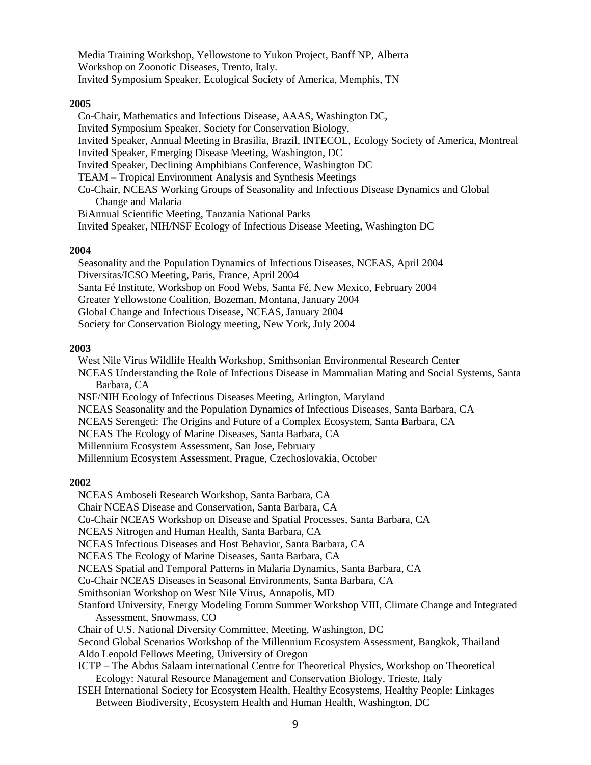Media Training Workshop, Yellowstone to Yukon Project, Banff NP, Alberta
Workshop on Zoonotic Diseases, Trento, Italy.
Invited Symposium Speaker, Ecological Society of America, Memphis, TN

**2005**

Co-Chair, Mathematics and Infectious Disease, AAAS, Washington DC,
Invited Symposium Speaker, Society for Conservation Biology,
Invited Speaker, Annual Meeting in Brasilia, Brazil, INTECOL, Ecology Society of America, Montreal
Invited Speaker, Emerging Disease Meeting, Washington, DC
Invited Speaker, Declining Amphibians Conference, Washington DC
TEAM – Tropical Environment Analysis and Synthesis Meetings
Co-Chair, NCEAS Working Groups of Seasonality and Infectious Disease Dynamics and Global Change and Malaria
BiAnnual Scientific Meeting, Tanzania National Parks
Invited Speaker, NIH/NSF Ecology of Infectious Disease Meeting, Washington DC

**2004**

Seasonality and the Population Dynamics of Infectious Diseases, NCEAS, April 2004
Diversitas/ICSO Meeting, Paris, France, April 2004
Santa Fé Institute, Workshop on Food Webs, Santa Fé, New Mexico, February 2004
Greater Yellowstone Coalition, Bozeman, Montana, January 2004
Global Change and Infectious Disease, NCEAS, January 2004
Society for Conservation Biology meeting, New York, July 2004

**2003**

West Nile Virus Wildlife Health Workshop, Smithsonian Environmental Research Center
NCEAS Understanding the Role of Infectious Disease in Mammalian Mating and Social Systems, Santa Barbara, CA
NSF/NIH Ecology of Infectious Diseases Meeting, Arlington, Maryland
NCEAS Seasonality and the Population Dynamics of Infectious Diseases, Santa Barbara, CA
NCEAS Serengeti: The Origins and Future of a Complex Ecosystem, Santa Barbara, CA
NCEAS The Ecology of Marine Diseases, Santa Barbara, CA
Millennium Ecosystem Assessment, San Jose, February
Millennium Ecosystem Assessment, Prague, Czechoslovakia, October

**2002**

NCEAS Amboseli Research Workshop, Santa Barbara, CA
Chair NCEAS Disease and Conservation, Santa Barbara, CA
Co-Chair NCEAS Workshop on Disease and Spatial Processes, Santa Barbara, CA
NCEAS Nitrogen and Human Health, Santa Barbara, CA
NCEAS Infectious Diseases and Host Behavior, Santa Barbara, CA
NCEAS The Ecology of Marine Diseases, Santa Barbara, CA
NCEAS Spatial and Temporal Patterns in Malaria Dynamics, Santa Barbara, CA
Co-Chair NCEAS Diseases in Seasonal Environments, Santa Barbara, CA
Smithsonian Workshop on West Nile Virus, Annapolis, MD
Stanford University, Energy Modeling Forum Summer Workshop VIII, Climate Change and Integrated Assessment, Snowmass, CO
Chair of U.S. National Diversity Committee, Meeting, Washington, DC
Second Global Scenarios Workshop of the Millennium Ecosystem Assessment, Bangkok, Thailand
Aldo Leopold Fellows Meeting, University of Oregon
ICTP – The Abdus Salaam international Centre for Theoretical Physics, Workshop on Theoretical Ecology: Natural Resource Management and Conservation Biology, Trieste, Italy
ISEH International Society for Ecosystem Health, Healthy Ecosystems, Healthy People: Linkages Between Biodiversity, Ecosystem Health and Human Health, Washington, DC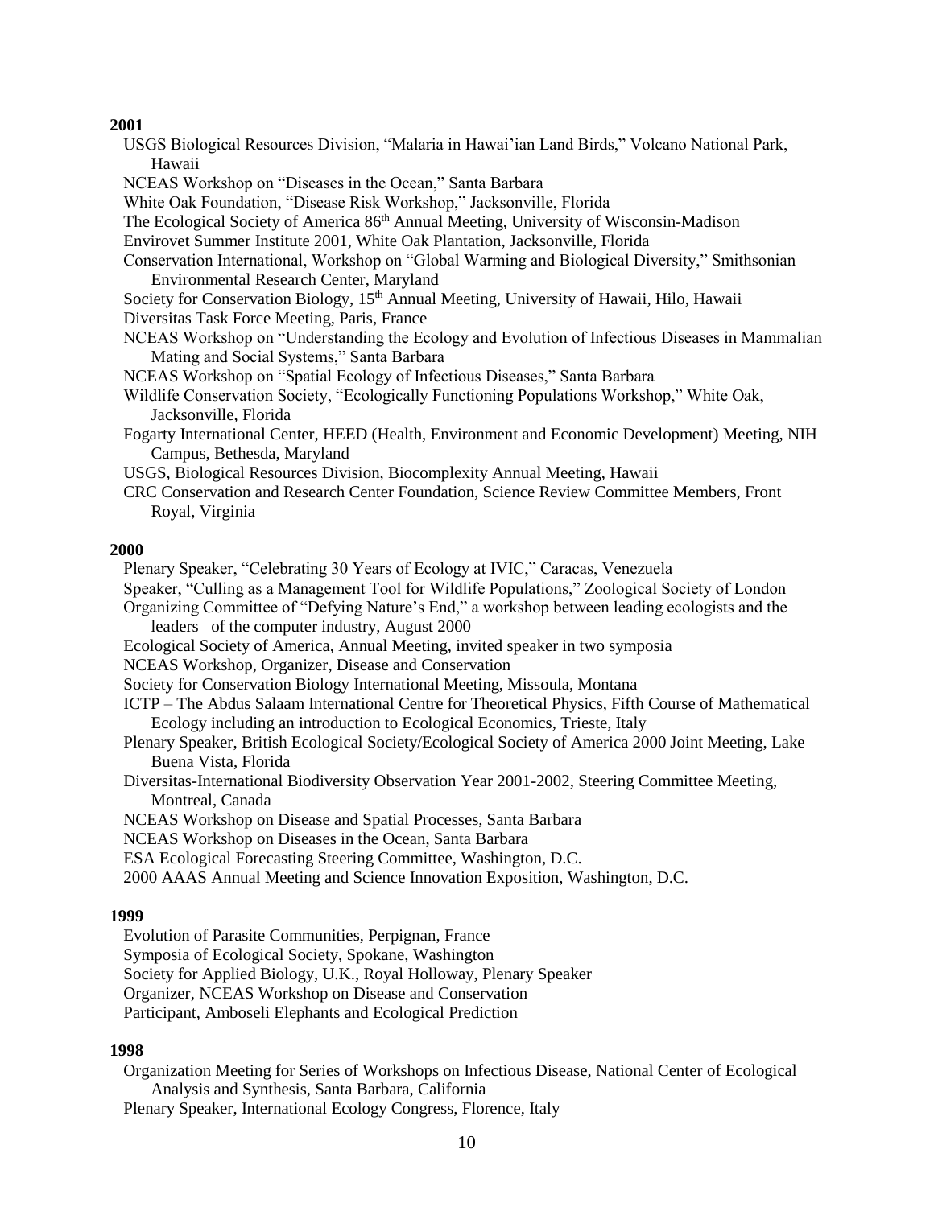**2001**

USGS Biological Resources Division, "Malaria in Hawai'ian Land Birds," Volcano National Park, Hawaii

NCEAS Workshop on "Diseases in the Ocean," Santa Barbara

White Oak Foundation, "Disease Risk Workshop," Jacksonville, Florida

The Ecological Society of America 86th Annual Meeting, University of Wisconsin-Madison

Envirovet Summer Institute 2001, White Oak Plantation, Jacksonville, Florida

Conservation International, Workshop on "Global Warming and Biological Diversity," Smithsonian Environmental Research Center, Maryland

Society for Conservation Biology, 15th Annual Meeting, University of Hawaii, Hilo, Hawaii

Diversitas Task Force Meeting, Paris, France

NCEAS Workshop on "Understanding the Ecology and Evolution of Infectious Diseases in Mammalian Mating and Social Systems," Santa Barbara

NCEAS Workshop on "Spatial Ecology of Infectious Diseases," Santa Barbara

Wildlife Conservation Society, "Ecologically Functioning Populations Workshop," White Oak, Jacksonville, Florida

Fogarty International Center, HEED (Health, Environment and Economic Development) Meeting, NIH Campus, Bethesda, Maryland

USGS, Biological Resources Division, Biocomplexity Annual Meeting, Hawaii

CRC Conservation and Research Center Foundation, Science Review Committee Members, Front Royal, Virginia

**2000**

Plenary Speaker, "Celebrating 30 Years of Ecology at IVIC," Caracas, Venezuela

Speaker, "Culling as a Management Tool for Wildlife Populations," Zoological Society of London

Organizing Committee of "Defying Nature's End," a workshop between leading ecologists and the leaders of the computer industry, August 2000

Ecological Society of America, Annual Meeting, invited speaker in two symposia

NCEAS Workshop, Organizer, Disease and Conservation

Society for Conservation Biology International Meeting, Missoula, Montana

ICTP – The Abdus Salaam International Centre for Theoretical Physics, Fifth Course of Mathematical Ecology including an introduction to Ecological Economics, Trieste, Italy

Plenary Speaker, British Ecological Society/Ecological Society of America 2000 Joint Meeting, Lake Buena Vista, Florida

Diversitas-International Biodiversity Observation Year 2001-2002, Steering Committee Meeting, Montreal, Canada

NCEAS Workshop on Disease and Spatial Processes, Santa Barbara

NCEAS Workshop on Diseases in the Ocean, Santa Barbara

ESA Ecological Forecasting Steering Committee, Washington, D.C.

2000 AAAS Annual Meeting and Science Innovation Exposition, Washington, D.C.

**1999**

Evolution of Parasite Communities, Perpignan, France

Symposia of Ecological Society, Spokane, Washington

Society for Applied Biology, U.K., Royal Holloway, Plenary Speaker

Organizer, NCEAS Workshop on Disease and Conservation

Participant, Amboseli Elephants and Ecological Prediction

**1998**

Organization Meeting for Series of Workshops on Infectious Disease, National Center of Ecological Analysis and Synthesis, Santa Barbara, California

Plenary Speaker, International Ecology Congress, Florence, Italy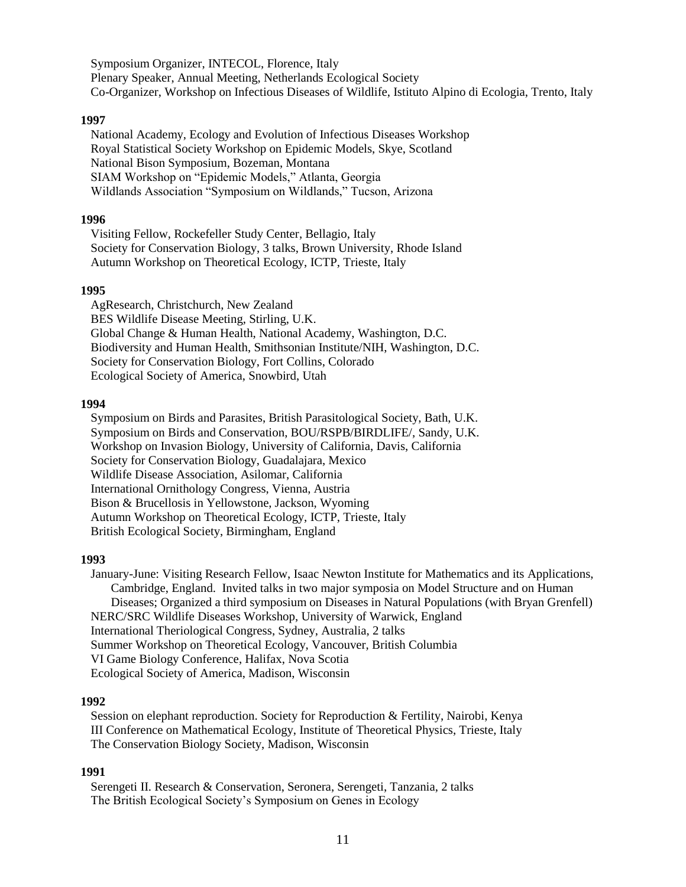Symposium Organizer, INTECOL, Florence, Italy
Plenary Speaker, Annual Meeting, Netherlands Ecological Society
Co-Organizer, Workshop on Infectious Diseases of Wildlife, Istituto Alpino di Ecologia, Trento, Italy

**1997**

National Academy, Ecology and Evolution of Infectious Diseases Workshop
Royal Statistical Society Workshop on Epidemic Models, Skye, Scotland
National Bison Symposium, Bozeman, Montana
SIAM Workshop on "Epidemic Models," Atlanta, Georgia
Wildlands Association "Symposium on Wildlands," Tucson, Arizona

**1996**

Visiting Fellow, Rockefeller Study Center, Bellagio, Italy
Society for Conservation Biology, 3 talks, Brown University, Rhode Island
Autumn Workshop on Theoretical Ecology, ICTP, Trieste, Italy

**1995**

AgResearch, Christchurch, New Zealand
BES Wildlife Disease Meeting, Stirling, U.K.
Global Change & Human Health, National Academy, Washington, D.C.
Biodiversity and Human Health, Smithsonian Institute/NIH, Washington, D.C.
Society for Conservation Biology, Fort Collins, Colorado
Ecological Society of America, Snowbird, Utah

**1994**

Symposium on Birds and Parasites, British Parasitological Society, Bath, U.K.
Symposium on Birds and Conservation, BOU/RSPB/BIRDLIFE/, Sandy, U.K.
Workshop on Invasion Biology, University of California, Davis, California
Society for Conservation Biology, Guadalajara, Mexico
Wildlife Disease Association, Asilomar, California
International Ornithology Congress, Vienna, Austria
Bison & Brucellosis in Yellowstone, Jackson, Wyoming
Autumn Workshop on Theoretical Ecology, ICTP, Trieste, Italy
British Ecological Society, Birmingham, England

**1993**

January-June: Visiting Research Fellow, Isaac Newton Institute for Mathematics and its Applications, Cambridge, England. Invited talks in two major symposia on Model Structure and on Human Diseases; Organized a third symposium on Diseases in Natural Populations (with Bryan Grenfell)
NERC/SRC Wildlife Diseases Workshop, University of Warwick, England
International Theriological Congress, Sydney, Australia, 2 talks
Summer Workshop on Theoretical Ecology, Vancouver, British Columbia
VI Game Biology Conference, Halifax, Nova Scotia
Ecological Society of America, Madison, Wisconsin

**1992**

Session on elephant reproduction. Society for Reproduction & Fertility, Nairobi, Kenya
III Conference on Mathematical Ecology, Institute of Theoretical Physics, Trieste, Italy
The Conservation Biology Society, Madison, Wisconsin

**1991**

Serengeti II. Research & Conservation, Seronera, Serengeti, Tanzania, 2 talks
The British Ecological Society's Symposium on Genes in Ecology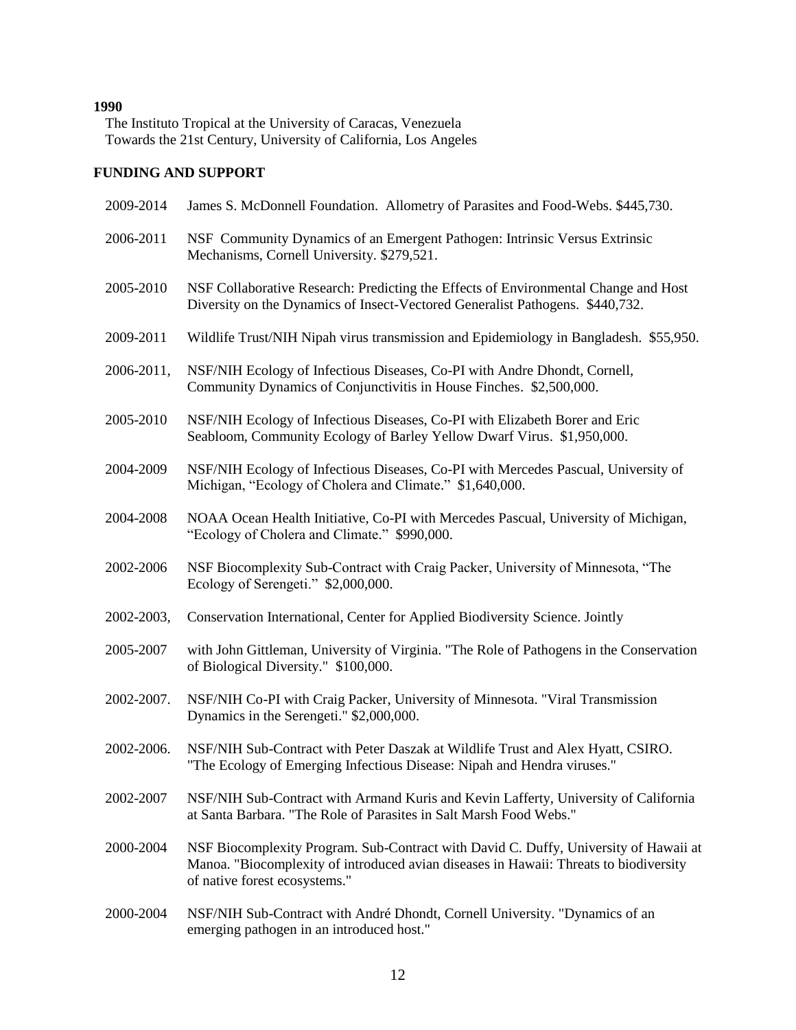**1990**

The Instituto Tropical at the University of Caracas, Venezuela
Towards the 21st Century, University of California, Los Angeles

## FUNDING AND SUPPORT

2009-2014 James S. McDonnell Foundation. Allometry of Parasites and Food-Webs. $445,730.

2006-2011 NSF Community Dynamics of an Emergent Pathogen: Intrinsic Versus Extrinsic Mechanisms, Cornell University. $279,521.

2005-2010 NSF Collaborative Research: Predicting the Effects of Environmental Change and Host Diversity on the Dynamics of Insect-Vectored Generalist Pathogens. $440,732.

2009-2011 Wildlife Trust/NIH Nipah virus transmission and Epidemiology in Bangladesh. $55,950.

2006-2011, NSF/NIH Ecology of Infectious Diseases, Co-PI with Andre Dhondt, Cornell, Community Dynamics of Conjunctivitis in House Finches. $2,500,000.

2005-2010 NSF/NIH Ecology of Infectious Diseases, Co-PI with Elizabeth Borer and Eric Seabloom, Community Ecology of Barley Yellow Dwarf Virus. $1,950,000.

2004-2009 NSF/NIH Ecology of Infectious Diseases, Co-PI with Mercedes Pascual, University of Michigan, "Ecology of Cholera and Climate." $1,640,000.

2004-2008 NOAA Ocean Health Initiative, Co-PI with Mercedes Pascual, University of Michigan, "Ecology of Cholera and Climate." $990,000.

2002-2006 NSF Biocomplexity Sub-Contract with Craig Packer, University of Minnesota, "The Ecology of Serengeti." $2,000,000.

2002-2003, Conservation International, Center for Applied Biodiversity Science. Jointly

2005-2007 with John Gittleman, University of Virginia. "The Role of Pathogens in the Conservation of Biological Diversity." $100,000.

2002-2007. NSF/NIH Co-PI with Craig Packer, University of Minnesota. "Viral Transmission Dynamics in the Serengeti." $2,000,000.

2002-2006. NSF/NIH Sub-Contract with Peter Daszak at Wildlife Trust and Alex Hyatt, CSIRO. "The Ecology of Emerging Infectious Disease: Nipah and Hendra viruses."

2002-2007 NSF/NIH Sub-Contract with Armand Kuris and Kevin Lafferty, University of California at Santa Barbara. "The Role of Parasites in Salt Marsh Food Webs."

2000-2004 NSF Biocomplexity Program. Sub-Contract with David C. Duffy, University of Hawaii at Manoa. "Biocomplexity of introduced avian diseases in Hawaii: Threats to biodiversity of native forest ecosystems."

2000-2004 NSF/NIH Sub-Contract with André Dhondt, Cornell University. "Dynamics of an emerging pathogen in an introduced host."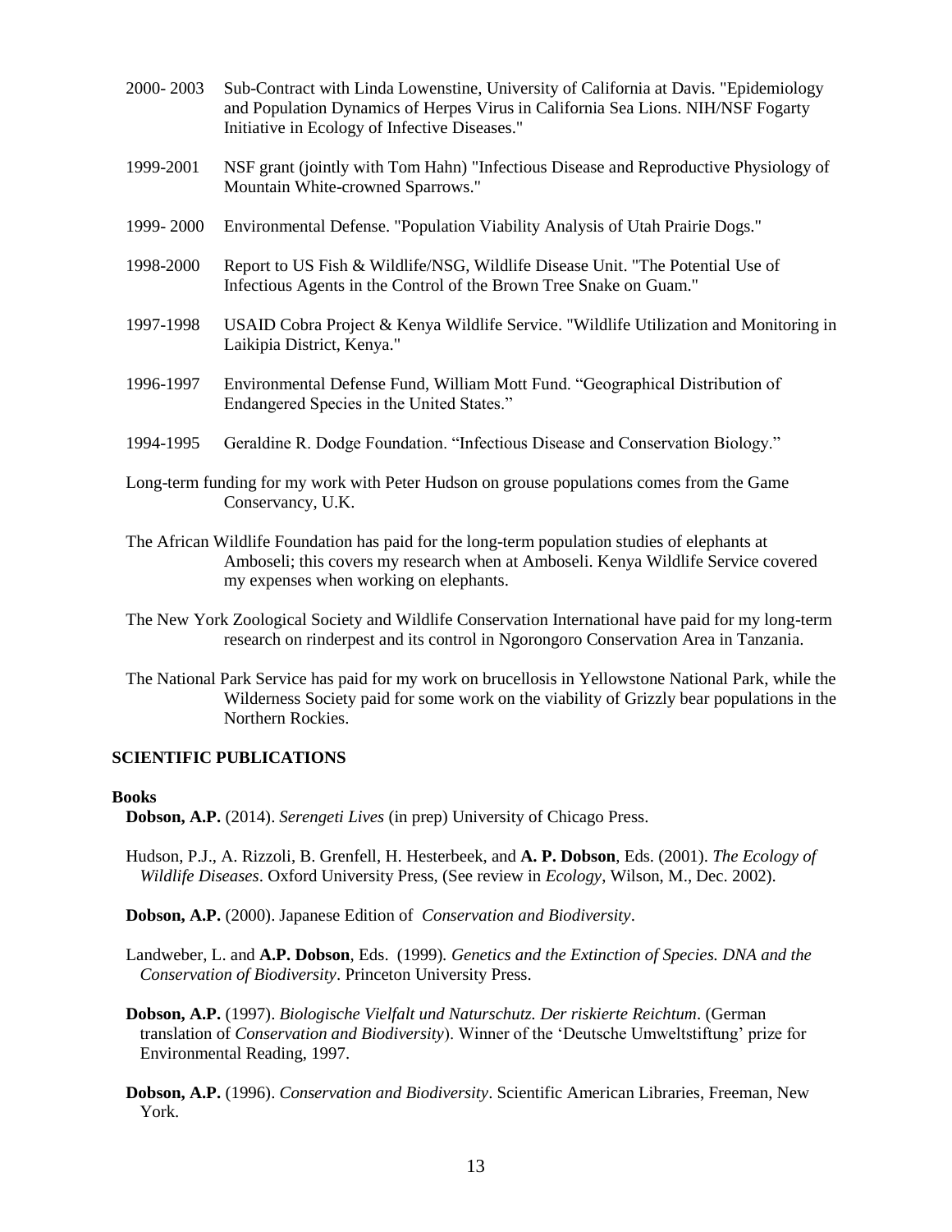2000- 2003 Sub-Contract with Linda Lowenstine, University of California at Davis. "Epidemiology and Population Dynamics of Herpes Virus in California Sea Lions. NIH/NSF Fogarty Initiative in Ecology of Infective Diseases."

1999-2001 NSF grant (jointly with Tom Hahn) "Infectious Disease and Reproductive Physiology of Mountain White-crowned Sparrows."

1999- 2000 Environmental Defense. "Population Viability Analysis of Utah Prairie Dogs."

1998-2000 Report to US Fish & Wildlife/NSG, Wildlife Disease Unit. "The Potential Use of Infectious Agents in the Control of the Brown Tree Snake on Guam."

1997-1998 USAID Cobra Project & Kenya Wildlife Service. "Wildlife Utilization and Monitoring in Laikipia District, Kenya."

1996-1997 Environmental Defense Fund, William Mott Fund. "Geographical Distribution of Endangered Species in the United States."

1994-1995 Geraldine R. Dodge Foundation. "Infectious Disease and Conservation Biology."

Long-term funding for my work with Peter Hudson on grouse populations comes from the Game Conservancy, U.K.

The African Wildlife Foundation has paid for the long-term population studies of elephants at Amboseli; this covers my research when at Amboseli. Kenya Wildlife Service covered my expenses when working on elephants.

The New York Zoological Society and Wildlife Conservation International have paid for my long-term research on rinderpest and its control in Ngorongoro Conservation Area in Tanzania.

The National Park Service has paid for my work on brucellosis in Yellowstone National Park, while the Wilderness Society paid for some work on the viability of Grizzly bear populations in the Northern Rockies.

## SCIENTIFIC PUBLICATIONS

### Books

**Dobson, A.P.** (2014). *Serengeti Lives* (in prep) University of Chicago Press.

Hudson, P.J., A. Rizzoli, B. Grenfell, H. Hesterbeek, and **A. P. Dobson**, Eds. (2001). *The Ecology of Wildlife Diseases*. Oxford University Press, (See review in *Ecology*, Wilson, M., Dec. 2002).

**Dobson, A.P.** (2000). Japanese Edition of *Conservation and Biodiversity*.

Landweber, L. and **A.P. Dobson**, Eds. (1999). *Genetics and the Extinction of Species. DNA and the Conservation of Biodiversity*. Princeton University Press.

**Dobson, A.P.** (1997). *Biologische Vielfalt und Naturschutz. Der riskierte Reichtum*. (German translation of *Conservation and Biodiversity*). Winner of the 'Deutsche Umweltstiftung' prize for Environmental Reading, 1997.

**Dobson, A.P.** (1996). *Conservation and Biodiversity*. Scientific American Libraries, Freeman, New York.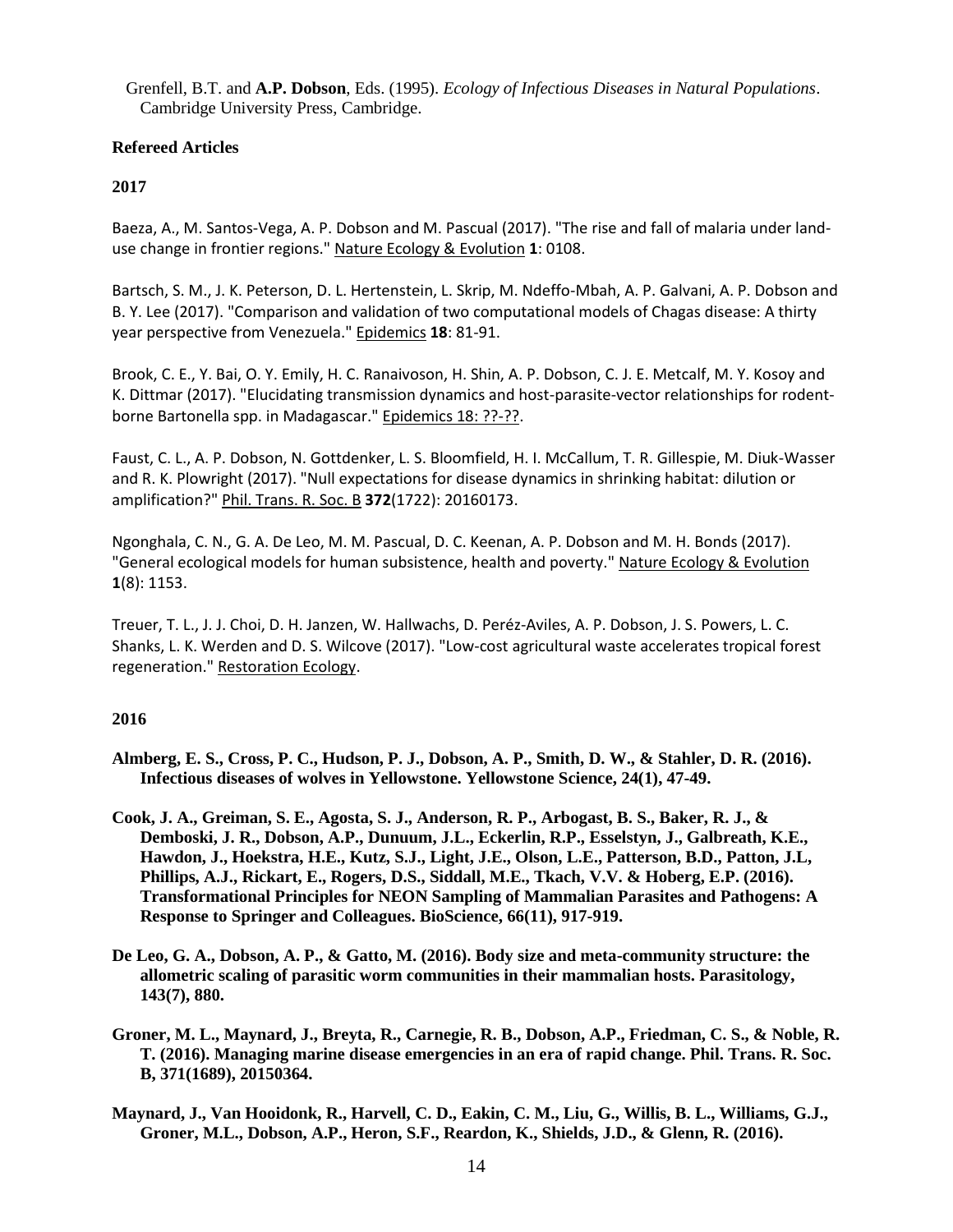Grenfell, B.T. and **A.P. Dobson**, Eds. (1995). *Ecology of Infectious Diseases in Natural Populations*. Cambridge University Press, Cambridge.

### Refereed Articles

#### 2017

Baeza, A., M. Santos-Vega, A. P. Dobson and M. Pascual (2017). "The rise and fall of malaria under land-use change in frontier regions." Nature Ecology & Evolution **1**: 0108.

Bartsch, S. M., J. K. Peterson, D. L. Hertenstein, L. Skrip, M. Ndeffo-Mbah, A. P. Galvani, A. P. Dobson and B. Y. Lee (2017). "Comparison and validation of two computational models of Chagas disease: A thirty year perspective from Venezuela." Epidemics **18**: 81-91.

Brook, C. E., Y. Bai, O. Y. Emily, H. C. Ranaivoson, H. Shin, A. P. Dobson, C. J. E. Metcalf, M. Y. Kosoy and K. Dittmar (2017). "Elucidating transmission dynamics and host-parasite-vector relationships for rodent-borne Bartonella spp. in Madagascar." Epidemics 18: ??-??.

Faust, C. L., A. P. Dobson, N. Gottdenker, L. S. Bloomfield, H. I. McCallum, T. R. Gillespie, M. Diuk-Wasser and R. K. Plowright (2017). "Null expectations for disease dynamics in shrinking habitat: dilution or amplification?" Phil. Trans. R. Soc. B **372**(1722): 20160173.

Ngonghala, C. N., G. A. De Leo, M. M. Pascual, D. C. Keenan, A. P. Dobson and M. H. Bonds (2017). "General ecological models for human subsistence, health and poverty." Nature Ecology & Evolution **1**(8): 1153.

Treuer, T. L., J. J. Choi, D. H. Janzen, W. Hallwachs, D. Peréz-Aviles, A. P. Dobson, J. S. Powers, L. C. Shanks, L. K. Werden and D. S. Wilcove (2017). "Low-cost agricultural waste accelerates tropical forest regeneration." Restoration Ecology.

#### 2016

**Almberg, E. S., Cross, P. C., Hudson, P. J., Dobson, A. P., Smith, D. W., & Stahler, D. R. (2016). Infectious diseases of wolves in Yellowstone. Yellowstone Science, 24(1), 47-49.**

**Cook, J. A., Greiman, S. E., Agosta, S. J., Anderson, R. P., Arbogast, B. S., Baker, R. J., & Demboski, J. R., Dobson, A.P., Dunuum, J.L., Eckerlin, R.P., Esselstyn, J., Galbreath, K.E., Hawdon, J., Hoekstra, H.E., Kutz, S.J., Light, J.E., Olson, L.E., Patterson, B.D., Patton, J.L, Phillips, A.J., Rickart, E., Rogers, D.S., Siddall, M.E., Tkach, V.V. & Hoberg, E.P. (2016). Transformational Principles for NEON Sampling of Mammalian Parasites and Pathogens: A Response to Springer and Colleagues. BioScience, 66(11), 917-919.**

**De Leo, G. A., Dobson, A. P., & Gatto, M. (2016). Body size and meta-community structure: the allometric scaling of parasitic worm communities in their mammalian hosts. Parasitology, 143(7), 880.**

**Groner, M. L., Maynard, J., Breyta, R., Carnegie, R. B., Dobson, A.P., Friedman, C. S., & Noble, R. T. (2016). Managing marine disease emergencies in an era of rapid change. Phil. Trans. R. Soc. B, 371(1689), 20150364.**

**Maynard, J., Van Hooidonk, R., Harvell, C. D., Eakin, C. M., Liu, G., Willis, B. L., Williams, G.J., Groner, M.L., Dobson, A.P., Heron, S.F., Reardon, K., Shields, J.D., & Glenn, R. (2016).**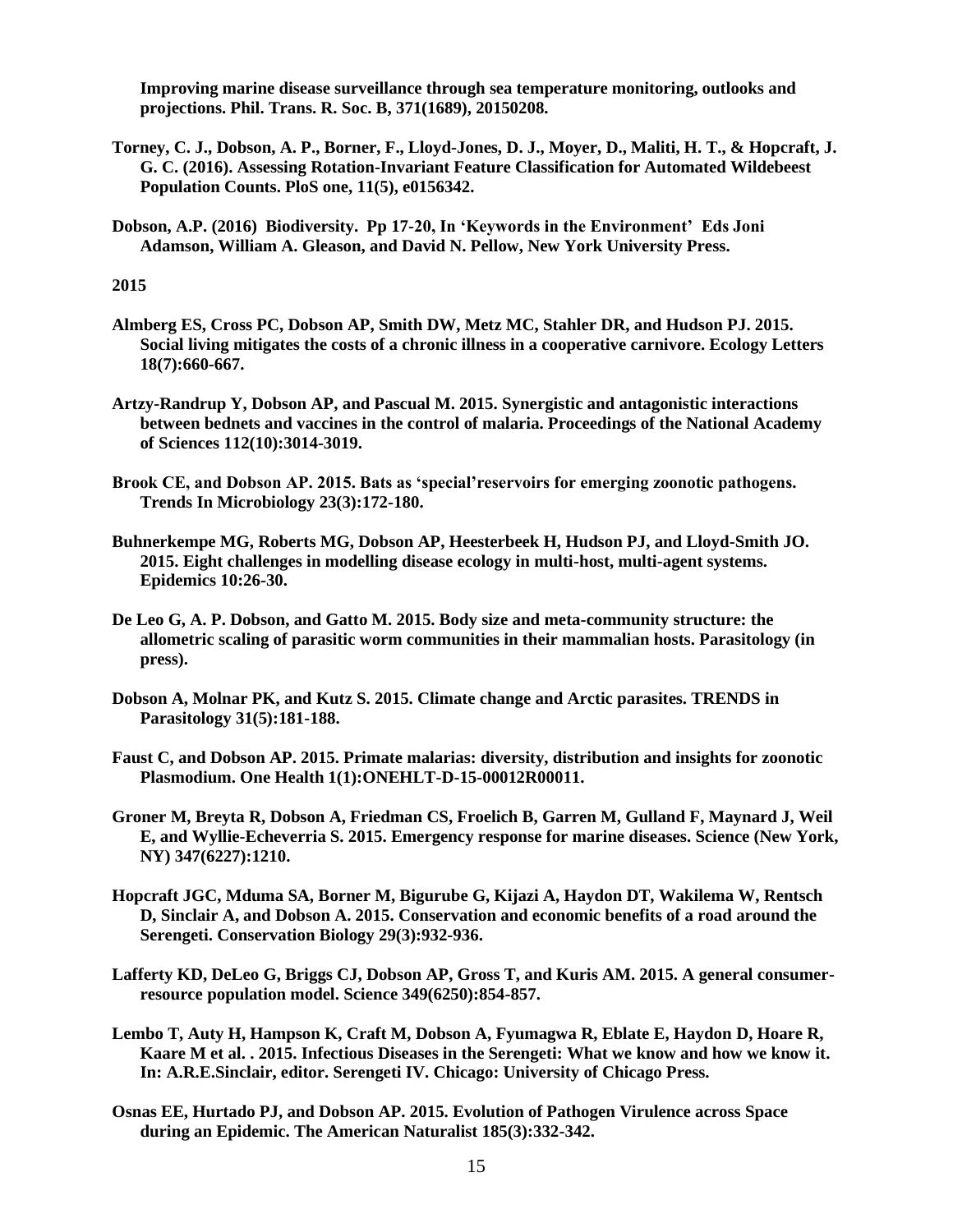**Improving marine disease surveillance through sea temperature monitoring, outlooks and projections. Phil. Trans. R. Soc. B, 371(1689), 20150208.**

**Torney, C. J., Dobson, A. P., Borner, F., Lloyd-Jones, D. J., Moyer, D., Maliti, H. T., & Hopcraft, J. G. C. (2016). Assessing Rotation-Invariant Feature Classification for Automated Wildebeest Population Counts. PloS one, 11(5), e0156342.**

**Dobson, A.P. (2016) Biodiversity. Pp 17-20, In 'Keywords in the Environment' Eds Joni Adamson, William A. Gleason, and David N. Pellow, New York University Press.**

**2015**

**Almberg ES, Cross PC, Dobson AP, Smith DW, Metz MC, Stahler DR, and Hudson PJ. 2015. Social living mitigates the costs of a chronic illness in a cooperative carnivore. Ecology Letters 18(7):660-667.**

**Artzy-Randrup Y, Dobson AP, and Pascual M. 2015. Synergistic and antagonistic interactions between bednets and vaccines in the control of malaria. Proceedings of the National Academy of Sciences 112(10):3014-3019.**

**Brook CE, and Dobson AP. 2015. Bats as 'special'reservoirs for emerging zoonotic pathogens. Trends In Microbiology 23(3):172-180.**

**Buhnerkempe MG, Roberts MG, Dobson AP, Heesterbeek H, Hudson PJ, and Lloyd-Smith JO. 2015. Eight challenges in modelling disease ecology in multi-host, multi-agent systems. Epidemics 10:26-30.**

**De Leo G, A. P. Dobson, and Gatto M. 2015. Body size and meta-community structure: the allometric scaling of parasitic worm communities in their mammalian hosts. Parasitology (in press).**

**Dobson A, Molnar PK, and Kutz S. 2015. Climate change and Arctic parasites. TRENDS in Parasitology 31(5):181-188.**

**Faust C, and Dobson AP. 2015. Primate malarias: diversity, distribution and insights for zoonotic Plasmodium. One Health 1(1):ONEHLT-D-15-00012R00011.**

**Groner M, Breyta R, Dobson A, Friedman CS, Froelich B, Garren M, Gulland F, Maynard J, Weil E, and Wyllie-Echeverria S. 2015. Emergency response for marine diseases. Science (New York, NY) 347(6227):1210.**

**Hopcraft JGC, Mduma SA, Borner M, Bigurube G, Kijazi A, Haydon DT, Wakilema W, Rentsch D, Sinclair A, and Dobson A. 2015. Conservation and economic benefits of a road around the Serengeti. Conservation Biology 29(3):932-936.**

**Lafferty KD, DeLeo G, Briggs CJ, Dobson AP, Gross T, and Kuris AM. 2015. A general consumer-resource population model. Science 349(6250):854-857.**

**Lembo T, Auty H, Hampson K, Craft M, Dobson A, Fyumagwa R, Eblate E, Haydon D, Hoare R, Kaare M et al. . 2015. Infectious Diseases in the Serengeti: What we know and how we know it. In: A.R.E.Sinclair, editor. Serengeti IV. Chicago: University of Chicago Press.**

**Osnas EE, Hurtado PJ, and Dobson AP. 2015. Evolution of Pathogen Virulence across Space during an Epidemic. The American Naturalist 185(3):332-342.**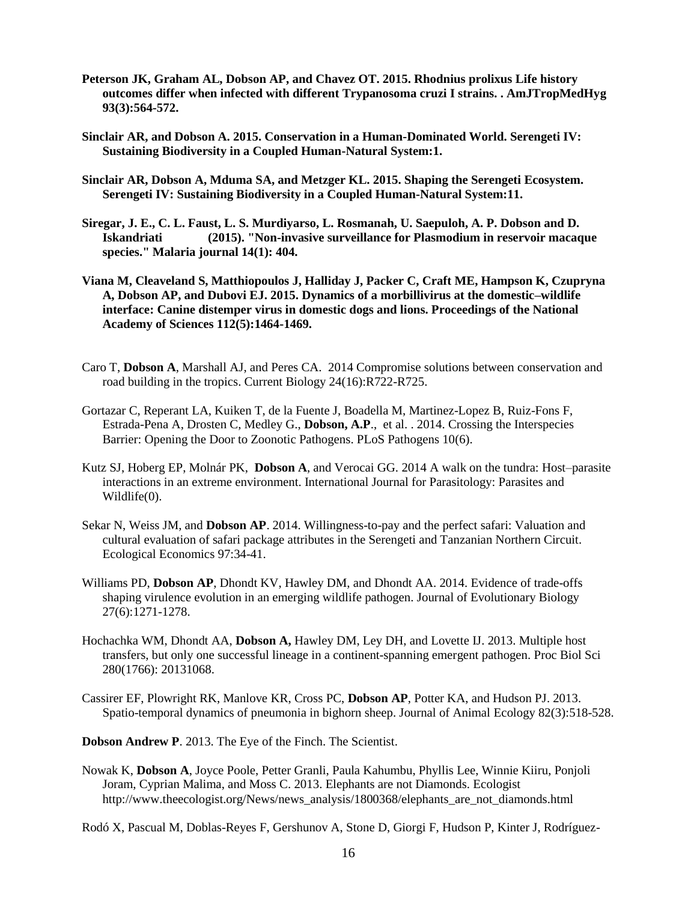**Peterson JK, Graham AL, Dobson AP, and Chavez OT. 2015. Rhodnius prolixus Life history outcomes differ when infected with different Trypanosoma cruzi I strains. . AmJTropMedHyg 93(3):564-572.**

**Sinclair AR, and Dobson A. 2015. Conservation in a Human-Dominated World. Serengeti IV: Sustaining Biodiversity in a Coupled Human-Natural System:1.**

**Sinclair AR, Dobson A, Mduma SA, and Metzger KL. 2015. Shaping the Serengeti Ecosystem. Serengeti IV: Sustaining Biodiversity in a Coupled Human-Natural System:11.**

**Siregar, J. E., C. L. Faust, L. S. Murdiyarso, L. Rosmanah, U. Saepuloh, A. P. Dobson and D. Iskandriati (2015). "Non-invasive surveillance for Plasmodium in reservoir macaque species." Malaria journal 14(1): 404.**

**Viana M, Cleaveland S, Matthiopoulos J, Halliday J, Packer C, Craft ME, Hampson K, Czupryna A, Dobson AP, and Dubovi EJ. 2015. Dynamics of a morbillivirus at the domestic–wildlife interface: Canine distemper virus in domestic dogs and lions. Proceedings of the National Academy of Sciences 112(5):1464-1469.**

Caro T, **Dobson A**, Marshall AJ, and Peres CA. 2014 Compromise solutions between conservation and road building in the tropics. Current Biology 24(16):R722-R725.

Gortazar C, Reperant LA, Kuiken T, de la Fuente J, Boadella M, Martinez-Lopez B, Ruiz-Fons F, Estrada-Pena A, Drosten C, Medley G., **Dobson, A.P**., et al. . 2014. Crossing the Interspecies Barrier: Opening the Door to Zoonotic Pathogens. PLoS Pathogens 10(6).

Kutz SJ, Hoberg EP, Molnár PK, **Dobson A**, and Verocai GG. 2014 A walk on the tundra: Host–parasite interactions in an extreme environment. International Journal for Parasitology: Parasites and Wildlife(0).

Sekar N, Weiss JM, and **Dobson AP**. 2014. Willingness-to-pay and the perfect safari: Valuation and cultural evaluation of safari package attributes in the Serengeti and Tanzanian Northern Circuit. Ecological Economics 97:34-41.

Williams PD, **Dobson AP**, Dhondt KV, Hawley DM, and Dhondt AA. 2014. Evidence of trade-offs shaping virulence evolution in an emerging wildlife pathogen. Journal of Evolutionary Biology 27(6):1271-1278.

Hochachka WM, Dhondt AA, **Dobson A,** Hawley DM, Ley DH, and Lovette IJ. 2013. Multiple host transfers, but only one successful lineage in a continent-spanning emergent pathogen. Proc Biol Sci 280(1766): 20131068.

Cassirer EF, Plowright RK, Manlove KR, Cross PC, **Dobson AP**, Potter KA, and Hudson PJ. 2013. Spatio-temporal dynamics of pneumonia in bighorn sheep. Journal of Animal Ecology 82(3):518-528.

**Dobson Andrew P**. 2013. The Eye of the Finch. The Scientist.

Nowak K, **Dobson A**, Joyce Poole, Petter Granli, Paula Kahumbu, Phyllis Lee, Winnie Kiiru, Ponjoli Joram, Cyprian Malima, and Moss C. 2013. Elephants are not Diamonds. Ecologist http://www.theecologist.org/News/news_analysis/1800368/elephants_are_not_diamonds.html

Rodó X, Pascual M, Doblas-Reyes F, Gershunov A, Stone D, Giorgi F, Hudson P, Kinter J, Rodríguez-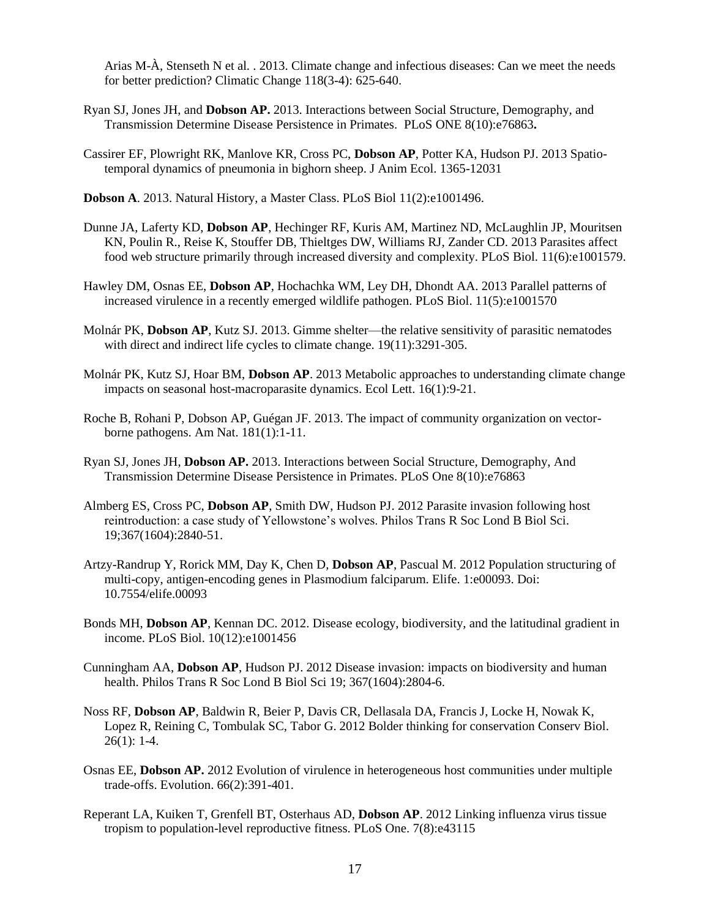Arias M-À, Stenseth N et al. . 2013. Climate change and infectious diseases: Can we meet the needs for better prediction? Climatic Change 118(3-4): 625-640.

Ryan SJ, Jones JH, and **Dobson AP.** 2013. Interactions between Social Structure, Demography, and Transmission Determine Disease Persistence in Primates. PLoS ONE 8(10):e76863**.**

Cassirer EF, Plowright RK, Manlove KR, Cross PC, **Dobson AP**, Potter KA, Hudson PJ. 2013 Spatio-temporal dynamics of pneumonia in bighorn sheep. J Anim Ecol. 1365-12031

**Dobson A**. 2013. Natural History, a Master Class. PLoS Biol 11(2):e1001496.

Dunne JA, Laferty KD, **Dobson AP**, Hechinger RF, Kuris AM, Martinez ND, McLaughlin JP, Mouritsen KN, Poulin R., Reise K, Stouffer DB, Thieltges DW, Williams RJ, Zander CD. 2013 Parasites affect food web structure primarily through increased diversity and complexity. PLoS Biol. 11(6):e1001579.

Hawley DM, Osnas EE, **Dobson AP**, Hochachka WM, Ley DH, Dhondt AA. 2013 Parallel patterns of increased virulence in a recently emerged wildlife pathogen. PLoS Biol. 11(5):e1001570

Molnár PK, **Dobson AP**, Kutz SJ. 2013. Gimme shelter—the relative sensitivity of parasitic nematodes with direct and indirect life cycles to climate change. 19(11):3291-305.

Molnár PK, Kutz SJ, Hoar BM, **Dobson AP**. 2013 Metabolic approaches to understanding climate change impacts on seasonal host-macroparasite dynamics. Ecol Lett. 16(1):9-21.

Roche B, Rohani P, Dobson AP, Guégan JF. 2013. The impact of community organization on vector-borne pathogens. Am Nat. 181(1):1-11.

Ryan SJ, Jones JH, **Dobson AP.** 2013. Interactions between Social Structure, Demography, And Transmission Determine Disease Persistence in Primates. PLoS One 8(10):e76863

Almberg ES, Cross PC, **Dobson AP**, Smith DW, Hudson PJ. 2012 Parasite invasion following host reintroduction: a case study of Yellowstone's wolves. Philos Trans R Soc Lond B Biol Sci. 19;367(1604):2840-51.

Artzy-Randrup Y, Rorick MM, Day K, Chen D, **Dobson AP**, Pascual M. 2012 Population structuring of multi-copy, antigen-encoding genes in Plasmodium falciparum. Elife. 1:e00093. Doi: 10.7554/elife.00093

Bonds MH, **Dobson AP**, Kennan DC. 2012. Disease ecology, biodiversity, and the latitudinal gradient in income. PLoS Biol. 10(12):e1001456

Cunningham AA, **Dobson AP**, Hudson PJ. 2012 Disease invasion: impacts on biodiversity and human health. Philos Trans R Soc Lond B Biol Sci 19; 367(1604):2804-6.

Noss RF, **Dobson AP**, Baldwin R, Beier P, Davis CR, Dellasala DA, Francis J, Locke H, Nowak K, Lopez R, Reining C, Tombulak SC, Tabor G. 2012 Bolder thinking for conservation Conserv Biol. 26(1): 1-4.

Osnas EE, **Dobson AP.** 2012 Evolution of virulence in heterogeneous host communities under multiple trade-offs. Evolution. 66(2):391-401.

Reperant LA, Kuiken T, Grenfell BT, Osterhaus AD, **Dobson AP**. 2012 Linking influenza virus tissue tropism to population-level reproductive fitness. PLoS One. 7(8):e43115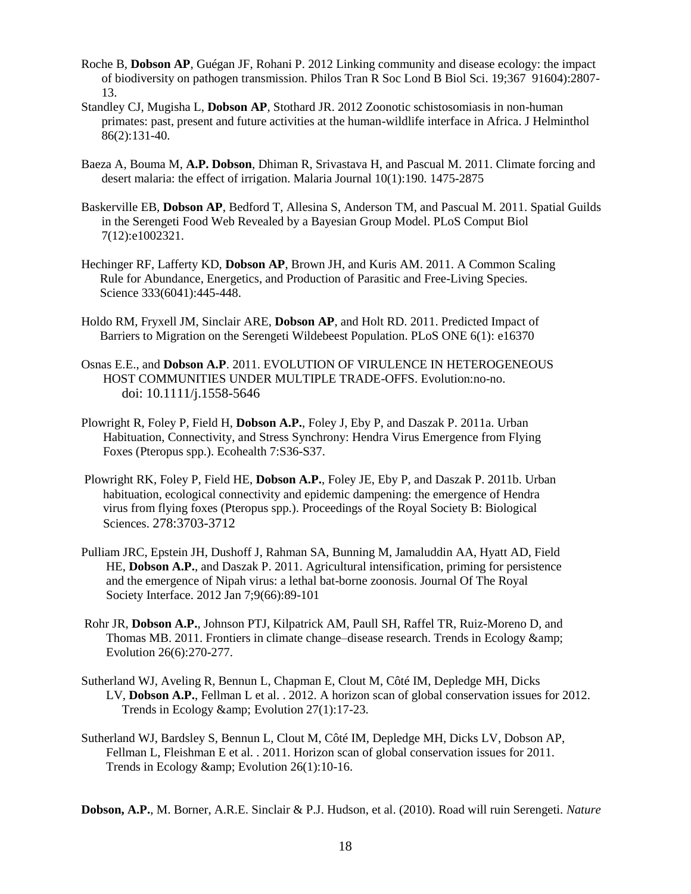Roche B, **Dobson AP**, Guégan JF, Rohani P. 2012 Linking community and disease ecology: the impact of biodiversity on pathogen transmission. Philos Tran R Soc Lond B Biol Sci. 19;367 91604):2807-13.

Standley CJ, Mugisha L, **Dobson AP**, Stothard JR. 2012 Zoonotic schistosomiasis in non-human primates: past, present and future activities at the human-wildlife interface in Africa. J Helminthol 86(2):131-40.

Baeza A, Bouma M, **A.P. Dobson**, Dhiman R, Srivastava H, and Pascual M. 2011. Climate forcing and desert malaria: the effect of irrigation. Malaria Journal 10(1):190. 1475-2875

Baskerville EB, **Dobson AP**, Bedford T, Allesina S, Anderson TM, and Pascual M. 2011. Spatial Guilds in the Serengeti Food Web Revealed by a Bayesian Group Model. PLoS Comput Biol 7(12):e1002321.

Hechinger RF, Lafferty KD, **Dobson AP**, Brown JH, and Kuris AM. 2011. A Common Scaling Rule for Abundance, Energetics, and Production of Parasitic and Free-Living Species. Science 333(6041):445-448.

Holdo RM, Fryxell JM, Sinclair ARE, **Dobson AP**, and Holt RD. 2011. Predicted Impact of Barriers to Migration on the Serengeti Wildebeest Population. PLoS ONE 6(1): e16370

Osnas E.E., and **Dobson A.P**. 2011. EVOLUTION OF VIRULENCE IN HETEROGENEOUS HOST COMMUNITIES UNDER MULTIPLE TRADE-OFFS. Evolution:no-no. doi: 10.1111/j.1558-5646

Plowright R, Foley P, Field H, **Dobson A.P.**, Foley J, Eby P, and Daszak P. 2011a. Urban Habituation, Connectivity, and Stress Synchrony: Hendra Virus Emergence from Flying Foxes (Pteropus spp.). Ecohealth 7:S36-S37.

Plowright RK, Foley P, Field HE, **Dobson A.P.**, Foley JE, Eby P, and Daszak P. 2011b. Urban habituation, ecological connectivity and epidemic dampening: the emergence of Hendra virus from flying foxes (Pteropus spp.). Proceedings of the Royal Society B: Biological Sciences. 278:3703-3712

Pulliam JRC, Epstein JH, Dushoff J, Rahman SA, Bunning M, Jamaluddin AA, Hyatt AD, Field HE, **Dobson A.P.**, and Daszak P. 2011. Agricultural intensification, priming for persistence and the emergence of Nipah virus: a lethal bat-borne zoonosis. Journal Of The Royal Society Interface. 2012 Jan 7;9(66):89-101

Rohr JR, **Dobson A.P.**, Johnson PTJ, Kilpatrick AM, Paull SH, Raffel TR, Ruiz-Moreno D, and Thomas MB. 2011. Frontiers in climate change–disease research. Trends in Ecology &amp; Evolution 26(6):270-277.

Sutherland WJ, Aveling R, Bennun L, Chapman E, Clout M, Côté IM, Depledge MH, Dicks LV, **Dobson A.P.**, Fellman L et al. . 2012. A horizon scan of global conservation issues for 2012. Trends in Ecology &amp; Evolution 27(1):17-23.

Sutherland WJ, Bardsley S, Bennun L, Clout M, Côté IM, Depledge MH, Dicks LV, Dobson AP, Fellman L, Fleishman E et al. . 2011. Horizon scan of global conservation issues for 2011. Trends in Ecology &amp; Evolution 26(1):10-16.

**Dobson, A.P.**, M. Borner, A.R.E. Sinclair & P.J. Hudson, et al. (2010). Road will ruin Serengeti. *Nature*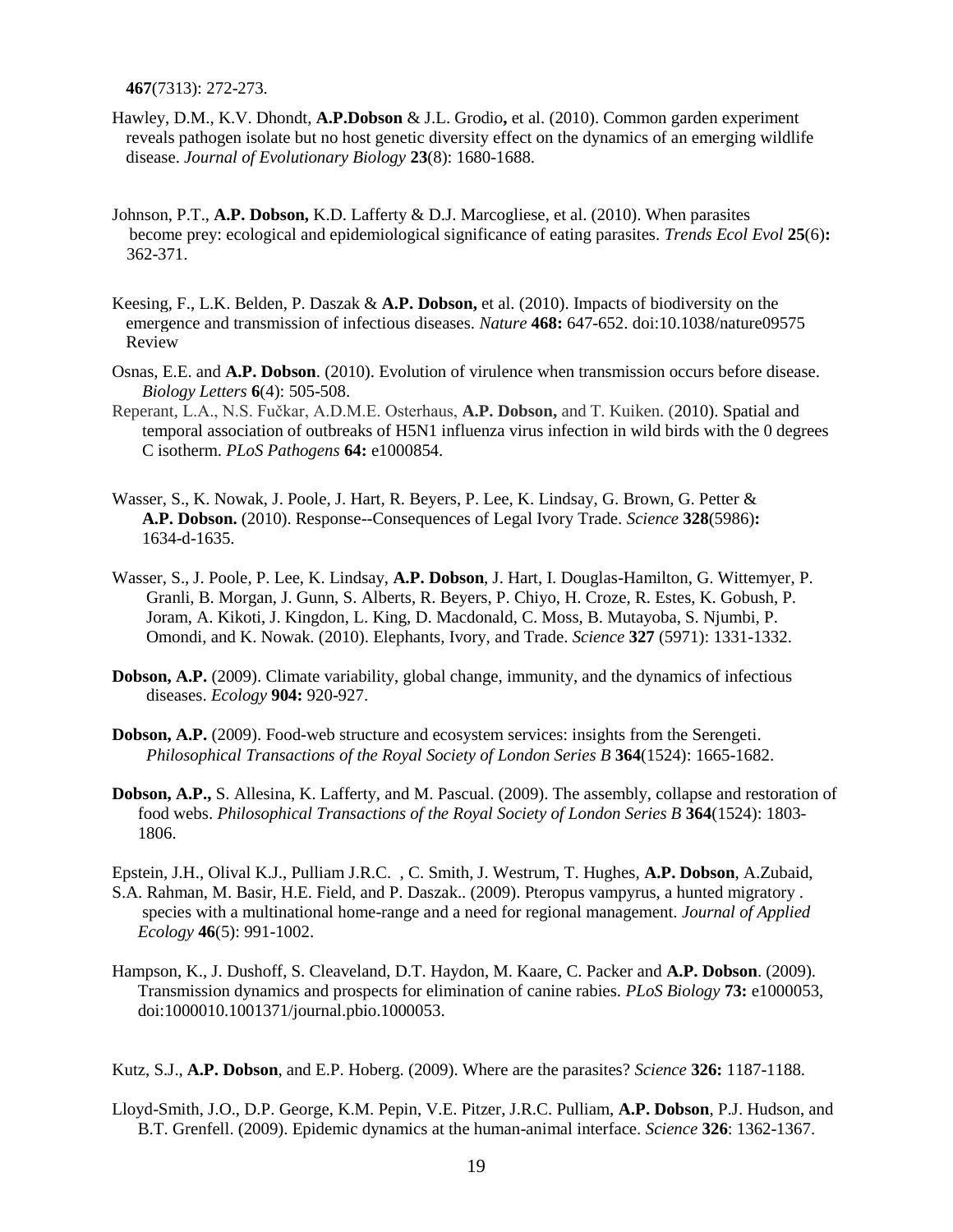**467**(7313): 272-273.

Hawley, D.M., K.V. Dhondt, **A.P.Dobson** & J.L. Grodio**,** et al. (2010). Common garden experiment reveals pathogen isolate but no host genetic diversity effect on the dynamics of an emerging wildlife disease. *Journal of Evolutionary Biology* **23**(8): 1680-1688.

Johnson, P.T., **A.P. Dobson,** K.D. Lafferty & D.J. Marcogliese, et al. (2010). When parasites become prey: ecological and epidemiological significance of eating parasites. *Trends Ecol Evol* **25**(6)**:** 362-371.

Keesing, F., L.K. Belden, P. Daszak & **A.P. Dobson,** et al. (2010). Impacts of biodiversity on the emergence and transmission of infectious diseases. *Nature* **468:** 647-652. doi:10.1038/nature09575 Review

Osnas, E.E. and **A.P. Dobson**. (2010). Evolution of virulence when transmission occurs before disease. *Biology Letters* **6**(4): 505-508.

Reperant, L.A., N.S. Fučkar, A.D.M.E. Osterhaus, **A.P. Dobson,** and T. Kuiken. (2010). Spatial and temporal association of outbreaks of H5N1 influenza virus infection in wild birds with the 0 degrees C isotherm. *PLoS Pathogens* **64:** e1000854.

Wasser, S., K. Nowak, J. Poole, J. Hart, R. Beyers, P. Lee, K. Lindsay, G. Brown, G. Petter & **A.P. Dobson.** (2010). Response--Consequences of Legal Ivory Trade. *Science* **328**(5986)**:** 1634-d-1635.

Wasser, S., J. Poole, P. Lee, K. Lindsay, **A.P. Dobson**, J. Hart, I. Douglas-Hamilton, G. Wittemyer, P. Granli, B. Morgan, J. Gunn, S. Alberts, R. Beyers, P. Chiyo, H. Croze, R. Estes, K. Gobush, P. Joram, A. Kikoti, J. Kingdon, L. King, D. Macdonald, C. Moss, B. Mutayoba, S. Njumbi, P. Omondi, and K. Nowak. (2010). Elephants, Ivory, and Trade. *Science* **327** (5971): 1331-1332.

**Dobson, A.P.** (2009). Climate variability, global change, immunity, and the dynamics of infectious diseases. *Ecology* **904:** 920-927.

**Dobson, A.P.** (2009). Food-web structure and ecosystem services: insights from the Serengeti. *Philosophical Transactions of the Royal Society of London Series B* **364**(1524): 1665-1682.

**Dobson, A.P.,** S. Allesina, K. Lafferty, and M. Pascual. (2009). The assembly, collapse and restoration of food webs. *Philosophical Transactions of the Royal Society of London Series B* **364**(1524): 1803-1806.

Epstein, J.H., Olival K.J., Pulliam J.R.C. , C. Smith, J. Westrum, T. Hughes, **A.P. Dobson**, A.Zubaid, S.A. Rahman, M. Basir, H.E. Field, and P. Daszak.. (2009). Pteropus vampyrus, a hunted migratory . species with a multinational home-range and a need for regional management. *Journal of Applied Ecology* **46**(5): 991-1002.

Hampson, K., J. Dushoff, S. Cleaveland, D.T. Haydon, M. Kaare, C. Packer and **A.P. Dobson**. (2009). Transmission dynamics and prospects for elimination of canine rabies. *PLoS Biology* **73:** e1000053, doi:1000010.1001371/journal.pbio.1000053.

Kutz, S.J., **A.P. Dobson**, and E.P. Hoberg. (2009). Where are the parasites? *Science* **326:** 1187-1188.

Lloyd-Smith, J.O., D.P. George, K.M. Pepin, V.E. Pitzer, J.R.C. Pulliam, **A.P. Dobson**, P.J. Hudson, and B.T. Grenfell. (2009). Epidemic dynamics at the human-animal interface. *Science* **326**: 1362-1367.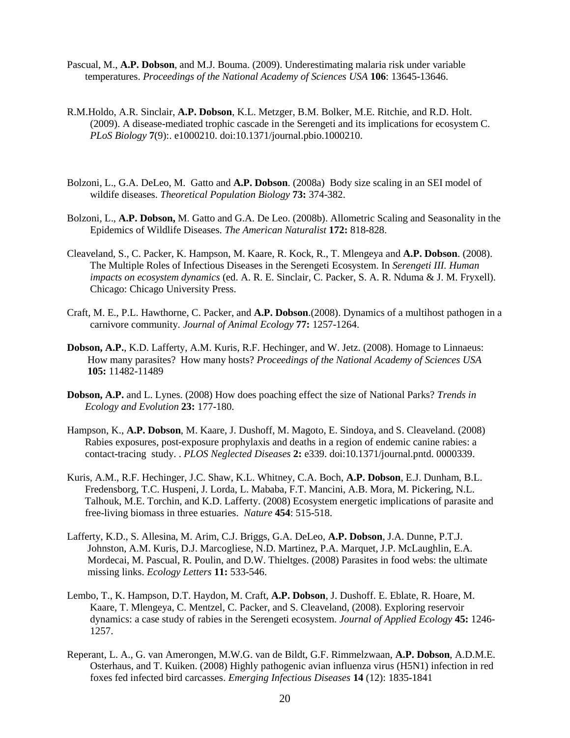Pascual, M., **A.P. Dobson**, and M.J. Bouma. (2009). Underestimating malaria risk under variable temperatures. *Proceedings of the National Academy of Sciences USA* **106**: 13645-13646.

R.M.Holdo, A.R. Sinclair, **A.P. Dobson**, K.L. Metzger, B.M. Bolker, M.E. Ritchie, and R.D. Holt. (2009). A disease-mediated trophic cascade in the Serengeti and its implications for ecosystem C. *PLoS Biology* **7**(9):. e1000210. doi:10.1371/journal.pbio.1000210.

Bolzoni, L., G.A. DeLeo, M. Gatto and **A.P. Dobson**. (2008a) Body size scaling in an SEI model of wildlife diseases. *Theoretical Population Biology* **73:** 374-382.

Bolzoni, L., **A.P. Dobson,** M. Gatto and G.A. De Leo. (2008b). Allometric Scaling and Seasonality in the Epidemics of Wildlife Diseases. *The American Naturalist* **172:** 818-828.

Cleaveland, S., C. Packer, K. Hampson, M. Kaare, R. Kock, R., T. Mlengeya and **A.P. Dobson**. (2008). The Multiple Roles of Infectious Diseases in the Serengeti Ecosystem. In *Serengeti III. Human impacts on ecosystem dynamics* (ed. A. R. E. Sinclair, C. Packer, S. A. R. Nduma & J. M. Fryxell). Chicago: Chicago University Press.

Craft, M. E., P.L. Hawthorne, C. Packer, and **A.P. Dobson**.(2008). Dynamics of a multihost pathogen in a carnivore community. *Journal of Animal Ecology* **77:** 1257-1264.

**Dobson, A.P.**, K.D. Lafferty, A.M. Kuris, R.F. Hechinger, and W. Jetz. (2008). Homage to Linnaeus: How many parasites? How many hosts? *Proceedings of the National Academy of Sciences USA* **105:** 11482-11489

**Dobson, A.P.** and L. Lynes. (2008) How does poaching effect the size of National Parks? *Trends in Ecology and Evolution* **23:** 177-180.

Hampson, K., **A.P. Dobson**, M. Kaare, J. Dushoff, M. Magoto, E. Sindoya, and S. Cleaveland. (2008) Rabies exposures, post-exposure prophylaxis and deaths in a region of endemic canine rabies: a contact-tracing study. . *PLOS Neglected Diseases* **2:** e339. doi:10.1371/journal.pntd. 0000339.

Kuris, A.M., R.F. Hechinger, J.C. Shaw, K.L. Whitney, C.A. Boch, **A.P. Dobson**, E.J. Dunham, B.L. Fredensborg, T.C. Huspeni, J. Lorda, L. Mababa, F.T. Mancini, A.B. Mora, M. Pickering, N.L. Talhouk, M.E. Torchin, and K.D. Lafferty. (2008) Ecosystem energetic implications of parasite and free-living biomass in three estuaries. *Nature* **454**: 515-518.

Lafferty, K.D., S. Allesina, M. Arim, C.J. Briggs, G.A. DeLeo, **A.P. Dobson**, J.A. Dunne, P.T.J. Johnston, A.M. Kuris, D.J. Marcogliese, N.D. Martinez, P.A. Marquet, J.P. McLaughlin, E.A. Mordecai, M. Pascual, R. Poulin, and D.W. Thieltges. (2008) Parasites in food webs: the ultimate missing links. *Ecology Letters* **11:** 533-546.

Lembo, T., K. Hampson, D.T. Haydon, M. Craft, **A.P. Dobson**, J. Dushoff. E. Eblate, R. Hoare, M. Kaare, T. Mlengeya, C. Mentzel, C. Packer, and S. Cleaveland, (2008). Exploring reservoir dynamics: a case study of rabies in the Serengeti ecosystem. *Journal of Applied Ecology* **45:** 1246-1257.

Reperant, L. A., G. van Amerongen, M.W.G. van de Bildt, G.F. Rimmelzwaan, **A.P. Dobson**, A.D.M.E. Osterhaus, and T. Kuiken. (2008) Highly pathogenic avian influenza virus (H5N1) infection in red foxes fed infected bird carcasses. *Emerging Infectious Diseases* **14** (12): 1835-1841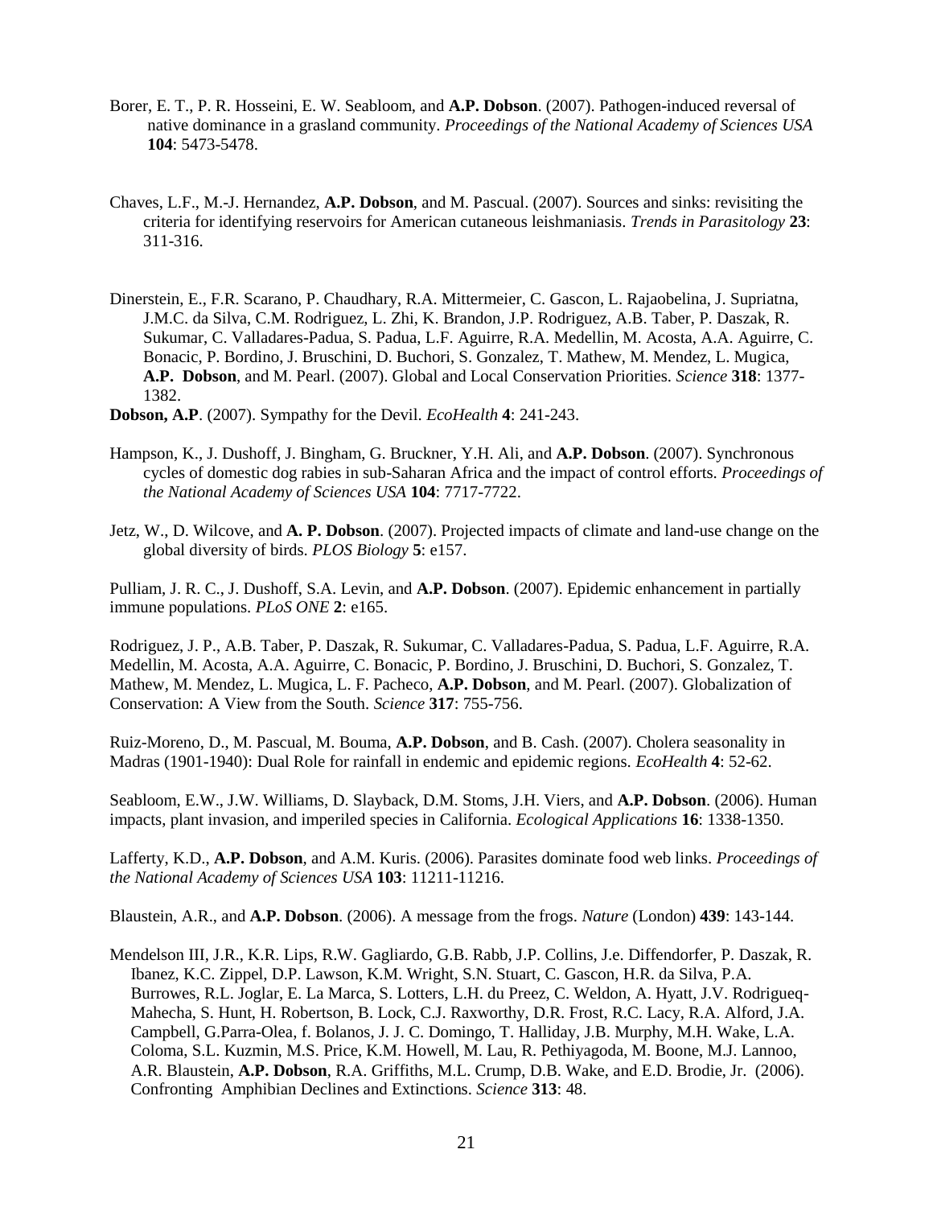Borer, E. T., P. R. Hosseini, E. W. Seabloom, and **A.P. Dobson**. (2007). Pathogen-induced reversal of native dominance in a grasland community. *Proceedings of the National Academy of Sciences USA* **104**: 5473-5478.

Chaves, L.F., M.-J. Hernandez, **A.P. Dobson**, and M. Pascual. (2007). Sources and sinks: revisiting the criteria for identifying reservoirs for American cutaneous leishmaniasis. *Trends in Parasitology* **23**: 311-316.

Dinerstein, E., F.R. Scarano, P. Chaudhary, R.A. Mittermeier, C. Gascon, L. Rajaobelina, J. Supriatna, J.M.C. da Silva, C.M. Rodriguez, L. Zhi, K. Brandon, J.P. Rodriguez, A.B. Taber, P. Daszak, R. Sukumar, C. Valladares-Padua, S. Padua, L.F. Aguirre, R.A. Medellin, M. Acosta, A.A. Aguirre, C. Bonacic, P. Bordino, J. Bruschini, D. Buchori, S. Gonzalez, T. Mathew, M. Mendez, L. Mugica, **A.P. Dobson**, and M. Pearl. (2007). Global and Local Conservation Priorities. *Science* **318**: 1377-1382.

**Dobson, A.P**. (2007). Sympathy for the Devil. *EcoHealth* **4**: 241-243.

Hampson, K., J. Dushoff, J. Bingham, G. Bruckner, Y.H. Ali, and **A.P. Dobson**. (2007). Synchronous cycles of domestic dog rabies in sub-Saharan Africa and the impact of control efforts. *Proceedings of the National Academy of Sciences USA* **104**: 7717-7722.

Jetz, W., D. Wilcove, and **A. P. Dobson**. (2007). Projected impacts of climate and land-use change on the global diversity of birds. *PLOS Biology* **5**: e157.

Pulliam, J. R. C., J. Dushoff, S.A. Levin, and **A.P. Dobson**. (2007). Epidemic enhancement in partially immune populations. *PLoS ONE* **2**: e165.

Rodriguez, J. P., A.B. Taber, P. Daszak, R. Sukumar, C. Valladares-Padua, S. Padua, L.F. Aguirre, R.A. Medellin, M. Acosta, A.A. Aguirre, C. Bonacic, P. Bordino, J. Bruschini, D. Buchori, S. Gonzalez, T. Mathew, M. Mendez, L. Mugica, L. F. Pacheco, **A.P. Dobson**, and M. Pearl. (2007). Globalization of Conservation: A View from the South. *Science* **317**: 755-756.

Ruiz-Moreno, D., M. Pascual, M. Bouma, **A.P. Dobson**, and B. Cash. (2007). Cholera seasonality in Madras (1901-1940): Dual Role for rainfall in endemic and epidemic regions. *EcoHealth* **4**: 52-62.

Seabloom, E.W., J.W. Williams, D. Slayback, D.M. Stoms, J.H. Viers, and **A.P. Dobson**. (2006). Human impacts, plant invasion, and imperiled species in California. *Ecological Applications* **16**: 1338-1350.

Lafferty, K.D., **A.P. Dobson**, and A.M. Kuris. (2006). Parasites dominate food web links. *Proceedings of the National Academy of Sciences USA* **103**: 11211-11216.

Blaustein, A.R., and **A.P. Dobson**. (2006). A message from the frogs. *Nature* (London) **439**: 143-144.

Mendelson III, J.R., K.R. Lips, R.W. Gagliardo, G.B. Rabb, J.P. Collins, J.e. Diffendorfer, P. Daszak, R. Ibanez, K.C. Zippel, D.P. Lawson, K.M. Wright, S.N. Stuart, C. Gascon, H.R. da Silva, P.A. Burrowes, R.L. Joglar, E. La Marca, S. Lotters, L.H. du Preez, C. Weldon, A. Hyatt, J.V. Rodrigueq-Mahecha, S. Hunt, H. Robertson, B. Lock, C.J. Raxworthy, D.R. Frost, R.C. Lacy, R.A. Alford, J.A. Campbell, G.Parra-Olea, f. Bolanos, J. J. C. Domingo, T. Halliday, J.B. Murphy, M.H. Wake, L.A. Coloma, S.L. Kuzmin, M.S. Price, K.M. Howell, M. Lau, R. Pethiyagoda, M. Boone, M.J. Lannoo, A.R. Blaustein, **A.P. Dobson**, R.A. Griffiths, M.L. Crump, D.B. Wake, and E.D. Brodie, Jr. (2006). Confronting Amphibian Declines and Extinctions. *Science* **313**: 48.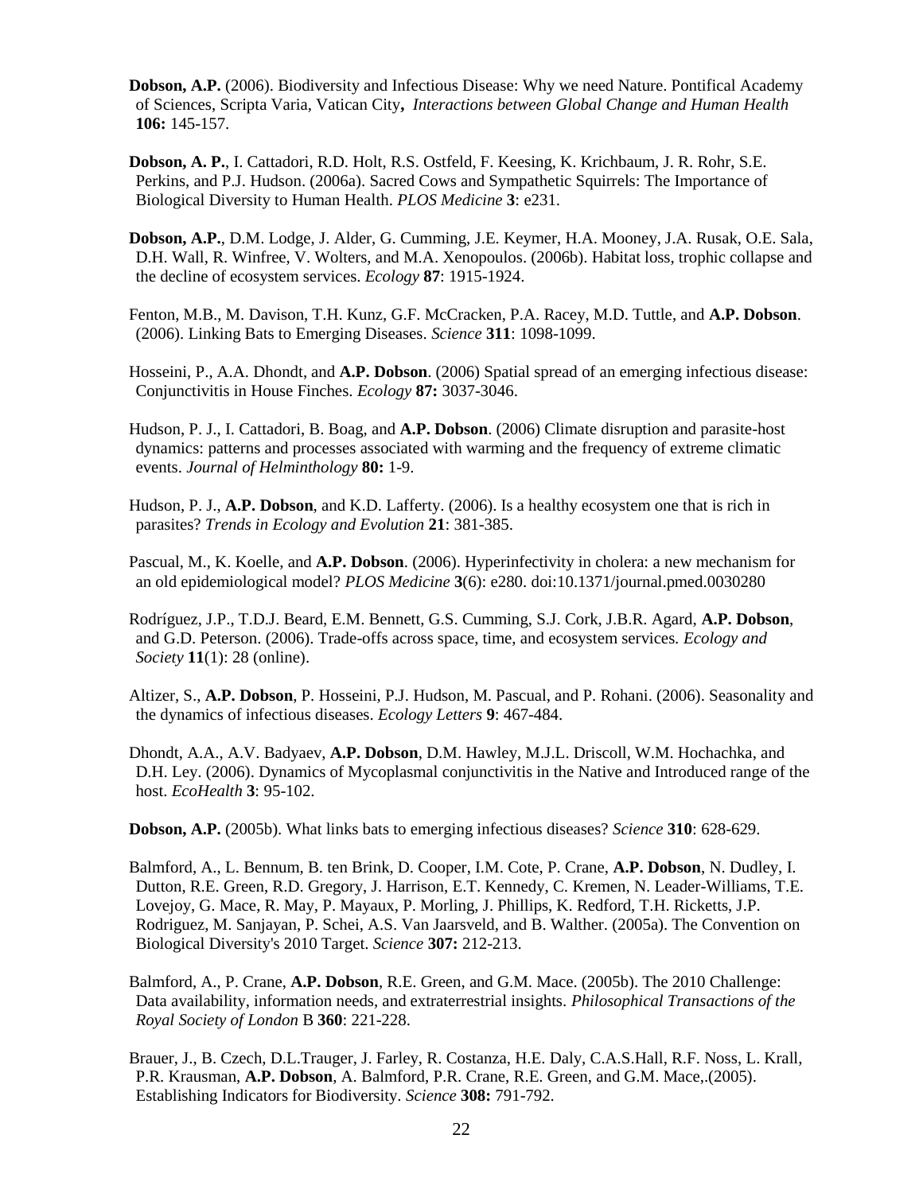**Dobson, A.P.** (2006). Biodiversity and Infectious Disease: Why we need Nature. Pontifical Academy of Sciences, Scripta Varia, Vatican City**,** *Interactions between Global Change and Human Health* **106:** 145-157.

**Dobson, A. P.**, I. Cattadori, R.D. Holt, R.S. Ostfeld, F. Keesing, K. Krichbaum, J. R. Rohr, S.E. Perkins, and P.J. Hudson. (2006a). Sacred Cows and Sympathetic Squirrels: The Importance of Biological Diversity to Human Health. *PLOS Medicine* **3**: e231.

**Dobson, A.P.**, D.M. Lodge, J. Alder, G. Cumming, J.E. Keymer, H.A. Mooney, J.A. Rusak, O.E. Sala, D.H. Wall, R. Winfree, V. Wolters, and M.A. Xenopoulos. (2006b). Habitat loss, trophic collapse and the decline of ecosystem services. *Ecology* **87**: 1915-1924.

Fenton, M.B., M. Davison, T.H. Kunz, G.F. McCracken, P.A. Racey, M.D. Tuttle, and **A.P. Dobson**. (2006). Linking Bats to Emerging Diseases. *Science* **311**: 1098-1099.

Hosseini, P., A.A. Dhondt, and **A.P. Dobson**. (2006) Spatial spread of an emerging infectious disease: Conjunctivitis in House Finches. *Ecology* **87:** 3037-3046.

Hudson, P. J., I. Cattadori, B. Boag, and **A.P. Dobson**. (2006) Climate disruption and parasite-host dynamics: patterns and processes associated with warming and the frequency of extreme climatic events. *Journal of Helminthology* **80:** 1-9.

Hudson, P. J., **A.P. Dobson**, and K.D. Lafferty. (2006). Is a healthy ecosystem one that is rich in parasites? *Trends in Ecology and Evolution* **21**: 381-385.

Pascual, M., K. Koelle, and **A.P. Dobson**. (2006). Hyperinfectivity in cholera: a new mechanism for an old epidemiological model? *PLOS Medicine* **3**(6): e280. doi:10.1371/journal.pmed.0030280

Rodríguez, J.P., T.D.J. Beard, E.M. Bennett, G.S. Cumming, S.J. Cork, J.B.R. Agard, **A.P. Dobson**, and G.D. Peterson. (2006). Trade-offs across space, time, and ecosystem services. *Ecology and Society* **11**(1): 28 (online).

Altizer, S., **A.P. Dobson**, P. Hosseini, P.J. Hudson, M. Pascual, and P. Rohani. (2006). Seasonality and the dynamics of infectious diseases. *Ecology Letters* **9**: 467-484.

Dhondt, A.A., A.V. Badyaev, **A.P. Dobson**, D.M. Hawley, M.J.L. Driscoll, W.M. Hochachka, and D.H. Ley. (2006). Dynamics of Mycoplasmal conjunctivitis in the Native and Introduced range of the host. *EcoHealth* **3**: 95-102.

**Dobson, A.P.** (2005b). What links bats to emerging infectious diseases? *Science* **310**: 628-629.

Balmford, A., L. Bennum, B. ten Brink, D. Cooper, I.M. Cote, P. Crane, **A.P. Dobson**, N. Dudley, I. Dutton, R.E. Green, R.D. Gregory, J. Harrison, E.T. Kennedy, C. Kremen, N. Leader-Williams, T.E. Lovejoy, G. Mace, R. May, P. Mayaux, P. Morling, J. Phillips, K. Redford, T.H. Ricketts, J.P. Rodriguez, M. Sanjayan, P. Schei, A.S. Van Jaarsveld, and B. Walther. (2005a). The Convention on Biological Diversity's 2010 Target. *Science* **307:** 212-213.

Balmford, A., P. Crane, **A.P. Dobson**, R.E. Green, and G.M. Mace. (2005b). The 2010 Challenge: Data availability, information needs, and extraterrestrial insights. *Philosophical Transactions of the Royal Society of London* B **360**: 221-228.

Brauer, J., B. Czech, D.L.Trauger, J. Farley, R. Costanza, H.E. Daly, C.A.S.Hall, R.F. Noss, L. Krall, P.R. Krausman, **A.P. Dobson**, A. Balmford, P.R. Crane, R.E. Green, and G.M. Mace,.(2005). Establishing Indicators for Biodiversity. *Science* **308:** 791-792.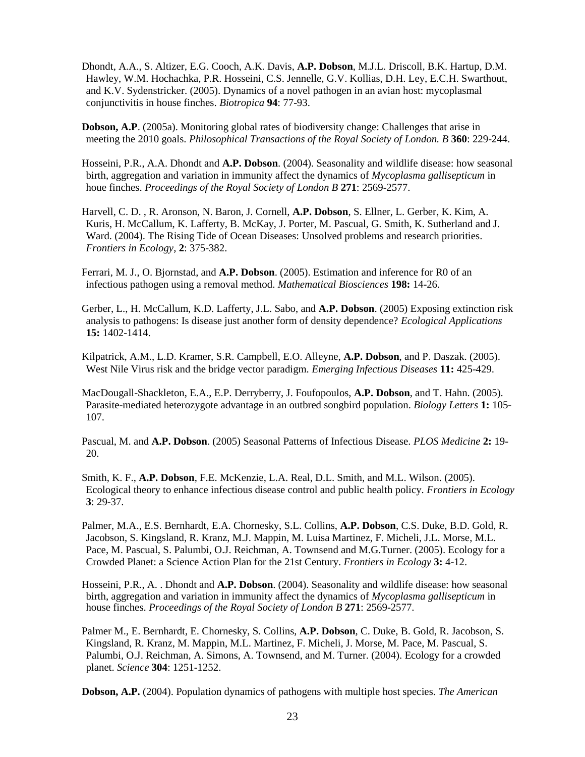Dhondt, A.A., S. Altizer, E.G. Cooch, A.K. Davis, **A.P. Dobson**, M.J.L. Driscoll, B.K. Hartup, D.M. Hawley, W.M. Hochachka, P.R. Hosseini, C.S. Jennelle, G.V. Kollias, D.H. Ley, E.C.H. Swarthout, and K.V. Sydenstricker. (2005). Dynamics of a novel pathogen in an avian host: mycoplasmal conjunctivitis in house finches. *Biotropica* **94**: 77-93.

**Dobson, A.P**. (2005a). Monitoring global rates of biodiversity change: Challenges that arise in meeting the 2010 goals. *Philosophical Transactions of the Royal Society of London. B* **360**: 229-244.

Hosseini, P.R., A.A. Dhondt and **A.P. Dobson**. (2004). Seasonality and wildlife disease: how seasonal birth, aggregation and variation in immunity affect the dynamics of *Mycoplasma gallisepticum* in houe finches. *Proceedings of the Royal Society of London B* **271**: 2569-2577.

Harvell, C. D. , R. Aronson, N. Baron, J. Cornell, **A.P. Dobson**, S. Ellner, L. Gerber, K. Kim, A. Kuris, H. McCallum, K. Lafferty, B. McKay, J. Porter, M. Pascual, G. Smith, K. Sutherland and J. Ward. (2004). The Rising Tide of Ocean Diseases: Unsolved problems and research priorities. *Frontiers in Ecology*, **2**: 375-382.

Ferrari, M. J., O. Bjornstad, and **A.P. Dobson**. (2005). Estimation and inference for R0 of an infectious pathogen using a removal method. *Mathematical Biosciences* **198:** 14-26.

Gerber, L., H. McCallum, K.D. Lafferty, J.L. Sabo, and **A.P. Dobson**. (2005) Exposing extinction risk analysis to pathogens: Is disease just another form of density dependence? *Ecological Applications* **15:** 1402-1414.

Kilpatrick, A.M., L.D. Kramer, S.R. Campbell, E.O. Alleyne, **A.P. Dobson**, and P. Daszak. (2005). West Nile Virus risk and the bridge vector paradigm. *Emerging Infectious Diseases* **11:** 425-429.

MacDougall-Shackleton, E.A., E.P. Derryberry, J. Foufopoulos, **A.P. Dobson**, and T. Hahn. (2005). Parasite-mediated heterozygote advantage in an outbred songbird population. *Biology Letters* **1:** 105-107.

Pascual, M. and **A.P. Dobson**. (2005) Seasonal Patterns of Infectious Disease. *PLOS Medicine* **2:** 19-20.

Smith, K. F., **A.P. Dobson**, F.E. McKenzie, L.A. Real, D.L. Smith, and M.L. Wilson. (2005). Ecological theory to enhance infectious disease control and public health policy. *Frontiers in Ecology* **3**: 29-37.

Palmer, M.A., E.S. Bernhardt, E.A. Chornesky, S.L. Collins, **A.P. Dobson**, C.S. Duke, B.D. Gold, R. Jacobson, S. Kingsland, R. Kranz, M.J. Mappin, M. Luisa Martinez, F. Micheli, J.L. Morse, M.L. Pace, M. Pascual, S. Palumbi, O.J. Reichman, A. Townsend and M.G.Turner. (2005). Ecology for a Crowded Planet: a Science Action Plan for the 21st Century. *Frontiers in Ecology* **3:** 4-12.

Hosseini, P.R., A. . Dhondt and **A.P. Dobson**. (2004). Seasonality and wildlife disease: how seasonal birth, aggregation and variation in immunity affect the dynamics of *Mycoplasma gallisepticum* in house finches. *Proceedings of the Royal Society of London B* **271**: 2569-2577.

Palmer M., E. Bernhardt, E. Chornesky, S. Collins, **A.P. Dobson**, C. Duke, B. Gold, R. Jacobson, S. Kingsland, R. Kranz, M. Mappin, M.L. Martinez, F. Micheli, J. Morse, M. Pace, M. Pascual, S. Palumbi, O.J. Reichman, A. Simons, A. Townsend, and M. Turner. (2004). Ecology for a crowded planet. *Science* **304**: 1251-1252.

**Dobson, A.P.** (2004). Population dynamics of pathogens with multiple host species. *The American*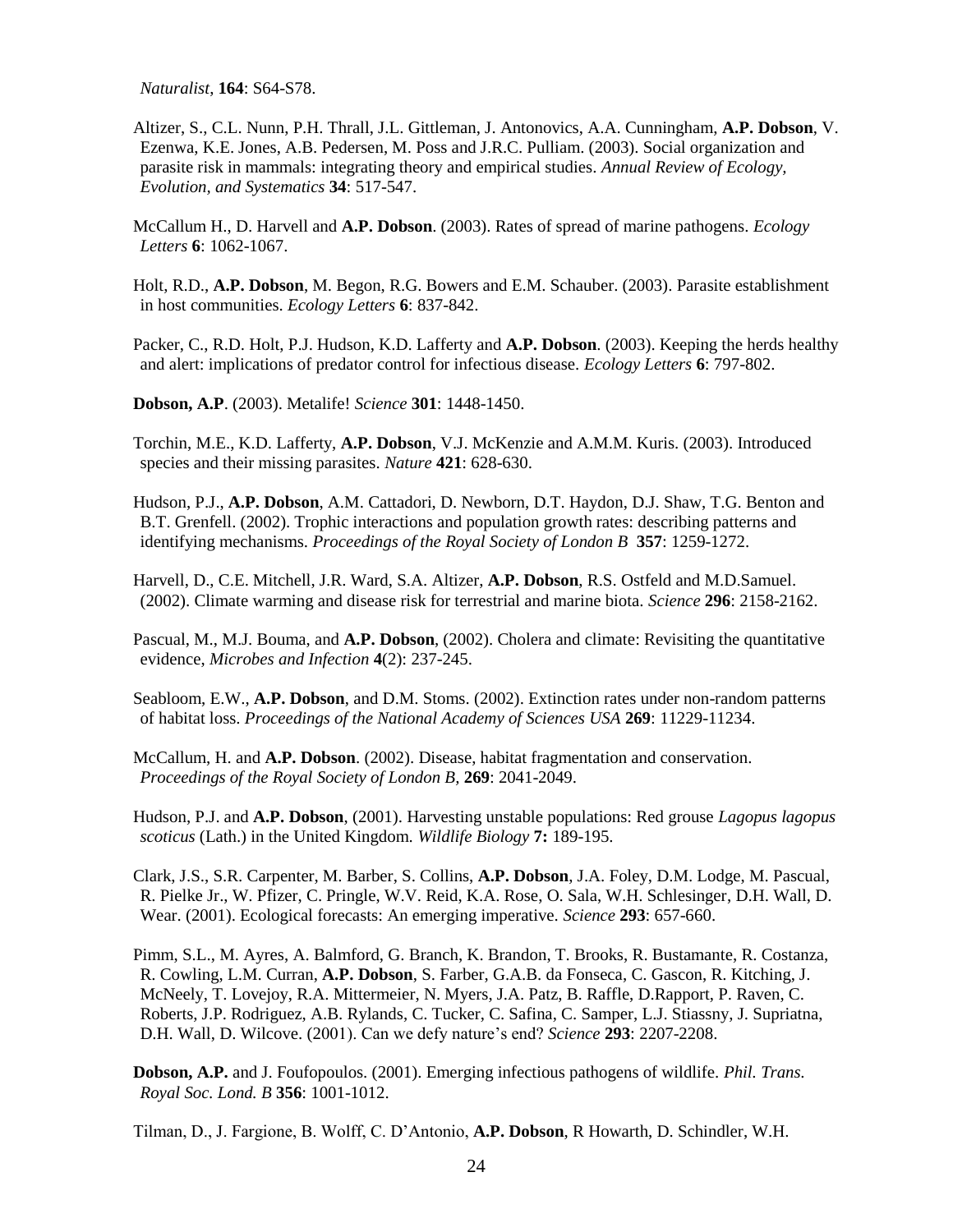*Naturalist*, **164**: S64-S78.

Altizer, S., C.L. Nunn, P.H. Thrall, J.L. Gittleman, J. Antonovics, A.A. Cunningham, **A.P. Dobson**, V. Ezenwa, K.E. Jones, A.B. Pedersen, M. Poss and J.R.C. Pulliam. (2003). Social organization and parasite risk in mammals: integrating theory and empirical studies. *Annual Review of Ecology, Evolution, and Systematics* **34**: 517-547.

McCallum H., D. Harvell and **A.P. Dobson**. (2003). Rates of spread of marine pathogens. *Ecology Letters* **6**: 1062-1067.

Holt, R.D., **A.P. Dobson**, M. Begon, R.G. Bowers and E.M. Schauber. (2003). Parasite establishment in host communities. *Ecology Letters* **6**: 837-842.

Packer, C., R.D. Holt, P.J. Hudson, K.D. Lafferty and **A.P. Dobson**. (2003). Keeping the herds healthy and alert: implications of predator control for infectious disease. *Ecology Letters* **6**: 797-802.

**Dobson, A.P**. (2003). Metalife! *Science* **301**: 1448-1450.

Torchin, M.E., K.D. Lafferty, **A.P. Dobson**, V.J. McKenzie and A.M.M. Kuris. (2003). Introduced species and their missing parasites. *Nature* **421**: 628-630.

Hudson, P.J., **A.P. Dobson**, A.M. Cattadori, D. Newborn, D.T. Haydon, D.J. Shaw, T.G. Benton and B.T. Grenfell. (2002). Trophic interactions and population growth rates: describing patterns and identifying mechanisms. *Proceedings of the Royal Society of London B* **357**: 1259-1272.

Harvell, D., C.E. Mitchell, J.R. Ward, S.A. Altizer, **A.P. Dobson**, R.S. Ostfeld and M.D.Samuel. (2002). Climate warming and disease risk for terrestrial and marine biota. *Science* **296**: 2158-2162.

Pascual, M., M.J. Bouma, and **A.P. Dobson**, (2002). Cholera and climate: Revisiting the quantitative evidence, *Microbes and Infection* **4**(2): 237-245.

Seabloom, E.W., **A.P. Dobson**, and D.M. Stoms. (2002). Extinction rates under non-random patterns of habitat loss. *Proceedings of the National Academy of Sciences USA* **269**: 11229-11234.

McCallum, H. and **A.P. Dobson**. (2002). Disease, habitat fragmentation and conservation. *Proceedings of the Royal Society of London B,* **269**: 2041-2049.

Hudson, P.J. and **A.P. Dobson**, (2001). Harvesting unstable populations: Red grouse *Lagopus lagopus scoticus* (Lath.) in the United Kingdom. *Wildlife Biology* **7:** 189-195.

Clark, J.S., S.R. Carpenter, M. Barber, S. Collins, **A.P. Dobson**, J.A. Foley, D.M. Lodge, M. Pascual, R. Pielke Jr., W. Pfizer, C. Pringle, W.V. Reid, K.A. Rose, O. Sala, W.H. Schlesinger, D.H. Wall, D. Wear. (2001). Ecological forecasts: An emerging imperative. *Science* **293**: 657-660.

Pimm, S.L., M. Ayres, A. Balmford, G. Branch, K. Brandon, T. Brooks, R. Bustamante, R. Costanza, R. Cowling, L.M. Curran, **A.P. Dobson**, S. Farber, G.A.B. da Fonseca, C. Gascon, R. Kitching, J. McNeely, T. Lovejoy, R.A. Mittermeier, N. Myers, J.A. Patz, B. Raffle, D.Rapport, P. Raven, C. Roberts, J.P. Rodriguez, A.B. Rylands, C. Tucker, C. Safina, C. Samper, L.J. Stiassny, J. Supriatna, D.H. Wall, D. Wilcove. (2001). Can we defy nature's end? *Science* **293**: 2207-2208.

**Dobson, A.P.** and J. Foufopoulos. (2001). Emerging infectious pathogens of wildlife. *Phil. Trans. Royal Soc. Lond. B* **356**: 1001-1012.

Tilman, D., J. Fargione, B. Wolff, C. D'Antonio, **A.P. Dobson**, R Howarth, D. Schindler, W.H.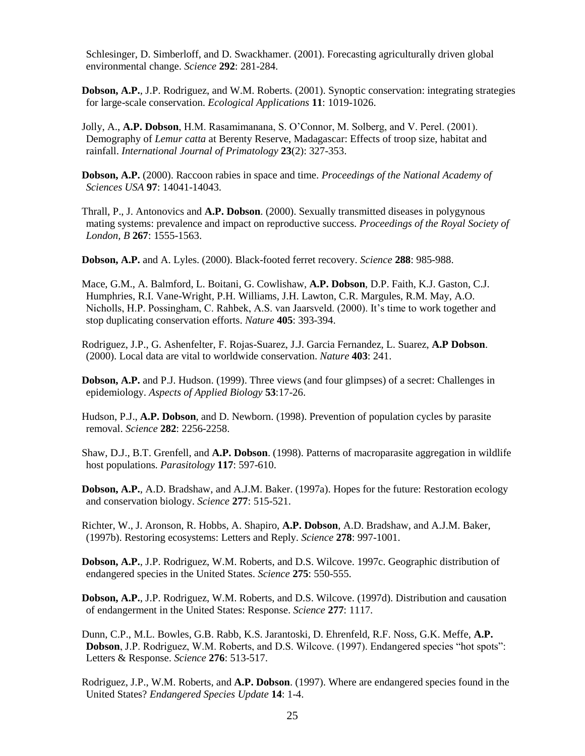Schlesinger, D. Simberloff, and D. Swackhamer. (2001). Forecasting agriculturally driven global environmental change. *Science* **292**: 281-284.

**Dobson, A.P.**, J.P. Rodriguez, and W.M. Roberts. (2001). Synoptic conservation: integrating strategies for large-scale conservation. *Ecological Applications* **11**: 1019-1026.

Jolly, A., **A.P. Dobson**, H.M. Rasamimanana, S. O'Connor, M. Solberg, and V. Perel. (2001). Demography of *Lemur catta* at Berenty Reserve, Madagascar: Effects of troop size, habitat and rainfall. *International Journal of Primatology* **23**(2): 327-353.

**Dobson, A.P.** (2000). Raccoon rabies in space and time. *Proceedings of the National Academy of Sciences USA* **97**: 14041-14043.

Thrall, P., J. Antonovics and **A.P. Dobson**. (2000). Sexually transmitted diseases in polygynous mating systems: prevalence and impact on reproductive success. *Proceedings of the Royal Society of London, B* **267**: 1555-1563.

**Dobson, A.P.** and A. Lyles. (2000). Black-footed ferret recovery. *Science* **288**: 985-988.

Mace, G.M., A. Balmford, L. Boitani, G. Cowlishaw, **A.P. Dobson**, D.P. Faith, K.J. Gaston, C.J. Humphries, R.I. Vane-Wright, P.H. Williams, J.H. Lawton, C.R. Margules, R.M. May, A.O. Nicholls, H.P. Possingham, C. Rahbek, A.S. van Jaarsveld. (2000). It's time to work together and stop duplicating conservation efforts. *Nature* **405**: 393-394.

Rodriguez, J.P., G. Ashenfelter, F. Rojas-Suarez, J.J. Garcia Fernandez, L. Suarez, **A.P Dobson**. (2000). Local data are vital to worldwide conservation. *Nature* **403**: 241.

**Dobson, A.P.** and P.J. Hudson. (1999). Three views (and four glimpses) of a secret: Challenges in epidemiology. *Aspects of Applied Biology* **53**:17-26.

Hudson, P.J., **A.P. Dobson**, and D. Newborn. (1998). Prevention of population cycles by parasite removal. *Science* **282**: 2256-2258.

Shaw, D.J., B.T. Grenfell, and **A.P. Dobson**. (1998). Patterns of macroparasite aggregation in wildlife host populations. *Parasitology* **117**: 597-610.

**Dobson, A.P.**, A.D. Bradshaw, and A.J.M. Baker. (1997a). Hopes for the future: Restoration ecology and conservation biology. *Science* **277**: 515-521.

Richter, W., J. Aronson, R. Hobbs, A. Shapiro, **A.P. Dobson**, A.D. Bradshaw, and A.J.M. Baker, (1997b). Restoring ecosystems: Letters and Reply. *Science* **278**: 997-1001.

**Dobson, A.P.**, J.P. Rodriguez, W.M. Roberts, and D.S. Wilcove. 1997c. Geographic distribution of endangered species in the United States. *Science* **275**: 550-555.

**Dobson, A.P.**, J.P. Rodriguez, W.M. Roberts, and D.S. Wilcove. (1997d). Distribution and causation of endangerment in the United States: Response. *Science* **277**: 1117.

Dunn, C.P., M.L. Bowles, G.B. Rabb, K.S. Jarantoski, D. Ehrenfeld, R.F. Noss, G.K. Meffe, **A.P. Dobson**, J.P. Rodriguez, W.M. Roberts, and D.S. Wilcove. (1997). Endangered species "hot spots": Letters & Response. *Science* **276**: 513-517.

Rodriguez, J.P., W.M. Roberts, and **A.P. Dobson**. (1997). Where are endangered species found in the United States? *Endangered Species Update* **14**: 1-4.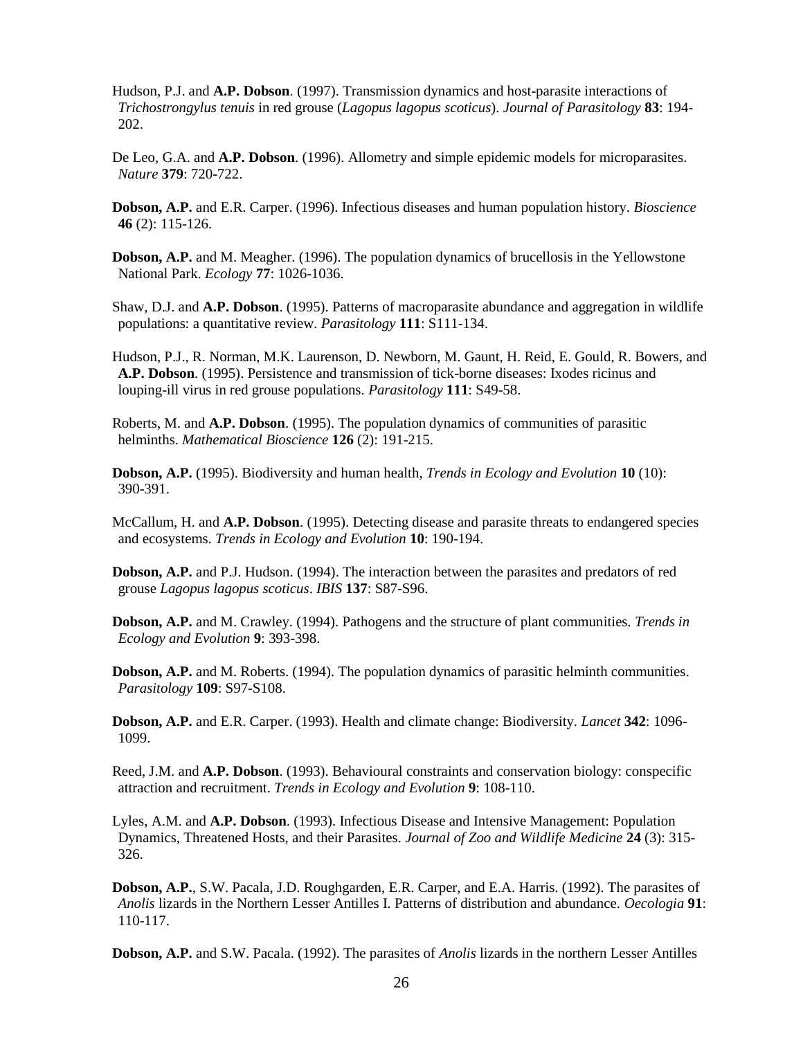Hudson, P.J. and **A.P. Dobson**. (1997). Transmission dynamics and host-parasite interactions of *Trichostrongylus tenuis* in red grouse (*Lagopus lagopus scoticus*). *Journal of Parasitology* **83**: 194-202.

De Leo, G.A. and **A.P. Dobson**. (1996). Allometry and simple epidemic models for microparasites. *Nature* **379**: 720-722.

**Dobson, A.P.** and E.R. Carper. (1996). Infectious diseases and human population history. *Bioscience* **46** (2): 115-126.

**Dobson, A.P.** and M. Meagher. (1996). The population dynamics of brucellosis in the Yellowstone National Park. *Ecology* **77**: 1026-1036.

Shaw, D.J. and **A.P. Dobson**. (1995). Patterns of macroparasite abundance and aggregation in wildlife populations: a quantitative review. *Parasitology* **111**: S111-134.

Hudson, P.J., R. Norman, M.K. Laurenson, D. Newborn, M. Gaunt, H. Reid, E. Gould, R. Bowers, and **A.P. Dobson**. (1995). Persistence and transmission of tick-borne diseases: Ixodes ricinus and louping-ill virus in red grouse populations. *Parasitology* **111**: S49-58.

Roberts, M. and **A.P. Dobson**. (1995). The population dynamics of communities of parasitic helminths. *Mathematical Bioscience* **126** (2): 191-215.

**Dobson, A.P.** (1995). Biodiversity and human health, *Trends in Ecology and Evolution* **10** (10): 390-391.

McCallum, H. and **A.P. Dobson**. (1995). Detecting disease and parasite threats to endangered species and ecosystems. *Trends in Ecology and Evolution* **10**: 190-194.

**Dobson, A.P.** and P.J. Hudson. (1994). The interaction between the parasites and predators of red grouse *Lagopus lagopus scoticus*. *IBIS* **137**: S87-S96.

**Dobson, A.P.** and M. Crawley. (1994). Pathogens and the structure of plant communities. *Trends in Ecology and Evolution* **9**: 393-398.

**Dobson, A.P.** and M. Roberts. (1994). The population dynamics of parasitic helminth communities. *Parasitology* **109**: S97-S108.

**Dobson, A.P.** and E.R. Carper. (1993). Health and climate change: Biodiversity. *Lancet* **342**: 1096-1099.

Reed, J.M. and **A.P. Dobson**. (1993). Behavioural constraints and conservation biology: conspecific attraction and recruitment. *Trends in Ecology and Evolution* **9**: 108-110.

Lyles, A.M. and **A.P. Dobson**. (1993). Infectious Disease and Intensive Management: Population Dynamics, Threatened Hosts, and their Parasites. *Journal of Zoo and Wildlife Medicine* **24** (3): 315-326.

**Dobson, A.P.**, S.W. Pacala, J.D. Roughgarden, E.R. Carper, and E.A. Harris. (1992). The parasites of *Anolis* lizards in the Northern Lesser Antilles I. Patterns of distribution and abundance. *Oecologia* **91**: 110-117.

**Dobson, A.P.** and S.W. Pacala. (1992). The parasites of *Anolis* lizards in the northern Lesser Antilles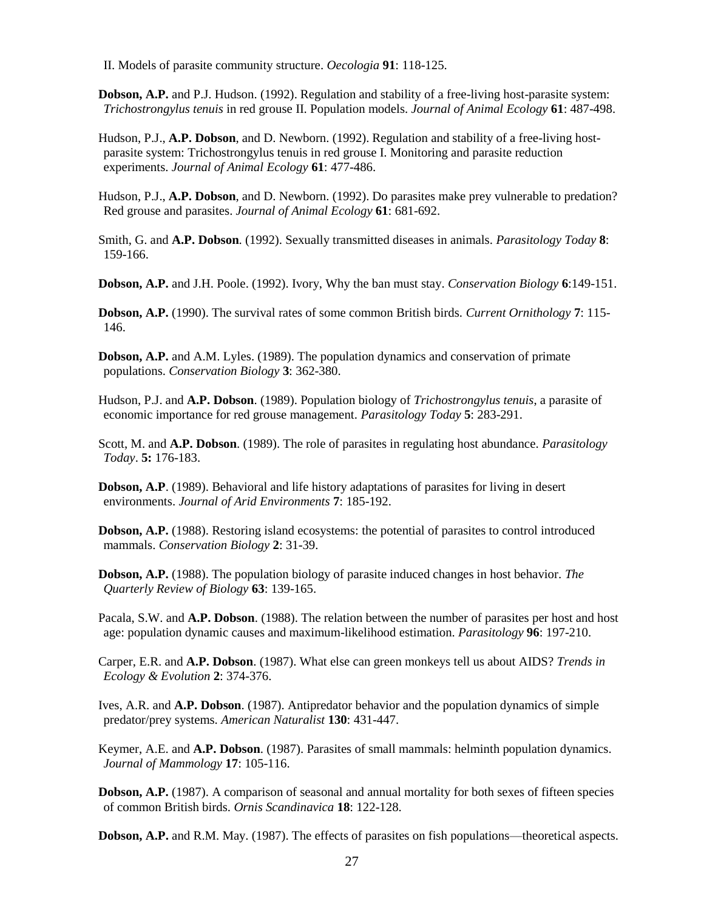II. Models of parasite community structure. *Oecologia* **91**: 118-125.

**Dobson, A.P.** and P.J. Hudson. (1992). Regulation and stability of a free-living host-parasite system: *Trichostrongylus tenuis* in red grouse II. Population models. *Journal of Animal Ecology* **61**: 487-498.

Hudson, P.J., **A.P. Dobson**, and D. Newborn. (1992). Regulation and stability of a free-living host-parasite system: Trichostrongylus tenuis in red grouse I. Monitoring and parasite reduction experiments. *Journal of Animal Ecology* **61**: 477-486.

Hudson, P.J., **A.P. Dobson**, and D. Newborn. (1992). Do parasites make prey vulnerable to predation? Red grouse and parasites. *Journal of Animal Ecology* **61**: 681-692.

Smith, G. and **A.P. Dobson**. (1992). Sexually transmitted diseases in animals. *Parasitology Today* **8**: 159-166.

**Dobson, A.P.** and J.H. Poole. (1992). Ivory, Why the ban must stay. *Conservation Biology* **6**:149-151.

**Dobson, A.P.** (1990). The survival rates of some common British birds. *Current Ornithology* **7**: 115-146.

**Dobson, A.P.** and A.M. Lyles. (1989). The population dynamics and conservation of primate populations. *Conservation Biology* **3**: 362-380.

Hudson, P.J. and **A.P. Dobson**. (1989). Population biology of *Trichostrongylus tenuis*, a parasite of economic importance for red grouse management. *Parasitology Today* **5**: 283-291.

Scott, M. and **A.P. Dobson**. (1989). The role of parasites in regulating host abundance. *Parasitology Today*. **5:** 176-183.

**Dobson, A.P**. (1989). Behavioral and life history adaptations of parasites for living in desert environments. *Journal of Arid Environments* **7**: 185-192.

**Dobson, A.P.** (1988). Restoring island ecosystems: the potential of parasites to control introduced mammals. *Conservation Biology* **2**: 31-39.

**Dobson, A.P.** (1988). The population biology of parasite induced changes in host behavior. *The Quarterly Review of Biology* **63**: 139-165.

Pacala, S.W. and **A.P. Dobson**. (1988). The relation between the number of parasites per host and host age: population dynamic causes and maximum-likelihood estimation. *Parasitology* **96**: 197-210.

Carper, E.R. and **A.P. Dobson**. (1987). What else can green monkeys tell us about AIDS? *Trends in Ecology & Evolution* **2**: 374-376.

Ives, A.R. and **A.P. Dobson**. (1987). Antipredator behavior and the population dynamics of simple predator/prey systems. *American Naturalist* **130**: 431-447.

Keymer, A.E. and **A.P. Dobson**. (1987). Parasites of small mammals: helminth population dynamics. *Journal of Mammology* **17**: 105-116.

**Dobson, A.P.** (1987). A comparison of seasonal and annual mortality for both sexes of fifteen species of common British birds. *Ornis Scandinavica* **18**: 122-128.

**Dobson, A.P.** and R.M. May. (1987). The effects of parasites on fish populations—theoretical aspects.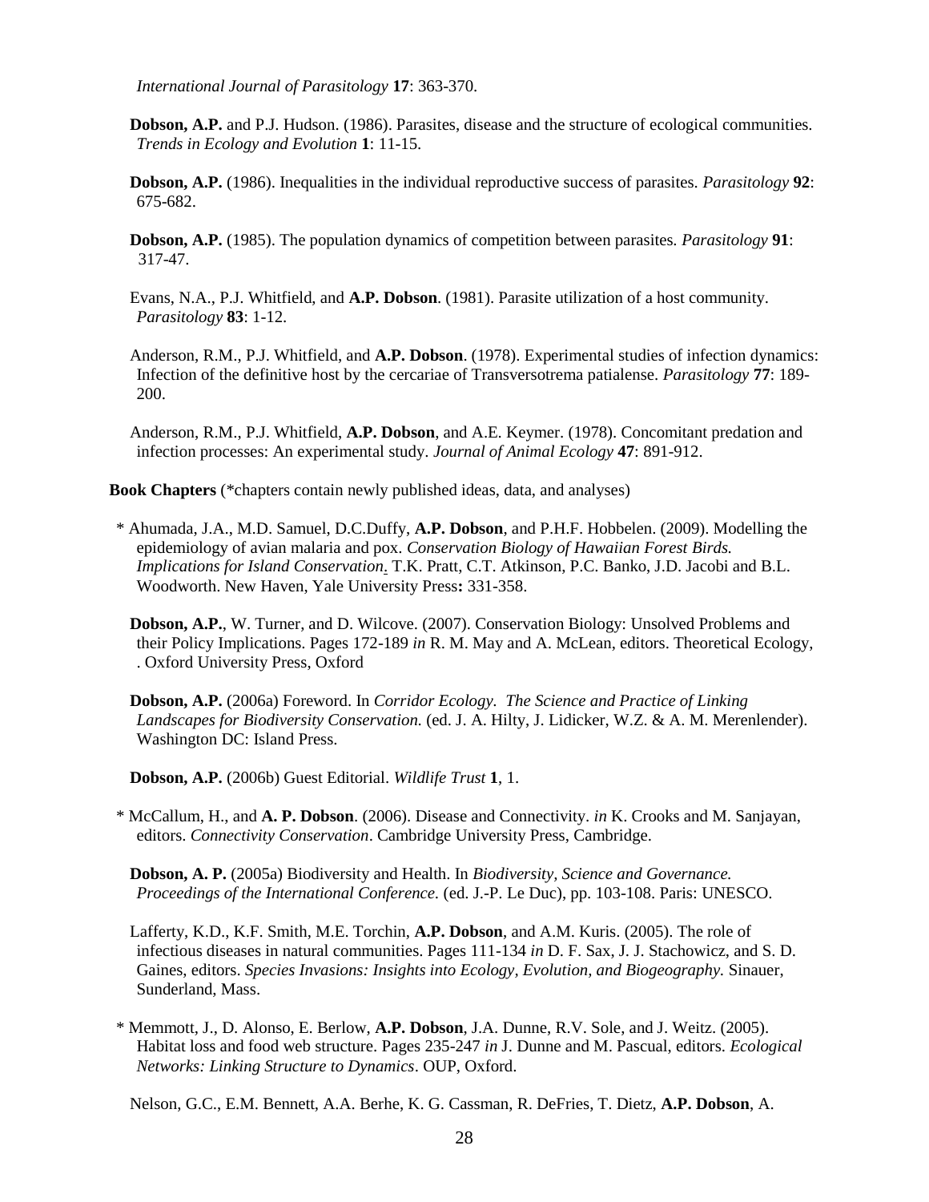*International Journal of Parasitology* **17**: 363-370.

**Dobson, A.P.** and P.J. Hudson. (1986). Parasites, disease and the structure of ecological communities. *Trends in Ecology and Evolution* **1**: 11-15.

**Dobson, A.P.** (1986). Inequalities in the individual reproductive success of parasites. *Parasitology* **92**: 675-682.

**Dobson, A.P.** (1985). The population dynamics of competition between parasites. *Parasitology* **91**: 317-47.

Evans, N.A., P.J. Whitfield, and **A.P. Dobson**. (1981). Parasite utilization of a host community. *Parasitology* **83**: 1-12.

Anderson, R.M., P.J. Whitfield, and **A.P. Dobson**. (1978). Experimental studies of infection dynamics: Infection of the definitive host by the cercariae of Transversotrema patialense. *Parasitology* **77**: 189-200.

Anderson, R.M., P.J. Whitfield, **A.P. Dobson**, and A.E. Keymer. (1978). Concomitant predation and infection processes: An experimental study. *Journal of Animal Ecology* **47**: 891-912.

**Book Chapters** (*chapters contain newly published ideas, data, and analyses)

\* Ahumada, J.A., M.D. Samuel, D.C.Duffy, **A.P. Dobson**, and P.H.F. Hobbelen. (2009). Modelling the epidemiology of avian malaria and pox. *Conservation Biology of Hawaiian Forest Birds. Implications for Island Conservation*. T.K. Pratt, C.T. Atkinson, P.C. Banko, J.D. Jacobi and B.L. Woodworth. New Haven, Yale University Press**:** 331-358.

**Dobson, A.P.**, W. Turner, and D. Wilcove. (2007). Conservation Biology: Unsolved Problems and their Policy Implications. Pages 172-189 *in* R. M. May and A. McLean, editors. Theoretical Ecology, . Oxford University Press, Oxford

**Dobson, A.P.** (2006a) Foreword. In *Corridor Ecology. The Science and Practice of Linking Landscapes for Biodiversity Conservation.* (ed. J. A. Hilty, J. Lidicker, W.Z. & A. M. Merenlender). Washington DC: Island Press.

**Dobson, A.P.** (2006b) Guest Editorial. *Wildlife Trust* **1**, 1.

\* McCallum, H., and **A. P. Dobson**. (2006). Disease and Connectivity. *in* K. Crooks and M. Sanjayan, editors. *Connectivity Conservation*. Cambridge University Press, Cambridge.

**Dobson, A. P.** (2005a) Biodiversity and Health. In *Biodiversity, Science and Governance. Proceedings of the International Conference.* (ed. J.-P. Le Duc), pp. 103-108. Paris: UNESCO.

Lafferty, K.D., K.F. Smith, M.E. Torchin, **A.P. Dobson**, and A.M. Kuris. (2005). The role of infectious diseases in natural communities. Pages 111-134 *in* D. F. Sax, J. J. Stachowicz, and S. D. Gaines, editors. *Species Invasions: Insights into Ecology, Evolution, and Biogeography.* Sinauer, Sunderland, Mass.

\* Memmott, J., D. Alonso, E. Berlow, **A.P. Dobson**, J.A. Dunne, R.V. Sole, and J. Weitz. (2005). Habitat loss and food web structure. Pages 235-247 *in* J. Dunne and M. Pascual, editors. *Ecological Networks: Linking Structure to Dynamics*. OUP, Oxford.

Nelson, G.C., E.M. Bennett, A.A. Berhe, K. G. Cassman, R. DeFries, T. Dietz, **A.P. Dobson**, A.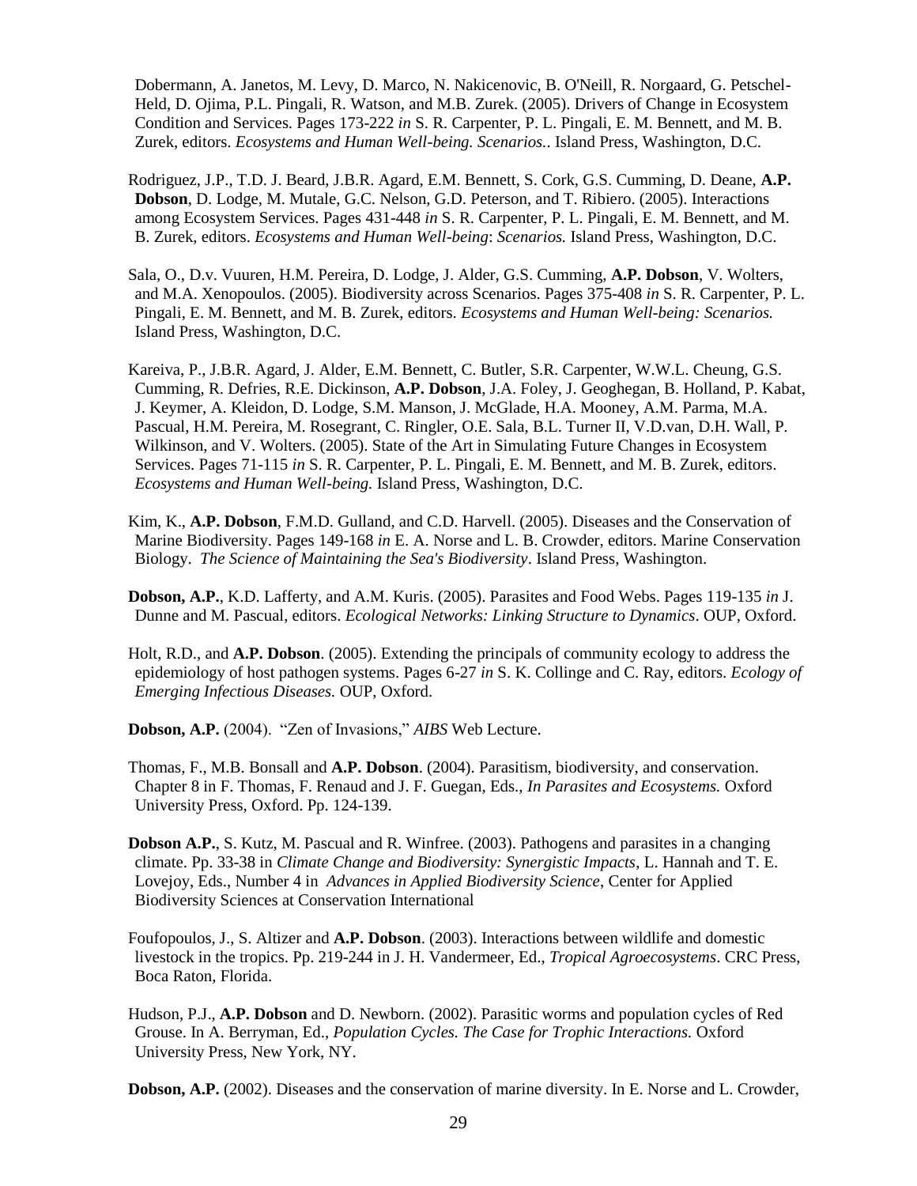Dobermann, A. Janetos, M. Levy, D. Marco, N. Nakicenovic, B. O'Neill, R. Norgaard, G. Petschel-Held, D. Ojima, P.L. Pingali, R. Watson, and M.B. Zurek. (2005). Drivers of Change in Ecosystem Condition and Services. Pages 173-222 *in* S. R. Carpenter, P. L. Pingali, E. M. Bennett, and M. B. Zurek, editors. *Ecosystems and Human Well-being. Scenarios.*. Island Press, Washington, D.C.

Rodriguez, J.P., T.D. J. Beard, J.B.R. Agard, E.M. Bennett, S. Cork, G.S. Cumming, D. Deane, **A.P. Dobson**, D. Lodge, M. Mutale, G.C. Nelson, G.D. Peterson, and T. Ribiero. (2005). Interactions among Ecosystem Services. Pages 431-448 *in* S. R. Carpenter, P. L. Pingali, E. M. Bennett, and M. B. Zurek, editors. *Ecosystems and Human Well-being*: *Scenarios.* Island Press, Washington, D.C.

Sala, O., D.v. Vuuren, H.M. Pereira, D. Lodge, J. Alder, G.S. Cumming, **A.P. Dobson**, V. Wolters, and M.A. Xenopoulos. (2005). Biodiversity across Scenarios. Pages 375-408 *in* S. R. Carpenter, P. L. Pingali, E. M. Bennett, and M. B. Zurek, editors. *Ecosystems and Human Well-being: Scenarios.* Island Press, Washington, D.C.

Kareiva, P., J.B.R. Agard, J. Alder, E.M. Bennett, C. Butler, S.R. Carpenter, W.W.L. Cheung, G.S. Cumming, R. Defries, R.E. Dickinson, **A.P. Dobson**, J.A. Foley, J. Geoghegan, B. Holland, P. Kabat, J. Keymer, A. Kleidon, D. Lodge, S.M. Manson, J. McGlade, H.A. Mooney, A.M. Parma, M.A. Pascual, H.M. Pereira, M. Rosegrant, C. Ringler, O.E. Sala, B.L. Turner II, V.D.van, D.H. Wall, P. Wilkinson, and V. Wolters. (2005). State of the Art in Simulating Future Changes in Ecosystem Services. Pages 71-115 *in* S. R. Carpenter, P. L. Pingali, E. M. Bennett, and M. B. Zurek, editors. *Ecosystems and Human Well-being.* Island Press, Washington, D.C.

Kim, K., **A.P. Dobson**, F.M.D. Gulland, and C.D. Harvell. (2005). Diseases and the Conservation of Marine Biodiversity. Pages 149-168 *in* E. A. Norse and L. B. Crowder, editors. Marine Conservation Biology. *The Science of Maintaining the Sea's Biodiversity*. Island Press, Washington.

**Dobson, A.P.**, K.D. Lafferty, and A.M. Kuris. (2005). Parasites and Food Webs. Pages 119-135 *in* J. Dunne and M. Pascual, editors. *Ecological Networks: Linking Structure to Dynamics*. OUP, Oxford.

Holt, R.D., and **A.P. Dobson**. (2005). Extending the principals of community ecology to address the epidemiology of host pathogen systems. Pages 6-27 *in* S. K. Collinge and C. Ray, editors. *Ecology of Emerging Infectious Diseases.* OUP, Oxford.

**Dobson, A.P.** (2004). "Zen of Invasions," *AIBS* Web Lecture.

Thomas, F., M.B. Bonsall and **A.P. Dobson**. (2004). Parasitism, biodiversity, and conservation. Chapter 8 in F. Thomas, F. Renaud and J. F. Guegan, Eds., *In Parasites and Ecosystems.* Oxford University Press, Oxford. Pp. 124-139.

**Dobson A.P.**, S. Kutz, M. Pascual and R. Winfree. (2003). Pathogens and parasites in a changing climate. Pp. 33-38 in *Climate Change and Biodiversity: Synergistic Impacts*, L. Hannah and T. E. Lovejoy, Eds., Number 4 in *Advances in Applied Biodiversity Science*, Center for Applied Biodiversity Sciences at Conservation International

Foufopoulos, J., S. Altizer and **A.P. Dobson**. (2003). Interactions between wildlife and domestic livestock in the tropics. Pp. 219-244 in J. H. Vandermeer, Ed., *Tropical Agroecosystems*. CRC Press, Boca Raton, Florida.

Hudson, P.J., **A.P. Dobson** and D. Newborn. (2002). Parasitic worms and population cycles of Red Grouse. In A. Berryman, Ed., *Population Cycles. The Case for Trophic Interactions.* Oxford University Press, New York, NY.

**Dobson, A.P.** (2002). Diseases and the conservation of marine diversity. In E. Norse and L. Crowder,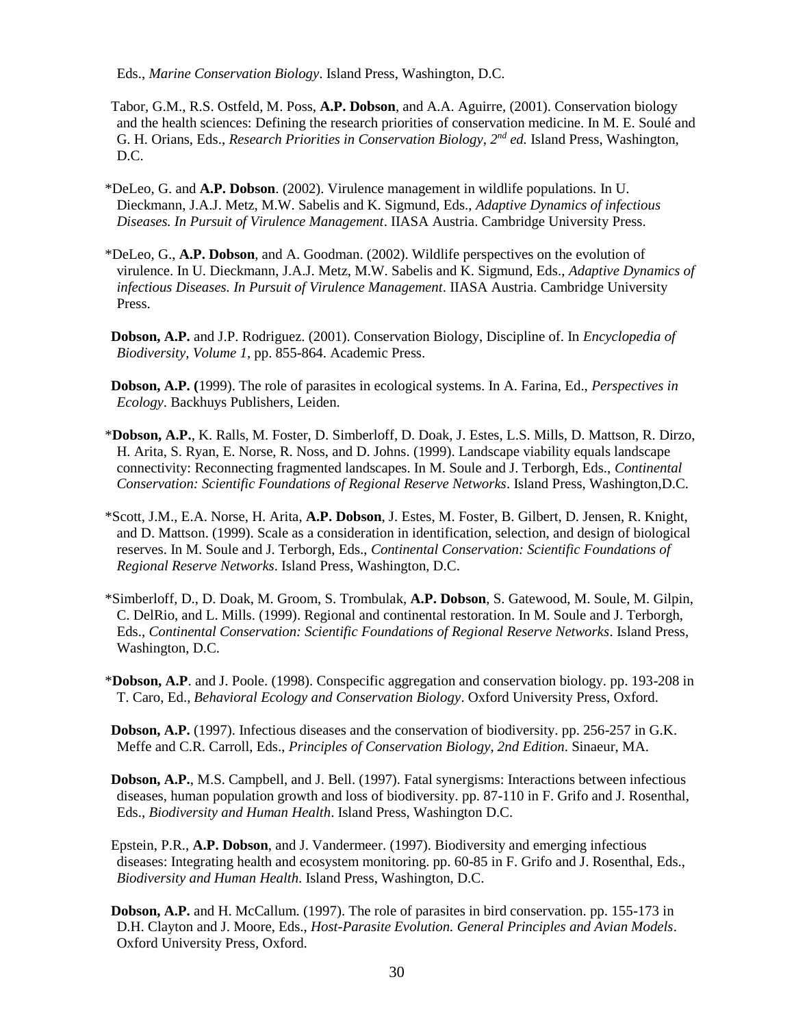Eds., *Marine Conservation Biology*. Island Press, Washington, D.C.

Tabor, G.M., R.S. Ostfeld, M. Poss, **A.P. Dobson**, and A.A. Aguirre, (2001). Conservation biology and the health sciences: Defining the research priorities of conservation medicine. In M. E. Soulé and G. H. Orians, Eds., *Research Priorities in Conservation Biology, 2nd ed.* Island Press, Washington, D.C.

*DeLeo, G. and **A.P. Dobson**. (2002). Virulence management in wildlife populations. In U. Dieckmann, J.A.J. Metz, M.W. Sabelis and K. Sigmund, Eds., *Adaptive Dynamics of infectious Diseases. In Pursuit of Virulence Management*. IIASA Austria. Cambridge University Press.

*DeLeo, G., **A.P. Dobson**, and A. Goodman. (2002). Wildlife perspectives on the evolution of virulence. In U. Dieckmann, J.A.J. Metz, M.W. Sabelis and K. Sigmund, Eds., *Adaptive Dynamics of infectious Diseases. In Pursuit of Virulence Management*. IIASA Austria. Cambridge University Press.

**Dobson, A.P.** and J.P. Rodriguez. (2001). Conservation Biology, Discipline of. In *Encyclopedia of Biodiversity, Volume 1*, pp. 855-864. Academic Press.

**Dobson, A.P. (**1999). The role of parasites in ecological systems. In A. Farina, Ed., *Perspectives in Ecology*. Backhuys Publishers, Leiden.

*__Dobson, A.P.__, K. Ralls, M. Foster, D. Simberloff, D. Doak, J. Estes, L.S. Mills, D. Mattson, R. Dirzo, H. Arita, S. Ryan, E. Norse, R. Noss, and D. Johns. (1999). Landscape viability equals landscape connectivity: Reconnecting fragmented landscapes. In M. Soule and J. Terborgh, Eds., *Continental Conservation: Scientific Foundations of Regional Reserve Networks*. Island Press, Washington,D.C.

*Scott, J.M., E.A. Norse, H. Arita, **A.P. Dobson**, J. Estes, M. Foster, B. Gilbert, D. Jensen, R. Knight, and D. Mattson. (1999). Scale as a consideration in identification, selection, and design of biological reserves. In M. Soule and J. Terborgh, Eds., *Continental Conservation: Scientific Foundations of Regional Reserve Networks*. Island Press, Washington, D.C.

*Simberloff, D., D. Doak, M. Groom, S. Trombulak, **A.P. Dobson**, S. Gatewood, M. Soule, M. Gilpin, C. DelRio, and L. Mills. (1999). Regional and continental restoration. In M. Soule and J. Terborgh, Eds., *Continental Conservation: Scientific Foundations of Regional Reserve Networks*. Island Press, Washington, D.C.

*__Dobson, A.P__. and J. Poole. (1998). Conspecific aggregation and conservation biology. pp. 193-208 in T. Caro, Ed., *Behavioral Ecology and Conservation Biology*. Oxford University Press, Oxford.

**Dobson, A.P.** (1997). Infectious diseases and the conservation of biodiversity. pp. 256-257 in G.K. Meffe and C.R. Carroll, Eds., *Principles of Conservation Biology, 2nd Edition*. Sinaeur, MA.

**Dobson, A.P.**, M.S. Campbell, and J. Bell. (1997). Fatal synergisms: Interactions between infectious diseases, human population growth and loss of biodiversity. pp. 87-110 in F. Grifo and J. Rosenthal, Eds., *Biodiversity and Human Health*. Island Press, Washington D.C.

Epstein, P.R., **A.P. Dobson**, and J. Vandermeer. (1997). Biodiversity and emerging infectious diseases: Integrating health and ecosystem monitoring. pp. 60-85 in F. Grifo and J. Rosenthal, Eds., *Biodiversity and Human Health*. Island Press, Washington, D.C.

**Dobson, A.P.** and H. McCallum. (1997). The role of parasites in bird conservation. pp. 155-173 in D.H. Clayton and J. Moore, Eds., *Host-Parasite Evolution. General Principles and Avian Models*. Oxford University Press, Oxford.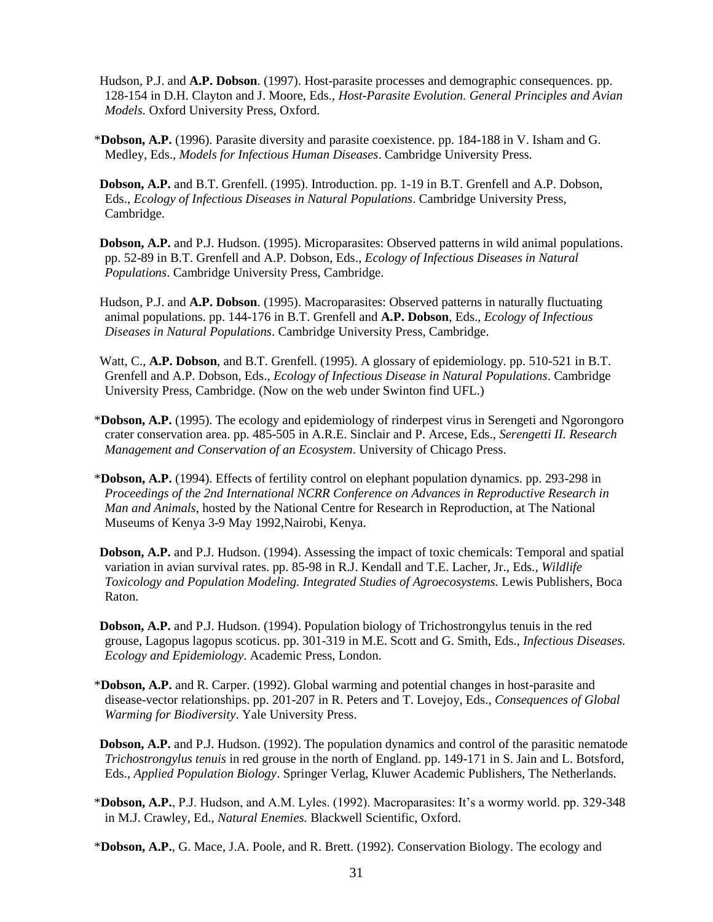Hudson, P.J. and **A.P. Dobson**. (1997). Host-parasite processes and demographic consequences. pp. 128-154 in D.H. Clayton and J. Moore, Eds., *Host-Parasite Evolution. General Principles and Avian Models.* Oxford University Press, Oxford.

*__Dobson, A.P.__ (1996). Parasite diversity and parasite coexistence. pp. 184-188 in V. Isham and G. Medley, Eds., *Models for Infectious Human Diseases*. Cambridge University Press.

**Dobson, A.P.** and B.T. Grenfell. (1995). Introduction. pp. 1-19 in B.T. Grenfell and A.P. Dobson, Eds., *Ecology of Infectious Diseases in Natural Populations*. Cambridge University Press, Cambridge.

**Dobson, A.P.** and P.J. Hudson. (1995). Microparasites: Observed patterns in wild animal populations. pp. 52-89 in B.T. Grenfell and A.P. Dobson, Eds., *Ecology of Infectious Diseases in Natural Populations*. Cambridge University Press, Cambridge.

Hudson, P.J. and **A.P. Dobson**. (1995). Macroparasites: Observed patterns in naturally fluctuating animal populations. pp. 144-176 in B.T. Grenfell and **A.P. Dobson**, Eds., *Ecology of Infectious Diseases in Natural Populations*. Cambridge University Press, Cambridge.

Watt, C., **A.P. Dobson**, and B.T. Grenfell. (1995). A glossary of epidemiology. pp. 510-521 in B.T. Grenfell and A.P. Dobson, Eds., *Ecology of Infectious Disease in Natural Populations*. Cambridge University Press, Cambridge. (Now on the web under Swinton find UFL.)

*__Dobson, A.P.__ (1995). The ecology and epidemiology of rinderpest virus in Serengeti and Ngorongoro crater conservation area. pp. 485-505 in A.R.E. Sinclair and P. Arcese, Eds., *Serengetti II. Research Management and Conservation of an Ecosystem*. University of Chicago Press.

*__Dobson, A.P.__ (1994). Effects of fertility control on elephant population dynamics. pp. 293-298 in *Proceedings of the 2nd International NCRR Conference on Advances in Reproductive Research in Man and Animals*, hosted by the National Centre for Research in Reproduction, at The National Museums of Kenya 3-9 May 1992,Nairobi, Kenya.

**Dobson, A.P.** and P.J. Hudson. (1994). Assessing the impact of toxic chemicals: Temporal and spatial variation in avian survival rates. pp. 85-98 in R.J. Kendall and T.E. Lacher, Jr., Eds., *Wildlife Toxicology and Population Modeling. Integrated Studies of Agroecosystems.* Lewis Publishers, Boca Raton.

**Dobson, A.P.** and P.J. Hudson. (1994). Population biology of Trichostrongylus tenuis in the red grouse, Lagopus lagopus scoticus. pp. 301-319 in M.E. Scott and G. Smith, Eds., *Infectious Diseases. Ecology and Epidemiology*. Academic Press, London.

*__Dobson, A.P.__ and R. Carper. (1992). Global warming and potential changes in host-parasite and disease-vector relationships. pp. 201-207 in R. Peters and T. Lovejoy, Eds., *Consequences of Global Warming for Biodiversity*. Yale University Press.

**Dobson, A.P.** and P.J. Hudson. (1992). The population dynamics and control of the parasitic nematode *Trichostrongylus tenuis* in red grouse in the north of England. pp. 149-171 in S. Jain and L. Botsford, Eds., *Applied Population Biology*. Springer Verlag, Kluwer Academic Publishers, The Netherlands.

*__Dobson, A.P.__, P.J. Hudson, and A.M. Lyles. (1992). Macroparasites: It's a wormy world. pp. 329-348 in M.J. Crawley, Ed., *Natural Enemies.* Blackwell Scientific, Oxford.

*__Dobson, A.P.__, G. Mace, J.A. Poole, and R. Brett. (1992). Conservation Biology. The ecology and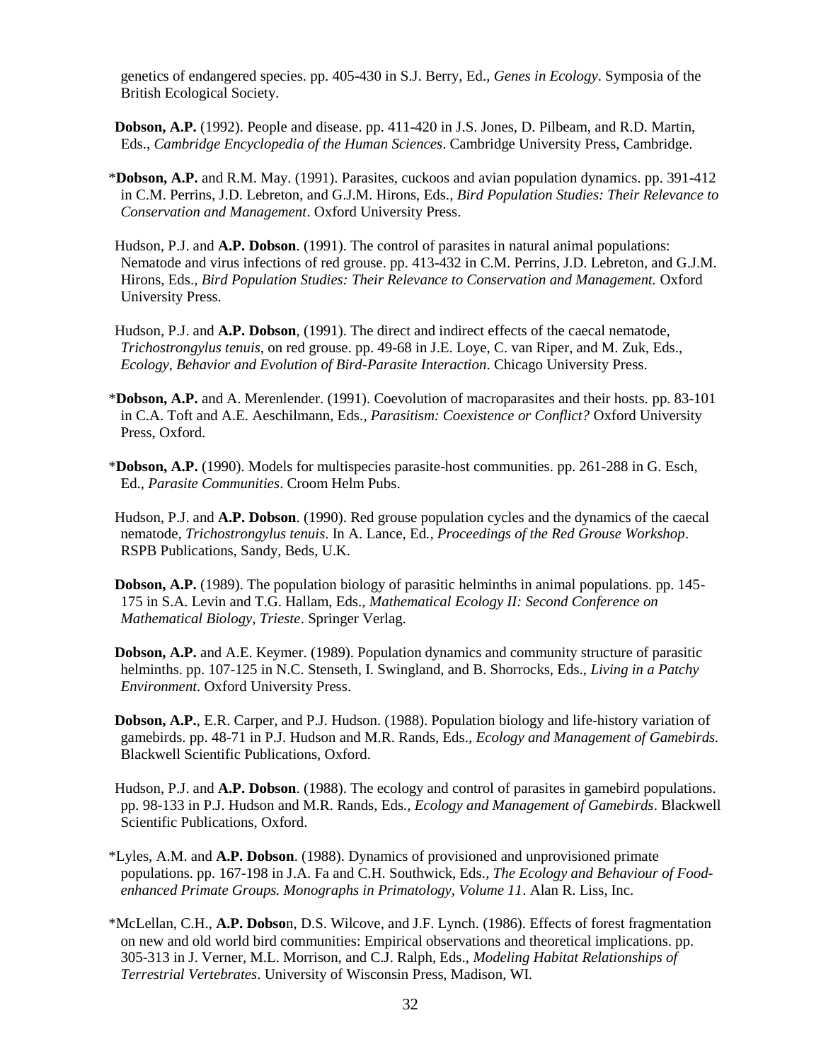genetics of endangered species. pp. 405-430 in S.J. Berry, Ed., *Genes in Ecology*. Symposia of the British Ecological Society.

**Dobson, A.P.** (1992). People and disease. pp. 411-420 in J.S. Jones, D. Pilbeam, and R.D. Martin, Eds., *Cambridge Encyclopedia of the Human Sciences*. Cambridge University Press, Cambridge.

*__Dobson, A.P.__ and R.M. May. (1991). Parasites, cuckoos and avian population dynamics. pp. 391-412 in C.M. Perrins, J.D. Lebreton, and G.J.M. Hirons, Eds., *Bird Population Studies: Their Relevance to Conservation and Management*. Oxford University Press.

Hudson, P.J. and **A.P. Dobson**. (1991). The control of parasites in natural animal populations: Nematode and virus infections of red grouse. pp. 413-432 in C.M. Perrins, J.D. Lebreton, and G.J.M. Hirons, Eds., *Bird Population Studies: Their Relevance to Conservation and Management.* Oxford University Press.

Hudson, P.J. and **A.P. Dobson**, (1991). The direct and indirect effects of the caecal nematode, *Trichostrongylus tenuis*, on red grouse. pp. 49-68 in J.E. Loye, C. van Riper, and M. Zuk, Eds., *Ecology, Behavior and Evolution of Bird-Parasite Interaction*. Chicago University Press.

*__Dobson, A.P.__ and A. Merenlender. (1991). Coevolution of macroparasites and their hosts. pp. 83-101 in C.A. Toft and A.E. Aeschilmann, Eds., *Parasitism: Coexistence or Conflict?* Oxford University Press, Oxford.

*__Dobson, A.P.__ (1990). Models for multispecies parasite-host communities. pp. 261-288 in G. Esch, Ed., *Parasite Communities*. Croom Helm Pubs.

Hudson, P.J. and **A.P. Dobson**. (1990). Red grouse population cycles and the dynamics of the caecal nematode, *Trichostrongylus tenuis*. In A. Lance, Ed., *Proceedings of the Red Grouse Workshop*. RSPB Publications, Sandy, Beds, U.K.

**Dobson, A.P.** (1989). The population biology of parasitic helminths in animal populations. pp. 145-175 in S.A. Levin and T.G. Hallam, Eds., *Mathematical Ecology II: Second Conference on Mathematical Biology, Trieste*. Springer Verlag.

**Dobson, A.P.** and A.E. Keymer. (1989). Population dynamics and community structure of parasitic helminths. pp. 107-125 in N.C. Stenseth, I. Swingland, and B. Shorrocks, Eds., *Living in a Patchy Environment*. Oxford University Press.

**Dobson, A.P.**, E.R. Carper, and P.J. Hudson. (1988). Population biology and life-history variation of gamebirds. pp. 48-71 in P.J. Hudson and M.R. Rands, Eds., *Ecology and Management of Gamebirds.* Blackwell Scientific Publications, Oxford.

Hudson, P.J. and **A.P. Dobson**. (1988). The ecology and control of parasites in gamebird populations. pp. 98-133 in P.J. Hudson and M.R. Rands, Eds., *Ecology and Management of Gamebirds*. Blackwell Scientific Publications, Oxford.

*Lyles, A.M. and **A.P. Dobson**. (1988). Dynamics of provisioned and unprovisioned primate populations. pp. 167-198 in J.A. Fa and C.H. Southwick, Eds., *The Ecology and Behaviour of Food-enhanced Primate Groups. Monographs in Primatology, Volume 11*. Alan R. Liss, Inc.

*McLellan, C.H., **A.P. Dobso**n, D.S. Wilcove, and J.F. Lynch. (1986). Effects of forest fragmentation on new and old world bird communities: Empirical observations and theoretical implications. pp. 305-313 in J. Verner, M.L. Morrison, and C.J. Ralph, Eds., *Modeling Habitat Relationships of Terrestrial Vertebrates*. University of Wisconsin Press, Madison, WI.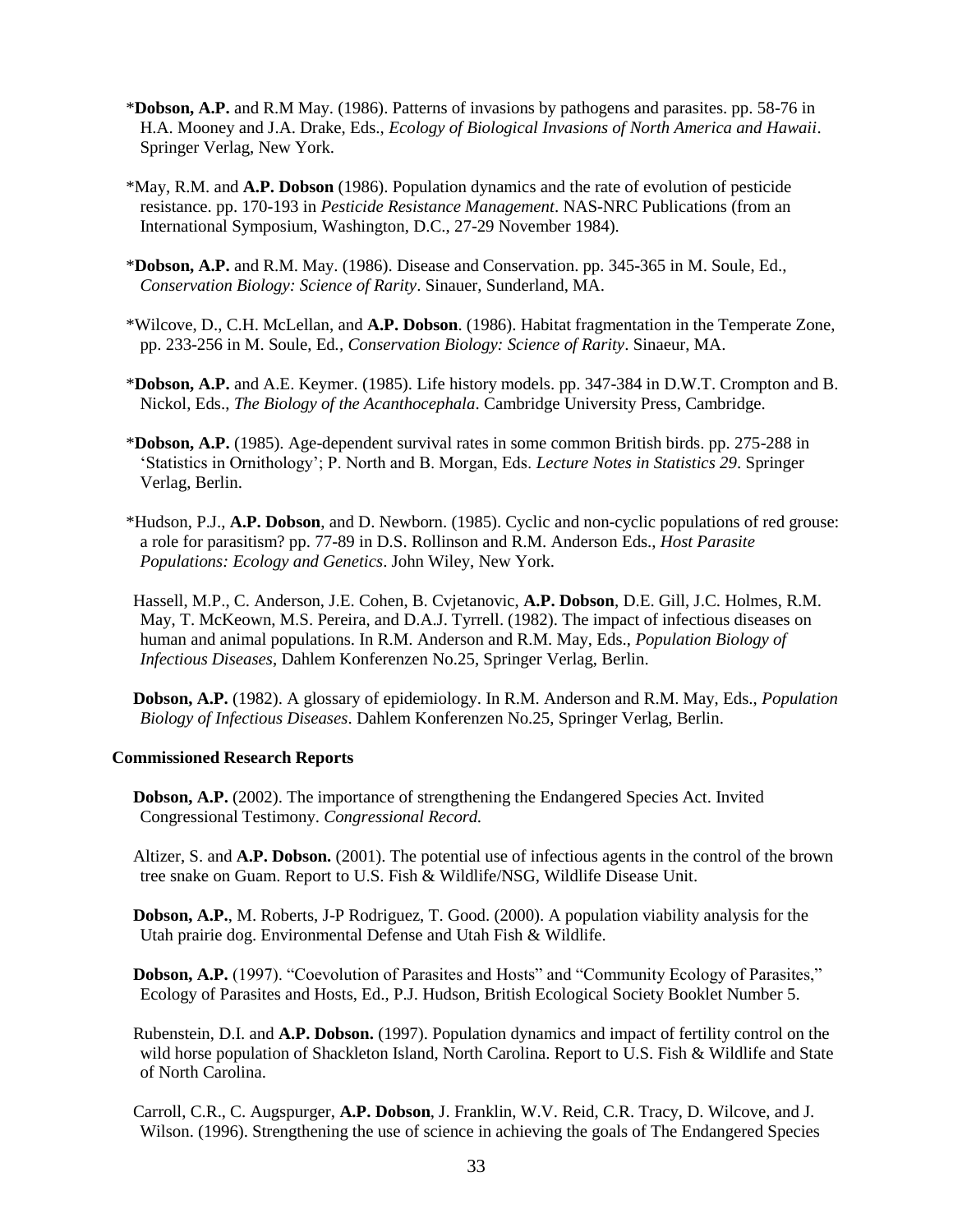*__Dobson, A.P.__ and R.M May. (1986). Patterns of invasions by pathogens and parasites. pp. 58-76 in H.A. Mooney and J.A. Drake, Eds., *Ecology of Biological Invasions of North America and Hawaii*. Springer Verlag, New York.

*May, R.M. and **A.P. Dobson** (1986). Population dynamics and the rate of evolution of pesticide resistance. pp. 170-193 in *Pesticide Resistance Management*. NAS-NRC Publications (from an International Symposium, Washington, D.C., 27-29 November 1984).

*__Dobson, A.P.__ and R.M. May. (1986). Disease and Conservation. pp. 345-365 in M. Soule, Ed., *Conservation Biology: Science of Rarity*. Sinauer, Sunderland, MA.

*Wilcove, D., C.H. McLellan, and **A.P. Dobson**. (1986). Habitat fragmentation in the Temperate Zone, pp. 233-256 in M. Soule, Ed., *Conservation Biology: Science of Rarity*. Sinaeur, MA.

*__Dobson, A.P.__ and A.E. Keymer. (1985). Life history models. pp. 347-384 in D.W.T. Crompton and B. Nickol, Eds., *The Biology of the Acanthocephala*. Cambridge University Press, Cambridge.

*__Dobson, A.P.__ (1985). Age-dependent survival rates in some common British birds. pp. 275-288 in 'Statistics in Ornithology'; P. North and B. Morgan, Eds. *Lecture Notes in Statistics 29*. Springer Verlag, Berlin.

*Hudson, P.J., **A.P. Dobson**, and D. Newborn. (1985). Cyclic and non-cyclic populations of red grouse: a role for parasitism? pp. 77-89 in D.S. Rollinson and R.M. Anderson Eds., *Host Parasite Populations: Ecology and Genetics*. John Wiley, New York.

Hassell, M.P., C. Anderson, J.E. Cohen, B. Cvjetanovic, **A.P. Dobson**, D.E. Gill, J.C. Holmes, R.M. May, T. McKeown, M.S. Pereira, and D.A.J. Tyrrell. (1982). The impact of infectious diseases on human and animal populations. In R.M. Anderson and R.M. May, Eds., *Population Biology of Infectious Diseases*, Dahlem Konferenzen No.25, Springer Verlag, Berlin.

**Dobson, A.P.** (1982). A glossary of epidemiology. In R.M. Anderson and R.M. May, Eds., *Population Biology of Infectious Diseases*. Dahlem Konferenzen No.25, Springer Verlag, Berlin.

### Commissioned Research Reports

**Dobson, A.P.** (2002). The importance of strengthening the Endangered Species Act. Invited Congressional Testimony. *Congressional Record.*

Altizer, S. and **A.P. Dobson.** (2001). The potential use of infectious agents in the control of the brown tree snake on Guam. Report to U.S. Fish & Wildlife/NSG, Wildlife Disease Unit.

**Dobson, A.P.**, M. Roberts, J-P Rodriguez, T. Good. (2000). A population viability analysis for the Utah prairie dog. Environmental Defense and Utah Fish & Wildlife.

**Dobson, A.P.** (1997). "Coevolution of Parasites and Hosts" and "Community Ecology of Parasites," Ecology of Parasites and Hosts, Ed., P.J. Hudson, British Ecological Society Booklet Number 5.

Rubenstein, D.I. and **A.P. Dobson.** (1997). Population dynamics and impact of fertility control on the wild horse population of Shackleton Island, North Carolina. Report to U.S. Fish & Wildlife and State of North Carolina.

Carroll, C.R., C. Augspurger, **A.P. Dobson**, J. Franklin, W.V. Reid, C.R. Tracy, D. Wilcove, and J. Wilson. (1996). Strengthening the use of science in achieving the goals of The Endangered Species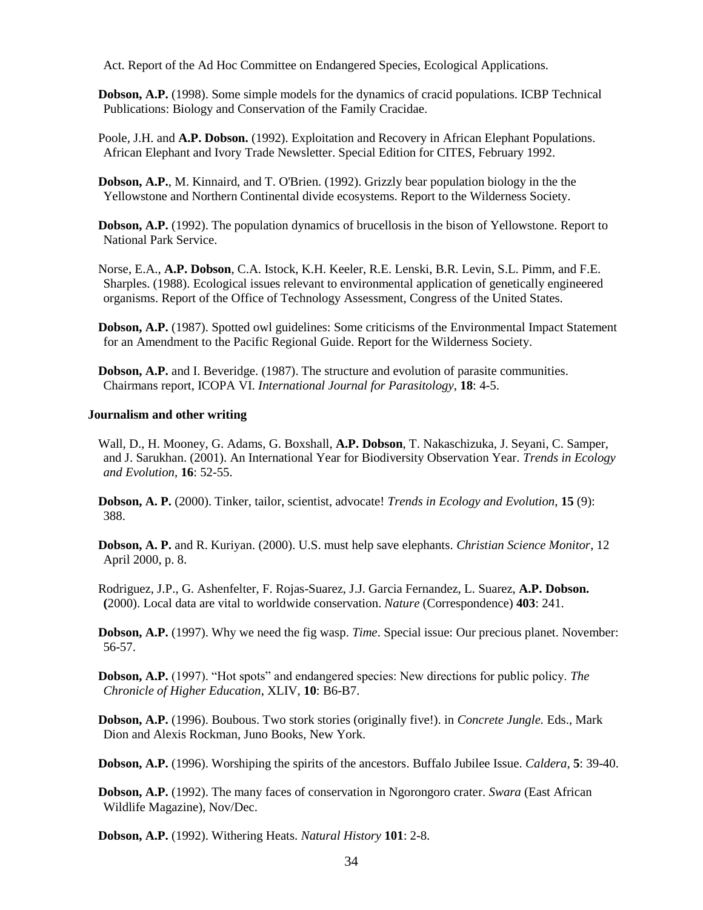Act. Report of the Ad Hoc Committee on Endangered Species, Ecological Applications.

**Dobson, A.P.** (1998). Some simple models for the dynamics of cracid populations. ICBP Technical Publications: Biology and Conservation of the Family Cracidae.

Poole, J.H. and **A.P. Dobson.** (1992). Exploitation and Recovery in African Elephant Populations. African Elephant and Ivory Trade Newsletter. Special Edition for CITES, February 1992.

**Dobson, A.P.**, M. Kinnaird, and T. O'Brien. (1992). Grizzly bear population biology in the the Yellowstone and Northern Continental divide ecosystems. Report to the Wilderness Society.

**Dobson, A.P.** (1992). The population dynamics of brucellosis in the bison of Yellowstone. Report to National Park Service.

Norse, E.A., **A.P. Dobson**, C.A. Istock, K.H. Keeler, R.E. Lenski, B.R. Levin, S.L. Pimm, and F.E. Sharples. (1988). Ecological issues relevant to environmental application of genetically engineered organisms. Report of the Office of Technology Assessment, Congress of the United States.

**Dobson, A.P.** (1987). Spotted owl guidelines: Some criticisms of the Environmental Impact Statement for an Amendment to the Pacific Regional Guide. Report for the Wilderness Society.

**Dobson, A.P.** and I. Beveridge. (1987). The structure and evolution of parasite communities. Chairmans report, ICOPA VI. *International Journal for Parasitology*, **18**: 4-5.

**Journalism and other writing**

Wall, D., H. Mooney, G. Adams, G. Boxshall, **A.P. Dobson**, T. Nakaschizuka, J. Seyani, C. Samper, and J. Sarukhan. (2001). An International Year for Biodiversity Observation Year. *Trends in Ecology and Evolution*, **16**: 52-55.

**Dobson, A. P.** (2000). Tinker, tailor, scientist, advocate! *Trends in Ecology and Evolution*, **15** (9): 388.

**Dobson, A. P.** and R. Kuriyan. (2000). U.S. must help save elephants. *Christian Science Monitor*, 12 April 2000, p. 8.

Rodriguez, J.P., G. Ashenfelter, F. Rojas-Suarez, J.J. Garcia Fernandez, L. Suarez, **A.P. Dobson.** **(**2000). Local data are vital to worldwide conservation. *Nature* (Correspondence) **403**: 241.

**Dobson, A.P.** (1997). Why we need the fig wasp. *Time*. Special issue: Our precious planet. November: 56-57.

**Dobson, A.P.** (1997). "Hot spots" and endangered species: New directions for public policy. *The Chronicle of Higher Education*, XLIV, **10**: B6-B7.

**Dobson, A.P.** (1996). Boubous. Two stork stories (originally five!). in *Concrete Jungle.* Eds., Mark Dion and Alexis Rockman, Juno Books, New York.

**Dobson, A.P.** (1996). Worshiping the spirits of the ancestors. Buffalo Jubilee Issue. *Caldera*, **5**: 39-40.

**Dobson, A.P.** (1992). The many faces of conservation in Ngorongoro crater. *Swara* (East African Wildlife Magazine), Nov/Dec.

**Dobson, A.P.** (1992). Withering Heats. *Natural History* **101**: 2-8.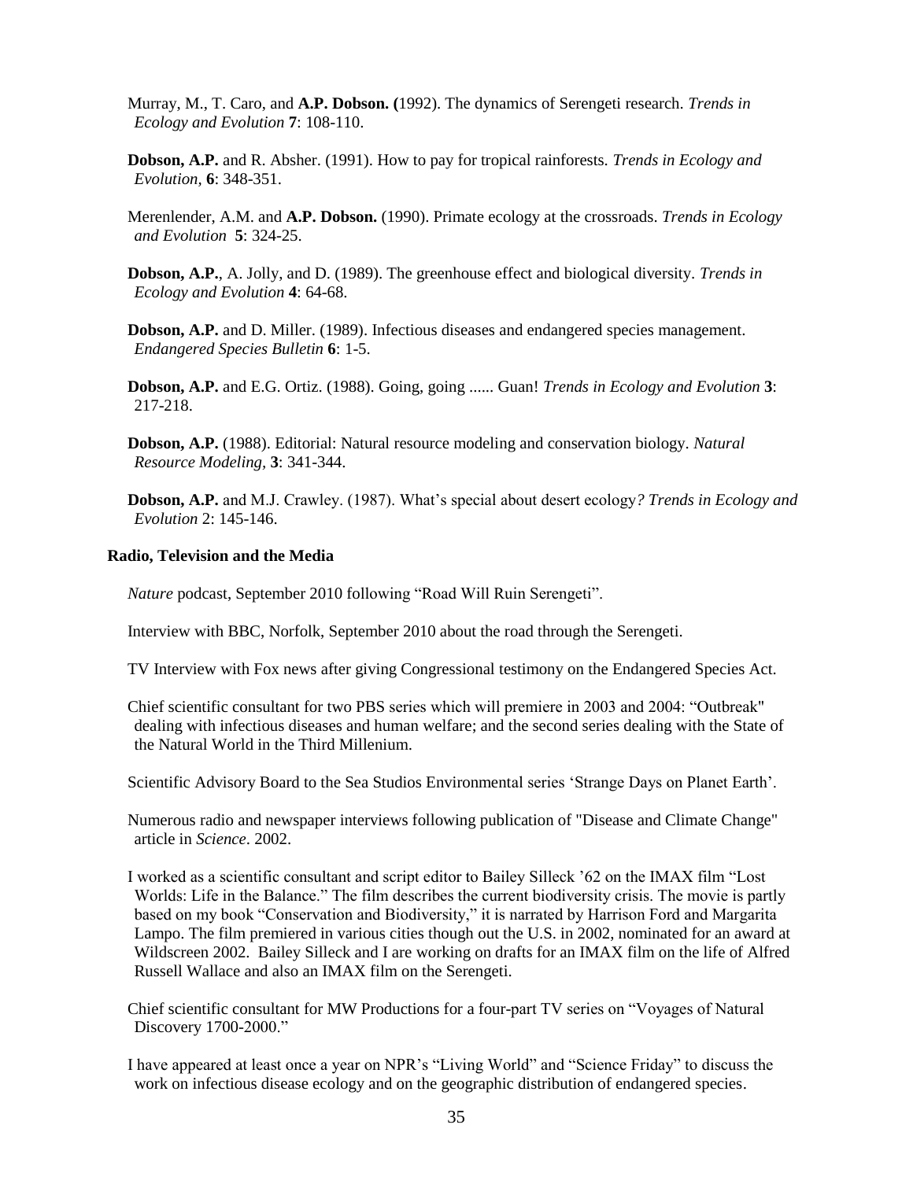Murray, M., T. Caro, and **A.P. Dobson. (**1992). The dynamics of Serengeti research. *Trends in Ecology and Evolution* **7**: 108-110.

**Dobson, A.P.** and R. Absher. (1991). How to pay for tropical rainforests. *Trends in Ecology and Evolution*, **6**: 348-351.

Merenlender, A.M. and **A.P. Dobson.** (1990). Primate ecology at the crossroads. *Trends in Ecology and Evolution* **5**: 324-25.

**Dobson, A.P.**, A. Jolly, and D. (1989). The greenhouse effect and biological diversity. *Trends in Ecology and Evolution* **4**: 64-68.

**Dobson, A.P.** and D. Miller. (1989). Infectious diseases and endangered species management. *Endangered Species Bulletin* **6**: 1-5.

**Dobson, A.P.** and E.G. Ortiz. (1988). Going, going ...... Guan! *Trends in Ecology and Evolution* **3**: 217-218.

**Dobson, A.P.** (1988). Editorial: Natural resource modeling and conservation biology. *Natural Resource Modeling,* **3**: 341-344.

**Dobson, A.P.** and M.J. Crawley. (1987). What's special about desert ecology*? Trends in Ecology and Evolution* 2: 145-146.

**Radio, Television and the Media**

*Nature* podcast, September 2010 following "Road Will Ruin Serengeti".

Interview with BBC, Norfolk, September 2010 about the road through the Serengeti.

TV Interview with Fox news after giving Congressional testimony on the Endangered Species Act.

Chief scientific consultant for two PBS series which will premiere in 2003 and 2004: "Outbreak" dealing with infectious diseases and human welfare; and the second series dealing with the State of the Natural World in the Third Millenium.

Scientific Advisory Board to the Sea Studios Environmental series 'Strange Days on Planet Earth'.

Numerous radio and newspaper interviews following publication of "Disease and Climate Change" article in *Science*. 2002.

I worked as a scientific consultant and script editor to Bailey Silleck '62 on the IMAX film "Lost Worlds: Life in the Balance." The film describes the current biodiversity crisis. The movie is partly based on my book "Conservation and Biodiversity," it is narrated by Harrison Ford and Margarita Lampo. The film premiered in various cities though out the U.S. in 2002, nominated for an award at Wildscreen 2002. Bailey Silleck and I are working on drafts for an IMAX film on the life of Alfred Russell Wallace and also an IMAX film on the Serengeti.

Chief scientific consultant for MW Productions for a four-part TV series on "Voyages of Natural Discovery 1700-2000."

I have appeared at least once a year on NPR's "Living World" and "Science Friday" to discuss the work on infectious disease ecology and on the geographic distribution of endangered species.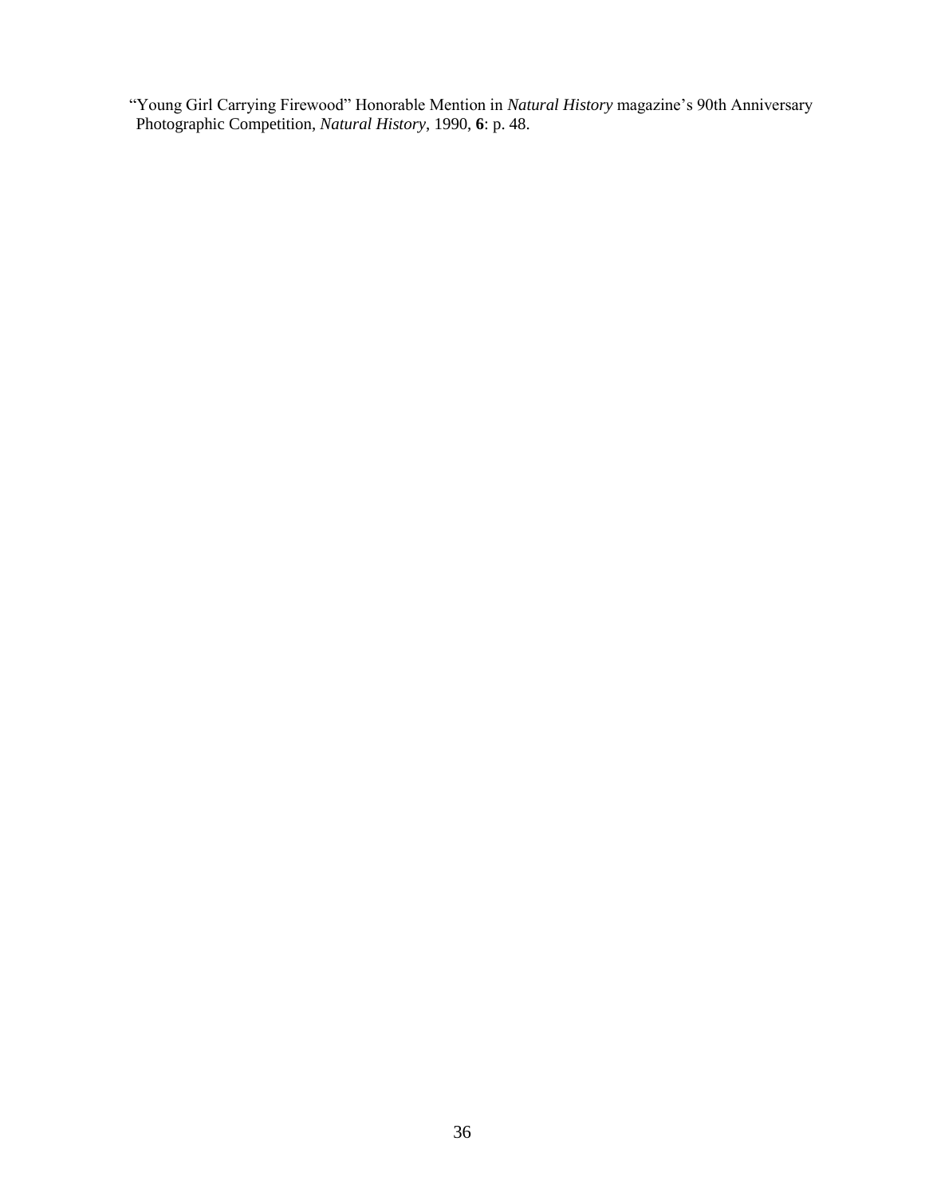"Young Girl Carrying Firewood" Honorable Mention in *Natural History* magazine's 90th Anniversary Photographic Competition, *Natural History*, 1990, **6**: p. 48.